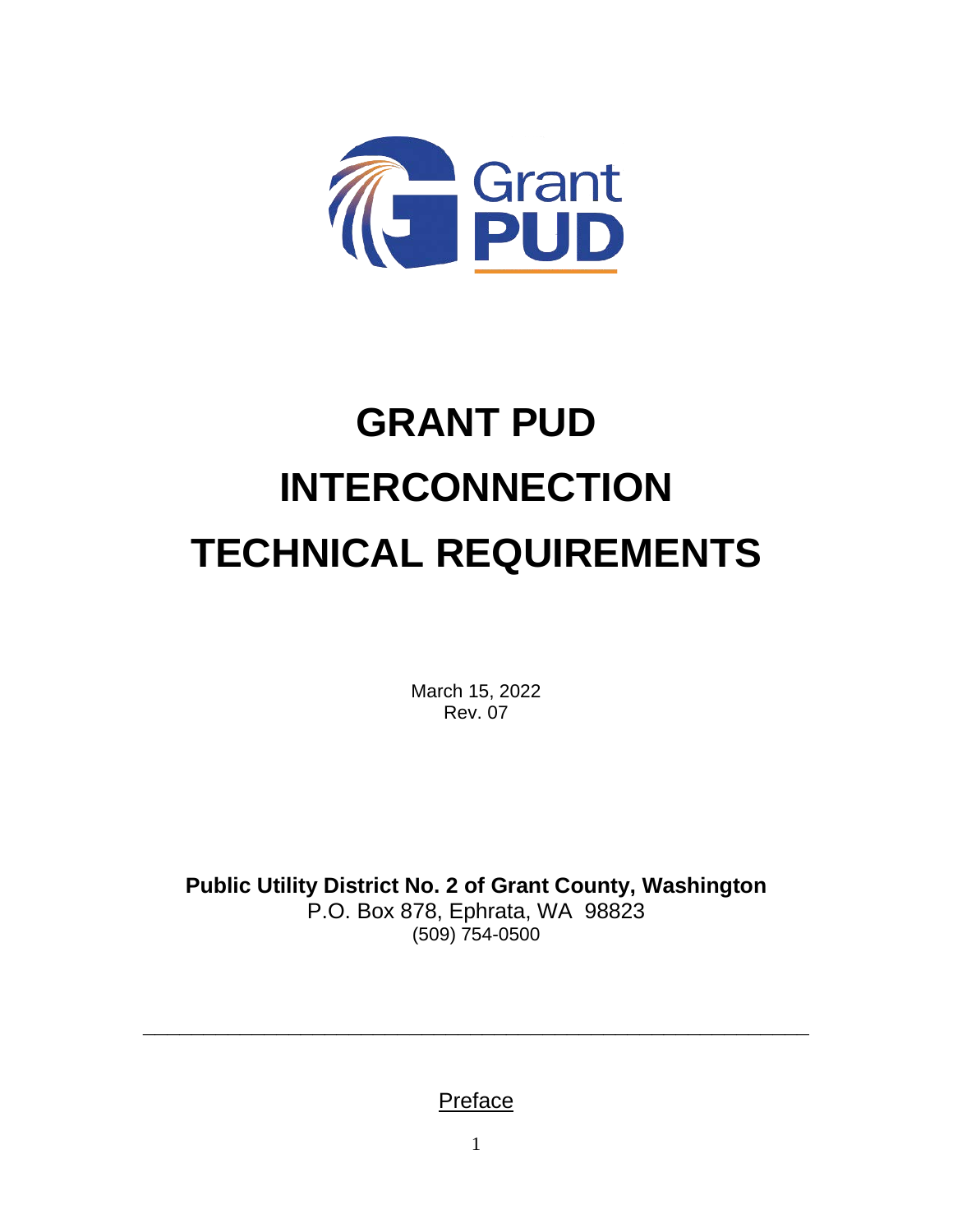# GRANT PUD INTERCONNECTION TECHNICAL REQUIREMENTS

March 15, 2022
Rev. 07

**Public Utility District No. 2 of Grant County, Washington**
P.O. Box 878, Ephrata, WA 98823
(509) 754-0500

---

Preface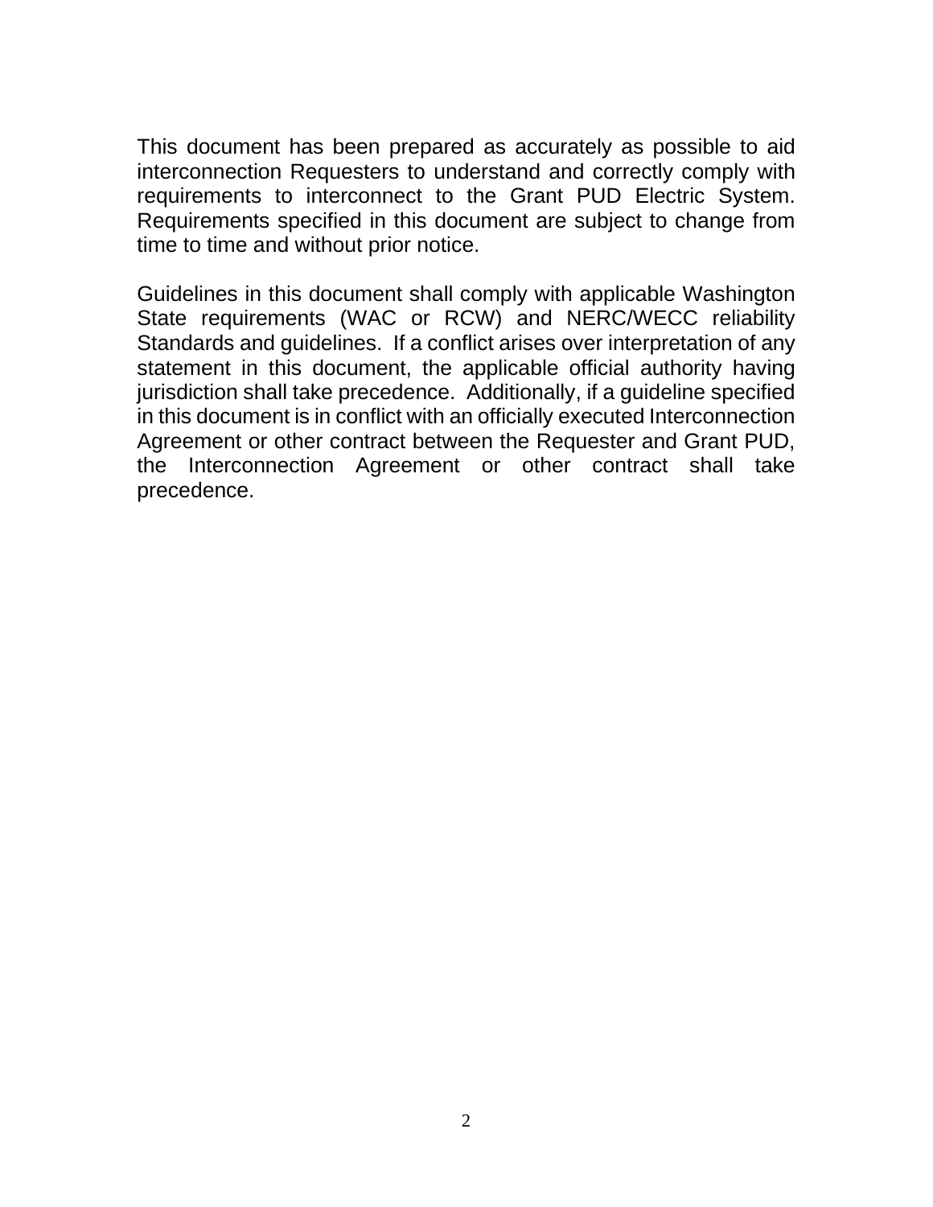This document has been prepared as accurately as possible to aid interconnection Requesters to understand and correctly comply with requirements to interconnect to the Grant PUD Electric System. Requirements specified in this document are subject to change from time to time and without prior notice.

Guidelines in this document shall comply with applicable Washington State requirements (WAC or RCW) and NERC/WECC reliability Standards and guidelines. If a conflict arises over interpretation of any statement in this document, the applicable official authority having jurisdiction shall take precedence. Additionally, if a guideline specified in this document is in conflict with an officially executed Interconnection Agreement or other contract between the Requester and Grant PUD, the Interconnection Agreement or other contract shall take precedence.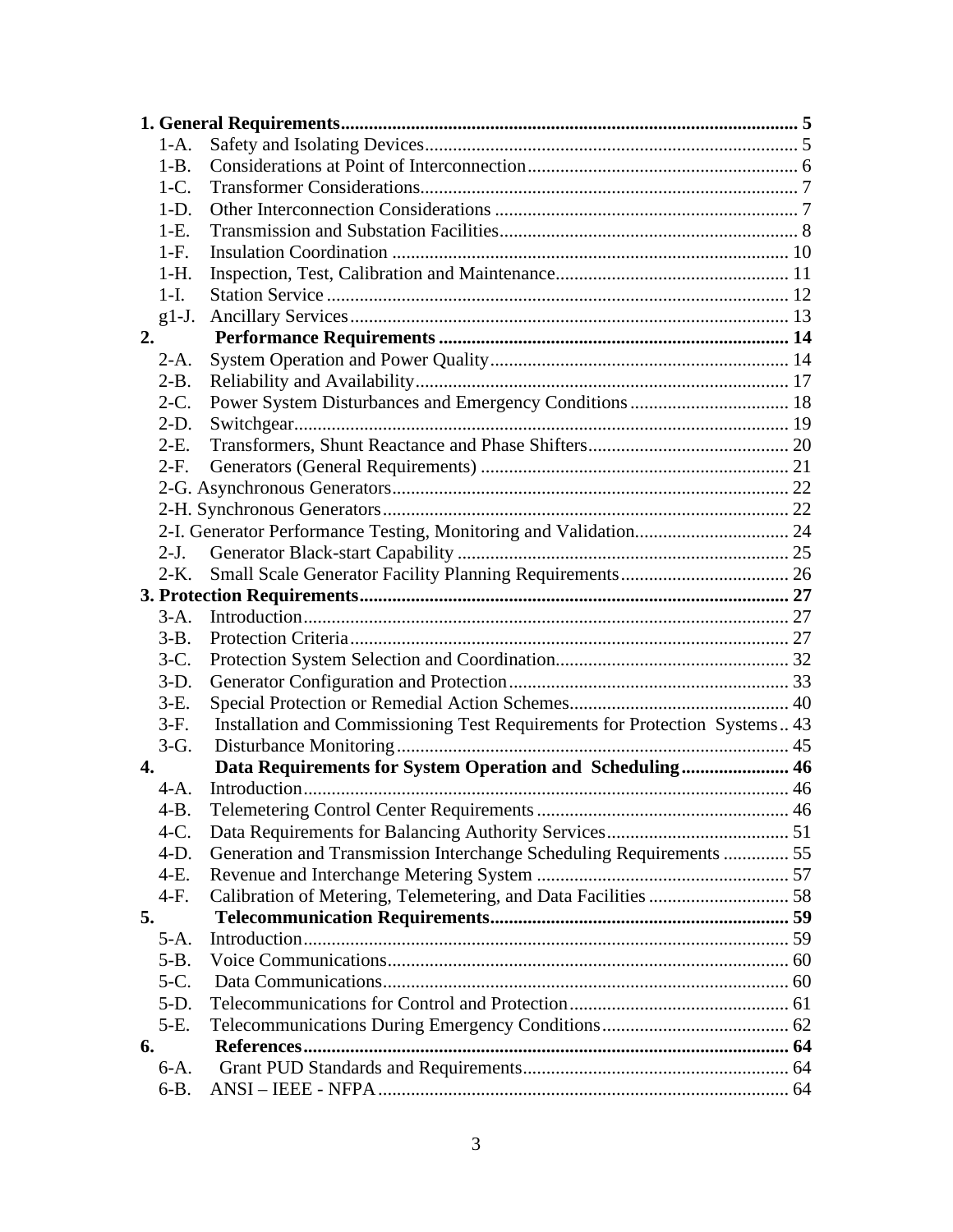**1. General Requirements** ........................................................................................................ **5**

- 1-A. Safety and Isolating Devices ........................................................................................ 5
- 1-B. Considerations at Point of Interconnection ........................................................ 6
- 1-C. Transformer Considerations ........................................................................................ 7
- 1-D. Other Interconnection Considerations ........................................................................ 7
- 1-E. Transmission and Substation Facilities ........................................................................ 8
- 1-F. Insulation Coordination ........................................................................................ 10
- 1-H. Inspection, Test, Calibration and Maintenance ........................................................ 11
- 1-I. Station Service ........................................................................................ 12
- g1-J. Ancillary Services ........................................................................................ 13

**2. Performance Requirements** ........................................................................................ **14**

- 2-A. System Operation and Power Quality ........................................................................ 14
- 2-B. Reliability and Availability ........................................................................................ 17
- 2-C. Power System Disturbances and Emergency Conditions ........................................ 18
- 2-D. Switchgear ........................................................................................ 19
- 2-E. Transformers, Shunt Reactance and Phase Shifters ........................................ 20
- 2-F. Generators (General Requirements) ........................................................................ 21
- 2-G. Asynchronous Generators ........................................................................................ 22
- 2-H. Synchronous Generators ........................................................................................ 22
- 2-I. Generator Performance Testing, Monitoring and Validation ........................................ 24
- 2-J. Generator Black-start Capability ........................................................................ 25
- 2-K. Small Scale Generator Facility Planning Requirements ........................................ 26

**3. Protection Requirements** ........................................................................................ **27**

- 3-A. Introduction ........................................................................................ 27
- 3-B. Protection Criteria ........................................................................................ 27
- 3-C. Protection System Selection and Coordination ........................................................ 32
- 3-D. Generator Configuration and Protection ........................................................ 33
- 3-E. Special Protection or Remedial Action Schemes ........................................................ 40
- 3-F. Installation and Commissioning Test Requirements for Protection Systems .. 43
- 3-G. Disturbance Monitoring ........................................................................................ 45

**4. Data Requirements for System Operation and Scheduling** ........................ **46**

- 4-A. Introduction ........................................................................................ 46
- 4-B. Telemetering Control Center Requirements ........................................................ 46
- 4-C. Data Requirements for Balancing Authority Services ........................................ 51
- 4-D. Generation and Transmission Interchange Scheduling Requirements .............. 55
- 4-E. Revenue and Interchange Metering System ........................................................ 57
- 4-F. Calibration of Metering, Telemetering, and Data Facilities ........................ 58

**5. Telecommunication Requirements** ........................................................................ **59**

- 5-A. Introduction ........................................................................................ 59
- 5-B. Voice Communications ........................................................................................ 60
- 5-C. Data Communications ........................................................................................ 60
- 5-D. Telecommunications for Control and Protection ........................................ 61
- 5-E. Telecommunications During Emergency Conditions ........................................ 62

**6. References** ........................................................................................ **64**

- 6-A. Grant PUD Standards and Requirements ........................................................ 64
- 6-B. ANSI – IEEE - NFPA ........................................................................................ 64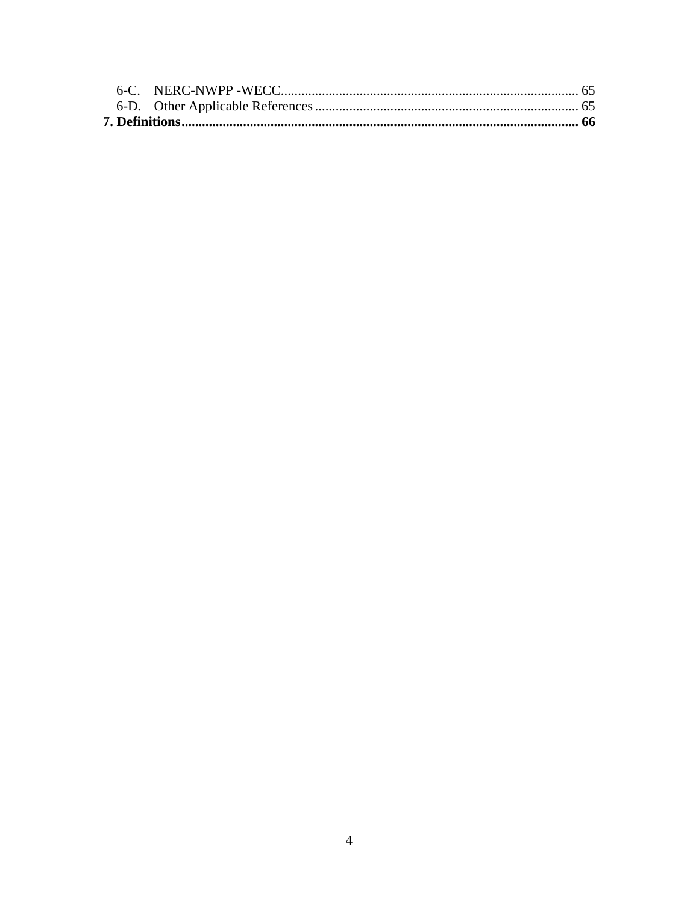6-C. NERC-NWPP -WECC ... 65
6-D. Other Applicable References ... 65
**7. Definitions ... 66**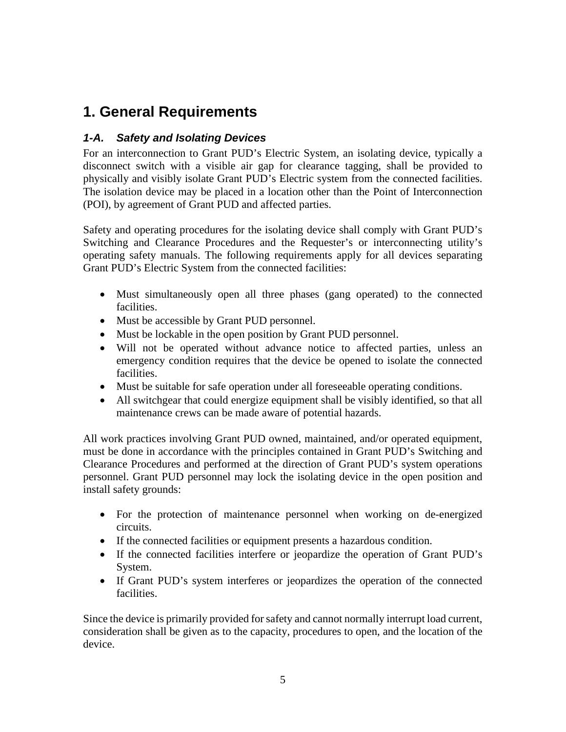# 1. General Requirements

### *1-A. Safety and Isolating Devices*

For an interconnection to Grant PUD's Electric System, an isolating device, typically a disconnect switch with a visible air gap for clearance tagging, shall be provided to physically and visibly isolate Grant PUD's Electric system from the connected facilities. The isolation device may be placed in a location other than the Point of Interconnection (POI), by agreement of Grant PUD and affected parties.

Safety and operating procedures for the isolating device shall comply with Grant PUD's Switching and Clearance Procedures and the Requester's or interconnecting utility's operating safety manuals. The following requirements apply for all devices separating Grant PUD's Electric System from the connected facilities:

- Must simultaneously open all three phases (gang operated) to the connected facilities.
- Must be accessible by Grant PUD personnel.
- Must be lockable in the open position by Grant PUD personnel.
- Will not be operated without advance notice to affected parties, unless an emergency condition requires that the device be opened to isolate the connected facilities.
- Must be suitable for safe operation under all foreseeable operating conditions.
- All switchgear that could energize equipment shall be visibly identified, so that all maintenance crews can be made aware of potential hazards.

All work practices involving Grant PUD owned, maintained, and/or operated equipment, must be done in accordance with the principles contained in Grant PUD's Switching and Clearance Procedures and performed at the direction of Grant PUD's system operations personnel. Grant PUD personnel may lock the isolating device in the open position and install safety grounds:

- For the protection of maintenance personnel when working on de-energized circuits.
- If the connected facilities or equipment presents a hazardous condition.
- If the connected facilities interfere or jeopardize the operation of Grant PUD's System.
- If Grant PUD's system interferes or jeopardizes the operation of the connected facilities.

Since the device is primarily provided for safety and cannot normally interrupt load current, consideration shall be given as to the capacity, procedures to open, and the location of the device.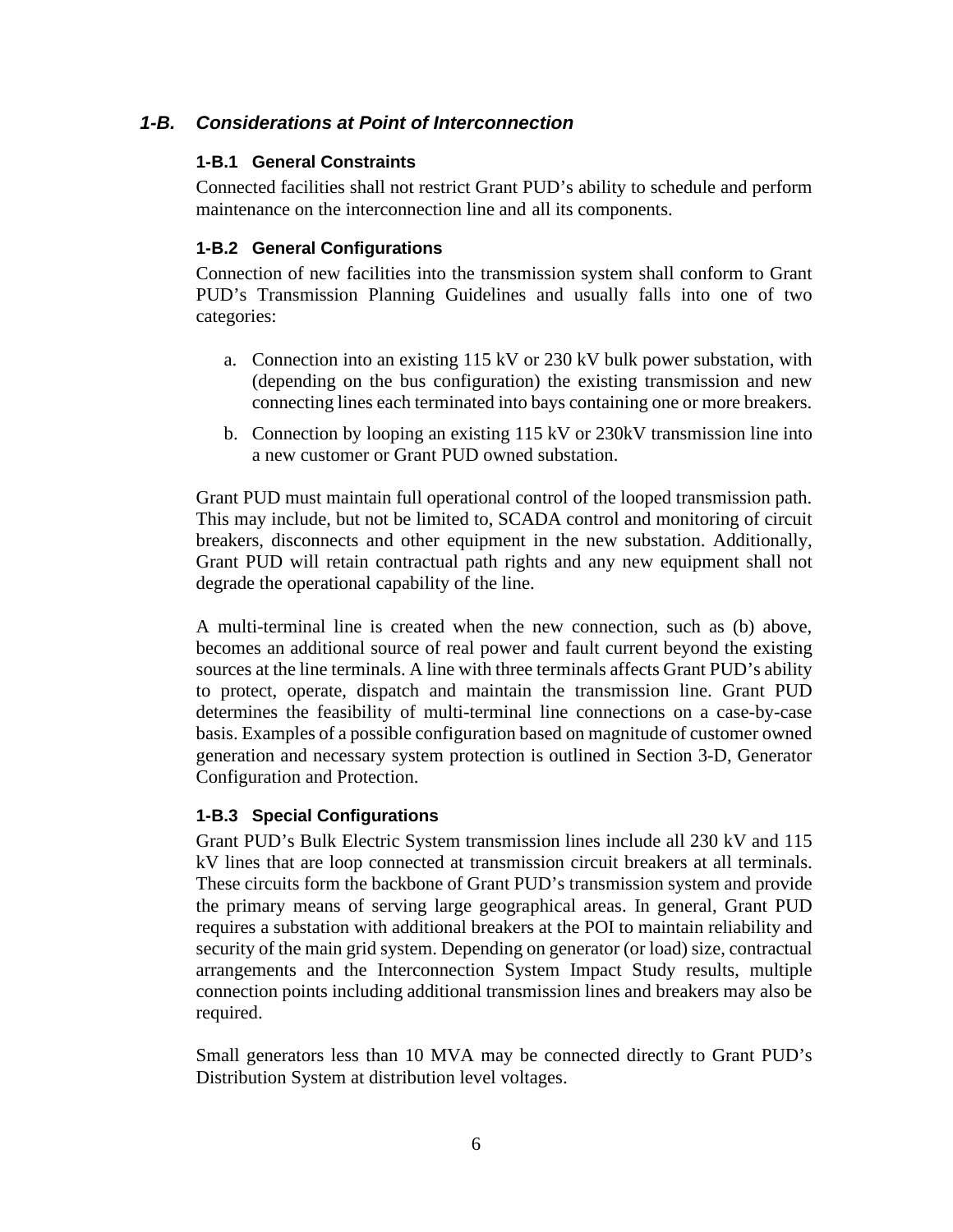## *1-B. Considerations at Point of Interconnection*

### 1-B.1 General Constraints

Connected facilities shall not restrict Grant PUD's ability to schedule and perform maintenance on the interconnection line and all its components.

### 1-B.2 General Configurations

Connection of new facilities into the transmission system shall conform to Grant PUD's Transmission Planning Guidelines and usually falls into one of two categories:

a. Connection into an existing 115 kV or 230 kV bulk power substation, with (depending on the bus configuration) the existing transmission and new connecting lines each terminated into bays containing one or more breakers.

b. Connection by looping an existing 115 kV or 230kV transmission line into a new customer or Grant PUD owned substation.

Grant PUD must maintain full operational control of the looped transmission path. This may include, but not be limited to, SCADA control and monitoring of circuit breakers, disconnects and other equipment in the new substation. Additionally, Grant PUD will retain contractual path rights and any new equipment shall not degrade the operational capability of the line.

A multi-terminal line is created when the new connection, such as (b) above, becomes an additional source of real power and fault current beyond the existing sources at the line terminals. A line with three terminals affects Grant PUD's ability to protect, operate, dispatch and maintain the transmission line. Grant PUD determines the feasibility of multi-terminal line connections on a case-by-case basis. Examples of a possible configuration based on magnitude of customer owned generation and necessary system protection is outlined in Section 3-D, Generator Configuration and Protection.

### 1-B.3 Special Configurations

Grant PUD's Bulk Electric System transmission lines include all 230 kV and 115 kV lines that are loop connected at transmission circuit breakers at all terminals. These circuits form the backbone of Grant PUD's transmission system and provide the primary means of serving large geographical areas. In general, Grant PUD requires a substation with additional breakers at the POI to maintain reliability and security of the main grid system. Depending on generator (or load) size, contractual arrangements and the Interconnection System Impact Study results, multiple connection points including additional transmission lines and breakers may also be required.

Small generators less than 10 MVA may be connected directly to Grant PUD's Distribution System at distribution level voltages.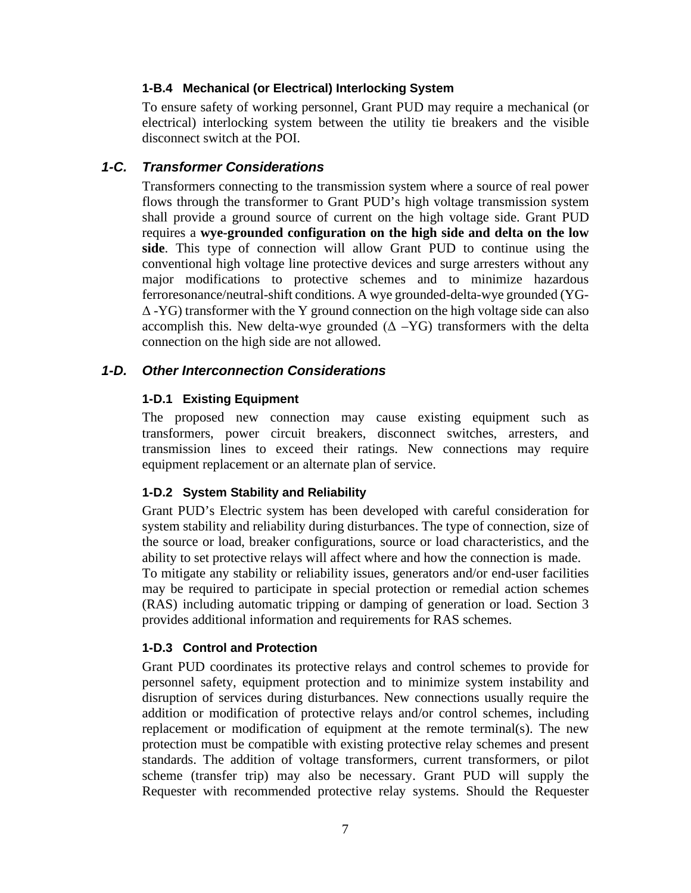#### 1-B.4 Mechanical (or Electrical) Interlocking System

To ensure safety of working personnel, Grant PUD may require a mechanical (or electrical) interlocking system between the utility tie breakers and the visible disconnect switch at the POI.

### *1-C. Transformer Considerations*

Transformers connecting to the transmission system where a source of real power flows through the transformer to Grant PUD's high voltage transmission system shall provide a ground source of current on the high voltage side. Grant PUD requires a **wye-grounded configuration on the high side and delta on the low side**. This type of connection will allow Grant PUD to continue using the conventional high voltage line protective devices and surge arresters without any major modifications to protective schemes and to minimize hazardous ferroresonance/neutral-shift conditions. A wye grounded-delta-wye grounded (YG-Δ -YG) transformer with the Y ground connection on the high voltage side can also accomplish this. New delta-wye grounded (Δ –YG) transformers with the delta connection on the high side are not allowed.

### *1-D. Other Interconnection Considerations*

#### 1-D.1 Existing Equipment

The proposed new connection may cause existing equipment such as transformers, power circuit breakers, disconnect switches, arresters, and transmission lines to exceed their ratings. New connections may require equipment replacement or an alternate plan of service.

#### 1-D.2 System Stability and Reliability

Grant PUD's Electric system has been developed with careful consideration for system stability and reliability during disturbances. The type of connection, size of the source or load, breaker configurations, source or load characteristics, and the ability to set protective relays will affect where and how the connection is made. To mitigate any stability or reliability issues, generators and/or end-user facilities may be required to participate in special protection or remedial action schemes (RAS) including automatic tripping or damping of generation or load. Section 3 provides additional information and requirements for RAS schemes.

#### 1-D.3 Control and Protection

Grant PUD coordinates its protective relays and control schemes to provide for personnel safety, equipment protection and to minimize system instability and disruption of services during disturbances. New connections usually require the addition or modification of protective relays and/or control schemes, including replacement or modification of equipment at the remote terminal(s). The new protection must be compatible with existing protective relay schemes and present standards. The addition of voltage transformers, current transformers, or pilot scheme (transfer trip) may also be necessary. Grant PUD will supply the Requester with recommended protective relay systems. Should the Requester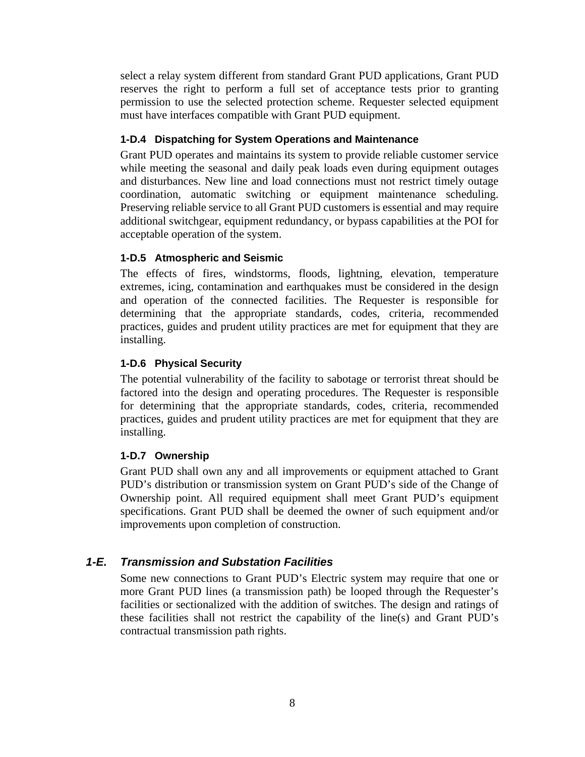select a relay system different from standard Grant PUD applications, Grant PUD reserves the right to perform a full set of acceptance tests prior to granting permission to use the selected protection scheme. Requester selected equipment must have interfaces compatible with Grant PUD equipment.

### 1-D.4 Dispatching for System Operations and Maintenance

Grant PUD operates and maintains its system to provide reliable customer service while meeting the seasonal and daily peak loads even during equipment outages and disturbances. New line and load connections must not restrict timely outage coordination, automatic switching or equipment maintenance scheduling. Preserving reliable service to all Grant PUD customers is essential and may require additional switchgear, equipment redundancy, or bypass capabilities at the POI for acceptable operation of the system.

### 1-D.5 Atmospheric and Seismic

The effects of fires, windstorms, floods, lightning, elevation, temperature extremes, icing, contamination and earthquakes must be considered in the design and operation of the connected facilities. The Requester is responsible for determining that the appropriate standards, codes, criteria, recommended practices, guides and prudent utility practices are met for equipment that they are installing.

### 1-D.6 Physical Security

The potential vulnerability of the facility to sabotage or terrorist threat should be factored into the design and operating procedures. The Requester is responsible for determining that the appropriate standards, codes, criteria, recommended practices, guides and prudent utility practices are met for equipment that they are installing.

### 1-D.7 Ownership

Grant PUD shall own any and all improvements or equipment attached to Grant PUD's distribution or transmission system on Grant PUD's side of the Change of Ownership point. All required equipment shall meet Grant PUD's equipment specifications. Grant PUD shall be deemed the owner of such equipment and/or improvements upon completion of construction.

## *1-E. Transmission and Substation Facilities*

Some new connections to Grant PUD's Electric system may require that one or more Grant PUD lines (a transmission path) be looped through the Requester's facilities or sectionalized with the addition of switches. The design and ratings of these facilities shall not restrict the capability of the line(s) and Grant PUD's contractual transmission path rights.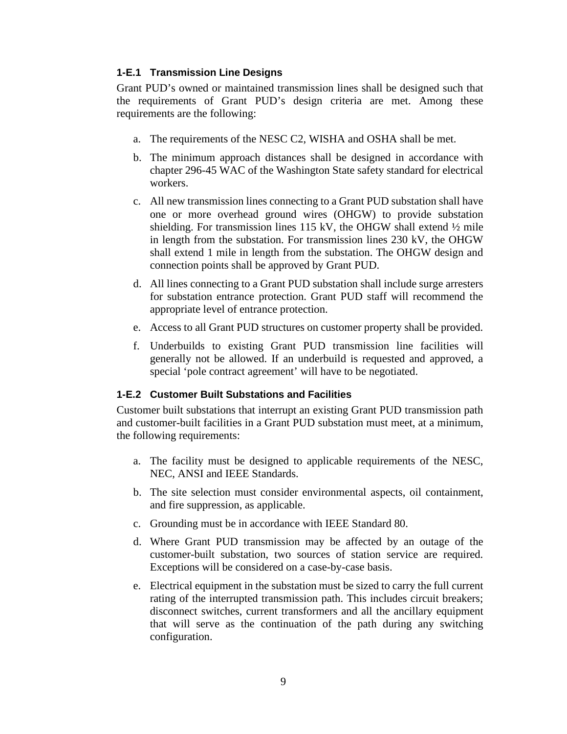### 1-E.1 Transmission Line Designs

Grant PUD's owned or maintained transmission lines shall be designed such that the requirements of Grant PUD's design criteria are met. Among these requirements are the following:

a. The requirements of the NESC C2, WISHA and OSHA shall be met.

b. The minimum approach distances shall be designed in accordance with chapter 296-45 WAC of the Washington State safety standard for electrical workers.

c. All new transmission lines connecting to a Grant PUD substation shall have one or more overhead ground wires (OHGW) to provide substation shielding. For transmission lines 115 kV, the OHGW shall extend ½ mile in length from the substation. For transmission lines 230 kV, the OHGW shall extend 1 mile in length from the substation. The OHGW design and connection points shall be approved by Grant PUD.

d. All lines connecting to a Grant PUD substation shall include surge arresters for substation entrance protection. Grant PUD staff will recommend the appropriate level of entrance protection.

e. Access to all Grant PUD structures on customer property shall be provided.

f. Underbuilds to existing Grant PUD transmission line facilities will generally not be allowed. If an underbuild is requested and approved, a special 'pole contract agreement' will have to be negotiated.

### 1-E.2 Customer Built Substations and Facilities

Customer built substations that interrupt an existing Grant PUD transmission path and customer-built facilities in a Grant PUD substation must meet, at a minimum, the following requirements:

a. The facility must be designed to applicable requirements of the NESC, NEC, ANSI and IEEE Standards.

b. The site selection must consider environmental aspects, oil containment, and fire suppression, as applicable.

c. Grounding must be in accordance with IEEE Standard 80.

d. Where Grant PUD transmission may be affected by an outage of the customer-built substation, two sources of station service are required. Exceptions will be considered on a case-by-case basis.

e. Electrical equipment in the substation must be sized to carry the full current rating of the interrupted transmission path. This includes circuit breakers; disconnect switches, current transformers and all the ancillary equipment that will serve as the continuation of the path during any switching configuration.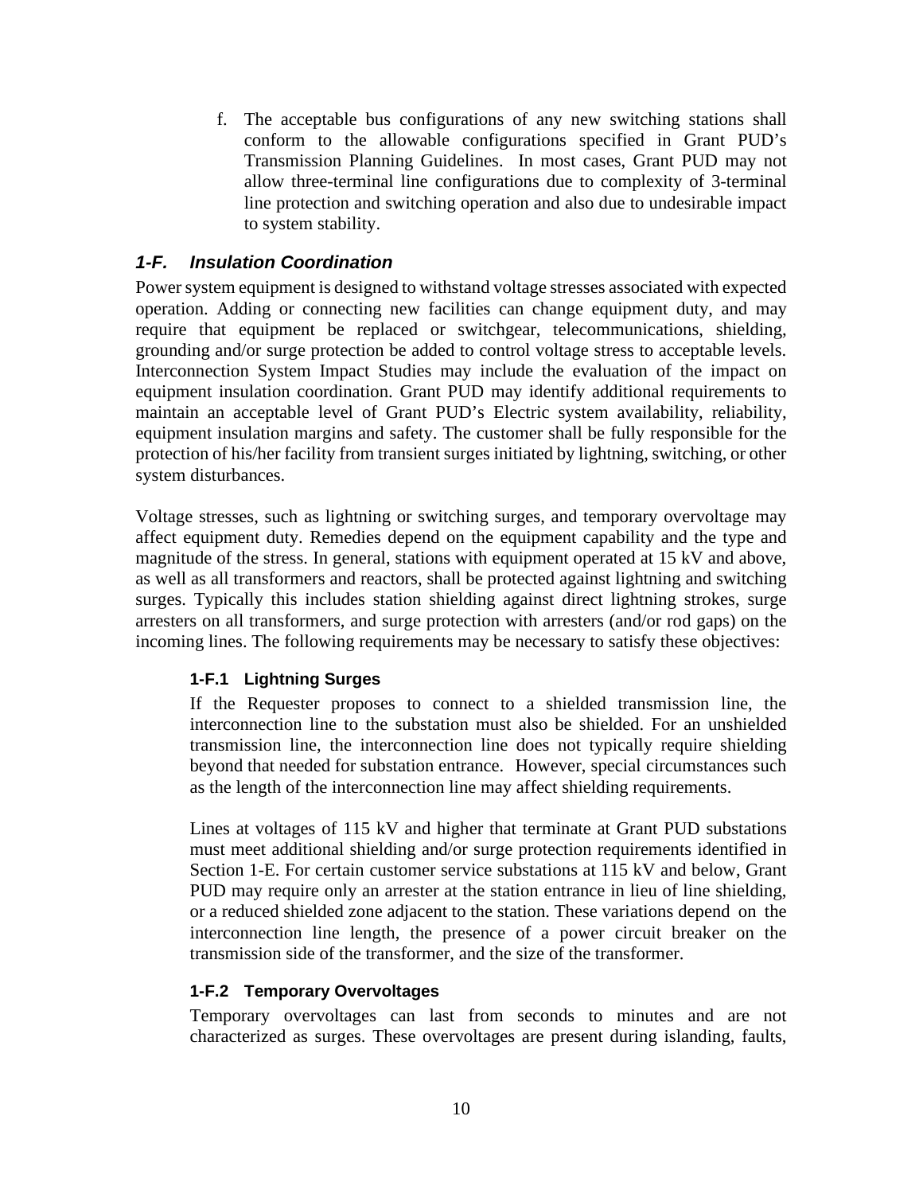f. The acceptable bus configurations of any new switching stations shall conform to the allowable configurations specified in Grant PUD's Transmission Planning Guidelines. In most cases, Grant PUD may not allow three-terminal line configurations due to complexity of 3-terminal line protection and switching operation and also due to undesirable impact to system stability.

## *1-F. Insulation Coordination*

Power system equipment is designed to withstand voltage stresses associated with expected operation. Adding or connecting new facilities can change equipment duty, and may require that equipment be replaced or switchgear, telecommunications, shielding, grounding and/or surge protection be added to control voltage stress to acceptable levels. Interconnection System Impact Studies may include the evaluation of the impact on equipment insulation coordination. Grant PUD may identify additional requirements to maintain an acceptable level of Grant PUD's Electric system availability, reliability, equipment insulation margins and safety. The customer shall be fully responsible for the protection of his/her facility from transient surges initiated by lightning, switching, or other system disturbances.

Voltage stresses, such as lightning or switching surges, and temporary overvoltage may affect equipment duty. Remedies depend on the equipment capability and the type and magnitude of the stress. In general, stations with equipment operated at 15 kV and above, as well as all transformers and reactors, shall be protected against lightning and switching surges. Typically this includes station shielding against direct lightning strokes, surge arresters on all transformers, and surge protection with arresters (and/or rod gaps) on the incoming lines. The following requirements may be necessary to satisfy these objectives:

### 1-F.1 Lightning Surges

If the Requester proposes to connect to a shielded transmission line, the interconnection line to the substation must also be shielded. For an unshielded transmission line, the interconnection line does not typically require shielding beyond that needed for substation entrance. However, special circumstances such as the length of the interconnection line may affect shielding requirements.

Lines at voltages of 115 kV and higher that terminate at Grant PUD substations must meet additional shielding and/or surge protection requirements identified in Section 1-E. For certain customer service substations at 115 kV and below, Grant PUD may require only an arrester at the station entrance in lieu of line shielding, or a reduced shielded zone adjacent to the station. These variations depend on the interconnection line length, the presence of a power circuit breaker on the transmission side of the transformer, and the size of the transformer.

### 1-F.2 Temporary Overvoltages

Temporary overvoltages can last from seconds to minutes and are not characterized as surges. These overvoltages are present during islanding, faults,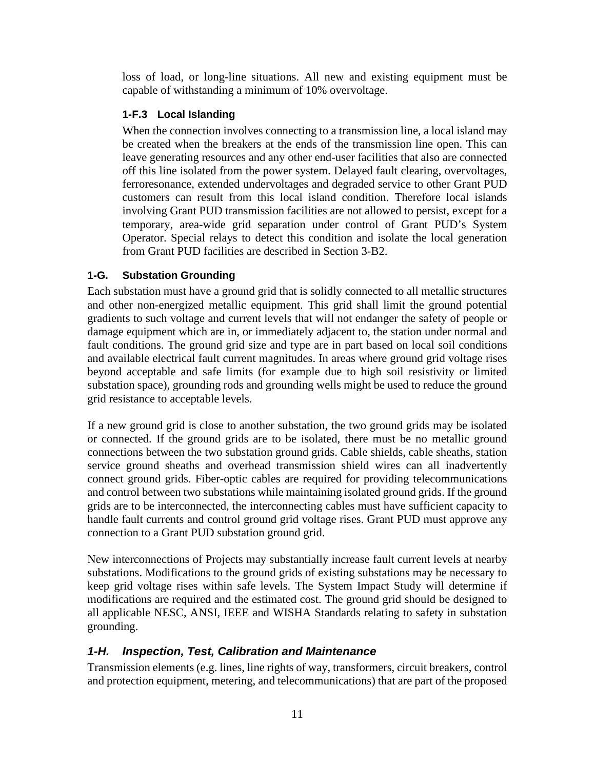loss of load, or long-line situations. All new and existing equipment must be capable of withstanding a minimum of 10% overvoltage.

#### 1-F.3 Local Islanding

When the connection involves connecting to a transmission line, a local island may be created when the breakers at the ends of the transmission line open. This can leave generating resources and any other end-user facilities that also are connected off this line isolated from the power system. Delayed fault clearing, overvoltages, ferroresonance, extended undervoltages and degraded service to other Grant PUD customers can result from this local island condition. Therefore local islands involving Grant PUD transmission facilities are not allowed to persist, except for a temporary, area-wide grid separation under control of Grant PUD's System Operator. Special relays to detect this condition and isolate the local generation from Grant PUD facilities are described in Section 3-B2.

### 1-G. Substation Grounding

Each substation must have a ground grid that is solidly connected to all metallic structures and other non-energized metallic equipment. This grid shall limit the ground potential gradients to such voltage and current levels that will not endanger the safety of people or damage equipment which are in, or immediately adjacent to, the station under normal and fault conditions. The ground grid size and type are in part based on local soil conditions and available electrical fault current magnitudes. In areas where ground grid voltage rises beyond acceptable and safe limits (for example due to high soil resistivity or limited substation space), grounding rods and grounding wells might be used to reduce the ground grid resistance to acceptable levels.

If a new ground grid is close to another substation, the two ground grids may be isolated or connected. If the ground grids are to be isolated, there must be no metallic ground connections between the two substation ground grids. Cable shields, cable sheaths, station service ground sheaths and overhead transmission shield wires can all inadvertently connect ground grids. Fiber-optic cables are required for providing telecommunications and control between two substations while maintaining isolated ground grids. If the ground grids are to be interconnected, the interconnecting cables must have sufficient capacity to handle fault currents and control ground grid voltage rises. Grant PUD must approve any connection to a Grant PUD substation ground grid.

New interconnections of Projects may substantially increase fault current levels at nearby substations. Modifications to the ground grids of existing substations may be necessary to keep grid voltage rises within safe levels. The System Impact Study will determine if modifications are required and the estimated cost. The ground grid should be designed to all applicable NESC, ANSI, IEEE and WISHA Standards relating to safety in substation grounding.

### *1-H. Inspection, Test, Calibration and Maintenance*

Transmission elements (e.g. lines, line rights of way, transformers, circuit breakers, control and protection equipment, metering, and telecommunications) that are part of the proposed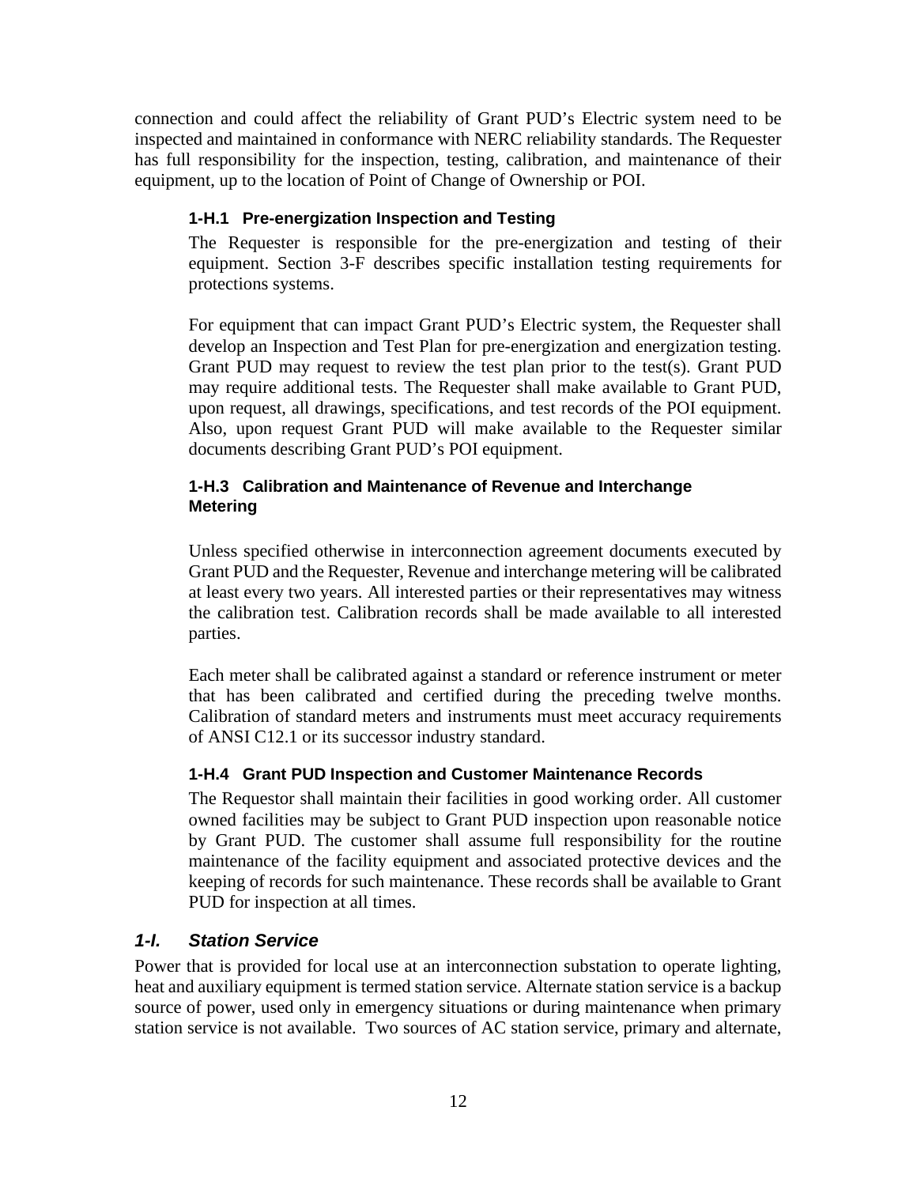connection and could affect the reliability of Grant PUD's Electric system need to be inspected and maintained in conformance with NERC reliability standards. The Requester has full responsibility for the inspection, testing, calibration, and maintenance of their equipment, up to the location of Point of Change of Ownership or POI.

#### 1-H.1 Pre-energization Inspection and Testing

The Requester is responsible for the pre-energization and testing of their equipment. Section 3-F describes specific installation testing requirements for protections systems.

For equipment that can impact Grant PUD's Electric system, the Requester shall develop an Inspection and Test Plan for pre-energization and energization testing. Grant PUD may request to review the test plan prior to the test(s). Grant PUD may require additional tests. The Requester shall make available to Grant PUD, upon request, all drawings, specifications, and test records of the POI equipment. Also, upon request Grant PUD will make available to the Requester similar documents describing Grant PUD's POI equipment.

#### 1-H.3 Calibration and Maintenance of Revenue and Interchange Metering

Unless specified otherwise in interconnection agreement documents executed by Grant PUD and the Requester, Revenue and interchange metering will be calibrated at least every two years. All interested parties or their representatives may witness the calibration test. Calibration records shall be made available to all interested parties.

Each meter shall be calibrated against a standard or reference instrument or meter that has been calibrated and certified during the preceding twelve months. Calibration of standard meters and instruments must meet accuracy requirements of ANSI C12.1 or its successor industry standard.

#### 1-H.4 Grant PUD Inspection and Customer Maintenance Records

The Requestor shall maintain their facilities in good working order. All customer owned facilities may be subject to Grant PUD inspection upon reasonable notice by Grant PUD. The customer shall assume full responsibility for the routine maintenance of the facility equipment and associated protective devices and the keeping of records for such maintenance. These records shall be available to Grant PUD for inspection at all times.

### *1-I. Station Service*

Power that is provided for local use at an interconnection substation to operate lighting, heat and auxiliary equipment is termed station service. Alternate station service is a backup source of power, used only in emergency situations or during maintenance when primary station service is not available. Two sources of AC station service, primary and alternate,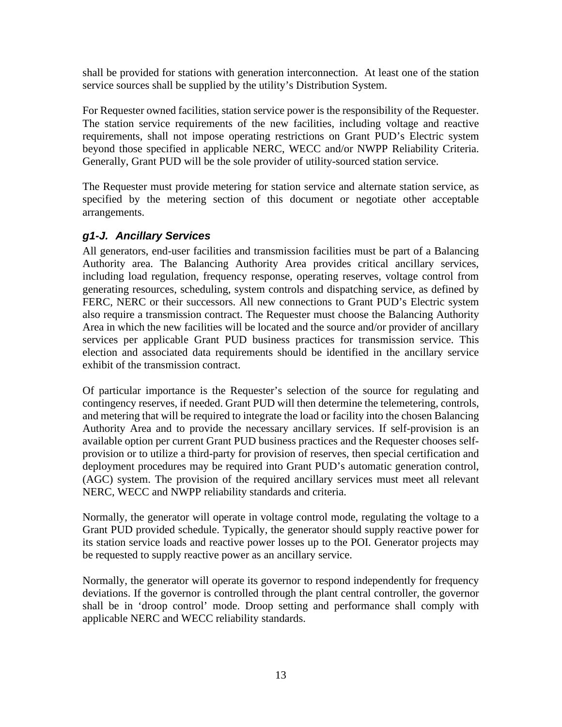shall be provided for stations with generation interconnection. At least one of the station service sources shall be supplied by the utility's Distribution System.

For Requester owned facilities, station service power is the responsibility of the Requester. The station service requirements of the new facilities, including voltage and reactive requirements, shall not impose operating restrictions on Grant PUD's Electric system beyond those specified in applicable NERC, WECC and/or NWPP Reliability Criteria. Generally, Grant PUD will be the sole provider of utility-sourced station service.

The Requester must provide metering for station service and alternate station service, as specified by the metering section of this document or negotiate other acceptable arrangements.

### *g1-J. Ancillary Services*

All generators, end-user facilities and transmission facilities must be part of a Balancing Authority area. The Balancing Authority Area provides critical ancillary services, including load regulation, frequency response, operating reserves, voltage control from generating resources, scheduling, system controls and dispatching service, as defined by FERC, NERC or their successors. All new connections to Grant PUD's Electric system also require a transmission contract. The Requester must choose the Balancing Authority Area in which the new facilities will be located and the source and/or provider of ancillary services per applicable Grant PUD business practices for transmission service. This election and associated data requirements should be identified in the ancillary service exhibit of the transmission contract.

Of particular importance is the Requester's selection of the source for regulating and contingency reserves, if needed. Grant PUD will then determine the telemetering, controls, and metering that will be required to integrate the load or facility into the chosen Balancing Authority Area and to provide the necessary ancillary services. If self-provision is an available option per current Grant PUD business practices and the Requester chooses self-provision or to utilize a third-party for provision of reserves, then special certification and deployment procedures may be required into Grant PUD's automatic generation control, (AGC) system. The provision of the required ancillary services must meet all relevant NERC, WECC and NWPP reliability standards and criteria.

Normally, the generator will operate in voltage control mode, regulating the voltage to a Grant PUD provided schedule. Typically, the generator should supply reactive power for its station service loads and reactive power losses up to the POI. Generator projects may be requested to supply reactive power as an ancillary service.

Normally, the generator will operate its governor to respond independently for frequency deviations. If the governor is controlled through the plant central controller, the governor shall be in 'droop control' mode. Droop setting and performance shall comply with applicable NERC and WECC reliability standards.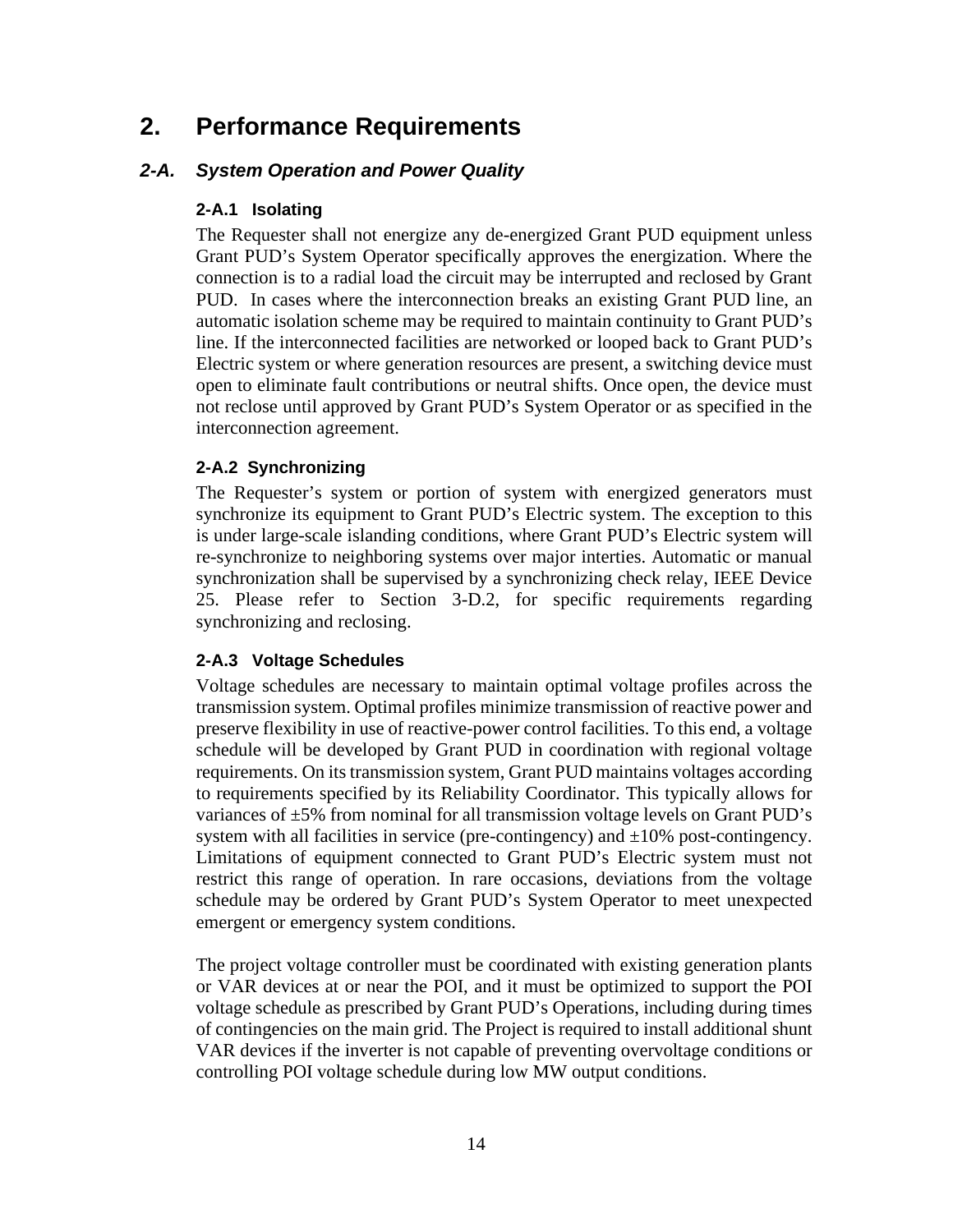# 2. Performance Requirements

## *2-A. System Operation and Power Quality*

### 2-A.1 Isolating

The Requester shall not energize any de-energized Grant PUD equipment unless Grant PUD's System Operator specifically approves the energization. Where the connection is to a radial load the circuit may be interrupted and reclosed by Grant PUD. In cases where the interconnection breaks an existing Grant PUD line, an automatic isolation scheme may be required to maintain continuity to Grant PUD's line. If the interconnected facilities are networked or looped back to Grant PUD's Electric system or where generation resources are present, a switching device must open to eliminate fault contributions or neutral shifts. Once open, the device must not reclose until approved by Grant PUD's System Operator or as specified in the interconnection agreement.

### 2-A.2 Synchronizing

The Requester's system or portion of system with energized generators must synchronize its equipment to Grant PUD's Electric system. The exception to this is under large-scale islanding conditions, where Grant PUD's Electric system will re-synchronize to neighboring systems over major interties. Automatic or manual synchronization shall be supervised by a synchronizing check relay, IEEE Device 25. Please refer to Section 3-D.2, for specific requirements regarding synchronizing and reclosing.

### 2-A.3 Voltage Schedules

Voltage schedules are necessary to maintain optimal voltage profiles across the transmission system. Optimal profiles minimize transmission of reactive power and preserve flexibility in use of reactive-power control facilities. To this end, a voltage schedule will be developed by Grant PUD in coordination with regional voltage requirements. On its transmission system, Grant PUD maintains voltages according to requirements specified by its Reliability Coordinator. This typically allows for variances of ±5% from nominal for all transmission voltage levels on Grant PUD's system with all facilities in service (pre-contingency) and ±10% post-contingency. Limitations of equipment connected to Grant PUD's Electric system must not restrict this range of operation. In rare occasions, deviations from the voltage schedule may be ordered by Grant PUD's System Operator to meet unexpected emergent or emergency system conditions.

The project voltage controller must be coordinated with existing generation plants or VAR devices at or near the POI, and it must be optimized to support the POI voltage schedule as prescribed by Grant PUD's Operations, including during times of contingencies on the main grid. The Project is required to install additional shunt VAR devices if the inverter is not capable of preventing overvoltage conditions or controlling POI voltage schedule during low MW output conditions.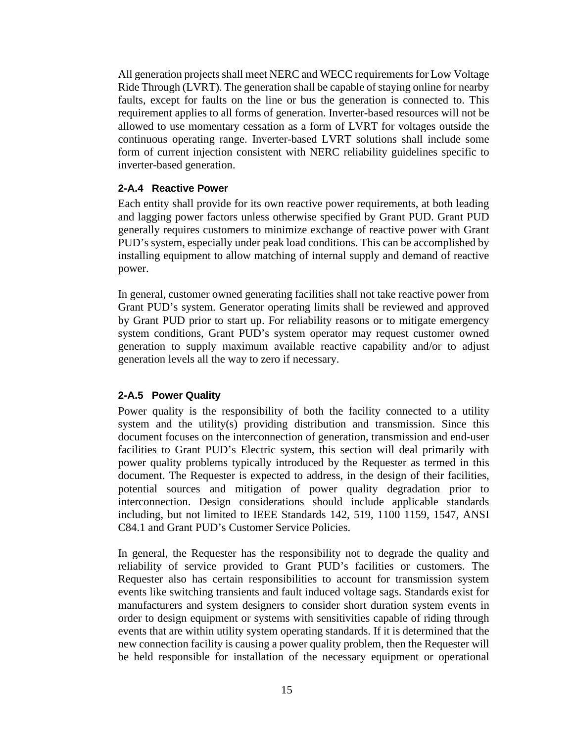All generation projects shall meet NERC and WECC requirements for Low Voltage Ride Through (LVRT). The generation shall be capable of staying online for nearby faults, except for faults on the line or bus the generation is connected to. This requirement applies to all forms of generation. Inverter-based resources will not be allowed to use momentary cessation as a form of LVRT for voltages outside the continuous operating range. Inverter-based LVRT solutions shall include some form of current injection consistent with NERC reliability guidelines specific to inverter-based generation.

### 2-A.4 Reactive Power

Each entity shall provide for its own reactive power requirements, at both leading and lagging power factors unless otherwise specified by Grant PUD. Grant PUD generally requires customers to minimize exchange of reactive power with Grant PUD's system, especially under peak load conditions. This can be accomplished by installing equipment to allow matching of internal supply and demand of reactive power.

In general, customer owned generating facilities shall not take reactive power from Grant PUD's system. Generator operating limits shall be reviewed and approved by Grant PUD prior to start up. For reliability reasons or to mitigate emergency system conditions, Grant PUD's system operator may request customer owned generation to supply maximum available reactive capability and/or to adjust generation levels all the way to zero if necessary.

### 2-A.5 Power Quality

Power quality is the responsibility of both the facility connected to a utility system and the utility(s) providing distribution and transmission. Since this document focuses on the interconnection of generation, transmission and end-user facilities to Grant PUD's Electric system, this section will deal primarily with power quality problems typically introduced by the Requester as termed in this document. The Requester is expected to address, in the design of their facilities, potential sources and mitigation of power quality degradation prior to interconnection. Design considerations should include applicable standards including, but not limited to IEEE Standards 142, 519, 1100 1159, 1547, ANSI C84.1 and Grant PUD's Customer Service Policies.

In general, the Requester has the responsibility not to degrade the quality and reliability of service provided to Grant PUD's facilities or customers. The Requester also has certain responsibilities to account for transmission system events like switching transients and fault induced voltage sags. Standards exist for manufacturers and system designers to consider short duration system events in order to design equipment or systems with sensitivities capable of riding through events that are within utility system operating standards. If it is determined that the new connection facility is causing a power quality problem, then the Requester will be held responsible for installation of the necessary equipment or operational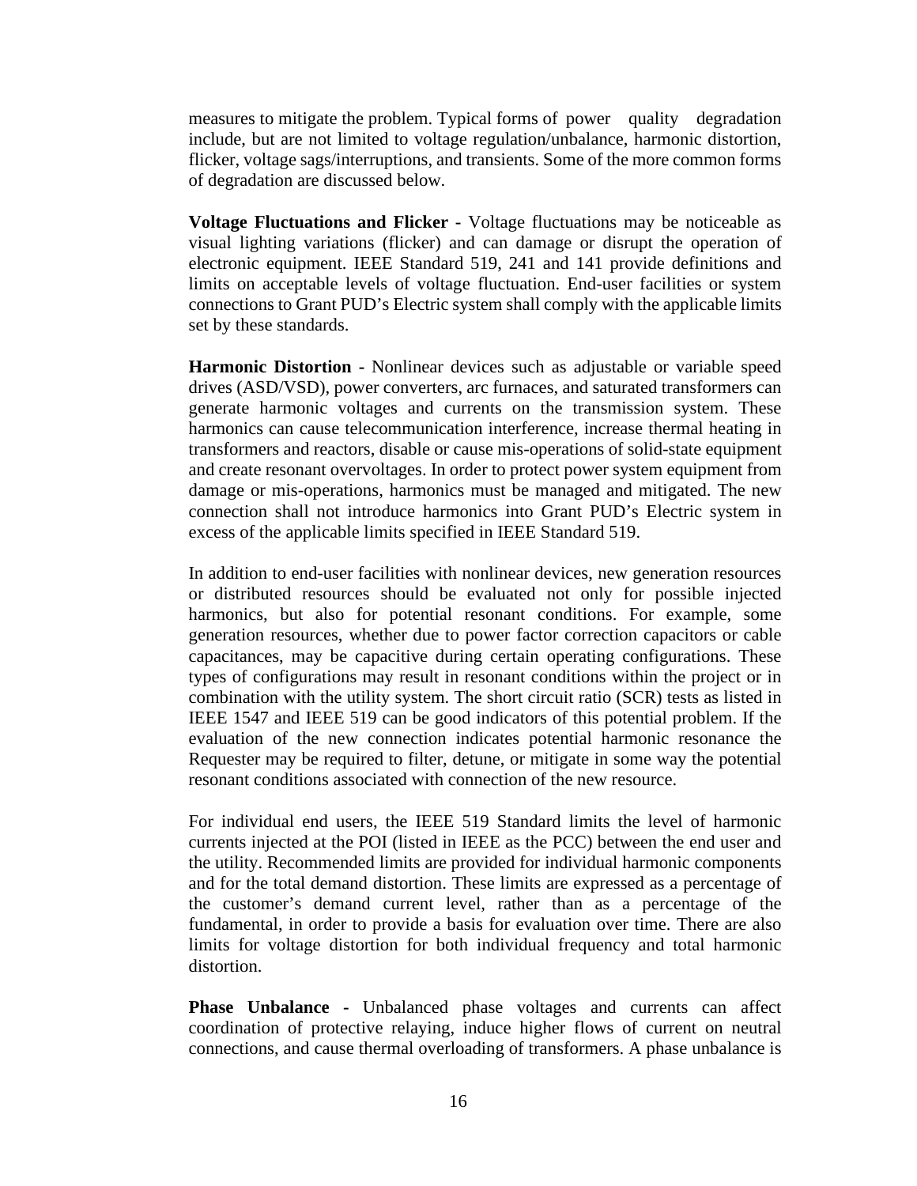measures to mitigate the problem. Typical forms of power quality degradation include, but are not limited to voltage regulation/unbalance, harmonic distortion, flicker, voltage sags/interruptions, and transients. Some of the more common forms of degradation are discussed below.

**Voltage Fluctuations and Flicker -** Voltage fluctuations may be noticeable as visual lighting variations (flicker) and can damage or disrupt the operation of electronic equipment. IEEE Standard 519, 241 and 141 provide definitions and limits on acceptable levels of voltage fluctuation. End-user facilities or system connections to Grant PUD's Electric system shall comply with the applicable limits set by these standards.

**Harmonic Distortion -** Nonlinear devices such as adjustable or variable speed drives (ASD/VSD), power converters, arc furnaces, and saturated transformers can generate harmonic voltages and currents on the transmission system. These harmonics can cause telecommunication interference, increase thermal heating in transformers and reactors, disable or cause mis-operations of solid-state equipment and create resonant overvoltages. In order to protect power system equipment from damage or mis-operations, harmonics must be managed and mitigated. The new connection shall not introduce harmonics into Grant PUD's Electric system in excess of the applicable limits specified in IEEE Standard 519.

In addition to end-user facilities with nonlinear devices, new generation resources or distributed resources should be evaluated not only for possible injected harmonics, but also for potential resonant conditions. For example, some generation resources, whether due to power factor correction capacitors or cable capacitances, may be capacitive during certain operating configurations. These types of configurations may result in resonant conditions within the project or in combination with the utility system. The short circuit ratio (SCR) tests as listed in IEEE 1547 and IEEE 519 can be good indicators of this potential problem. If the evaluation of the new connection indicates potential harmonic resonance the Requester may be required to filter, detune, or mitigate in some way the potential resonant conditions associated with connection of the new resource.

For individual end users, the IEEE 519 Standard limits the level of harmonic currents injected at the POI (listed in IEEE as the PCC) between the end user and the utility. Recommended limits are provided for individual harmonic components and for the total demand distortion. These limits are expressed as a percentage of the customer's demand current level, rather than as a percentage of the fundamental, in order to provide a basis for evaluation over time. There are also limits for voltage distortion for both individual frequency and total harmonic distortion.

**Phase Unbalance -** Unbalanced phase voltages and currents can affect coordination of protective relaying, induce higher flows of current on neutral connections, and cause thermal overloading of transformers. A phase unbalance is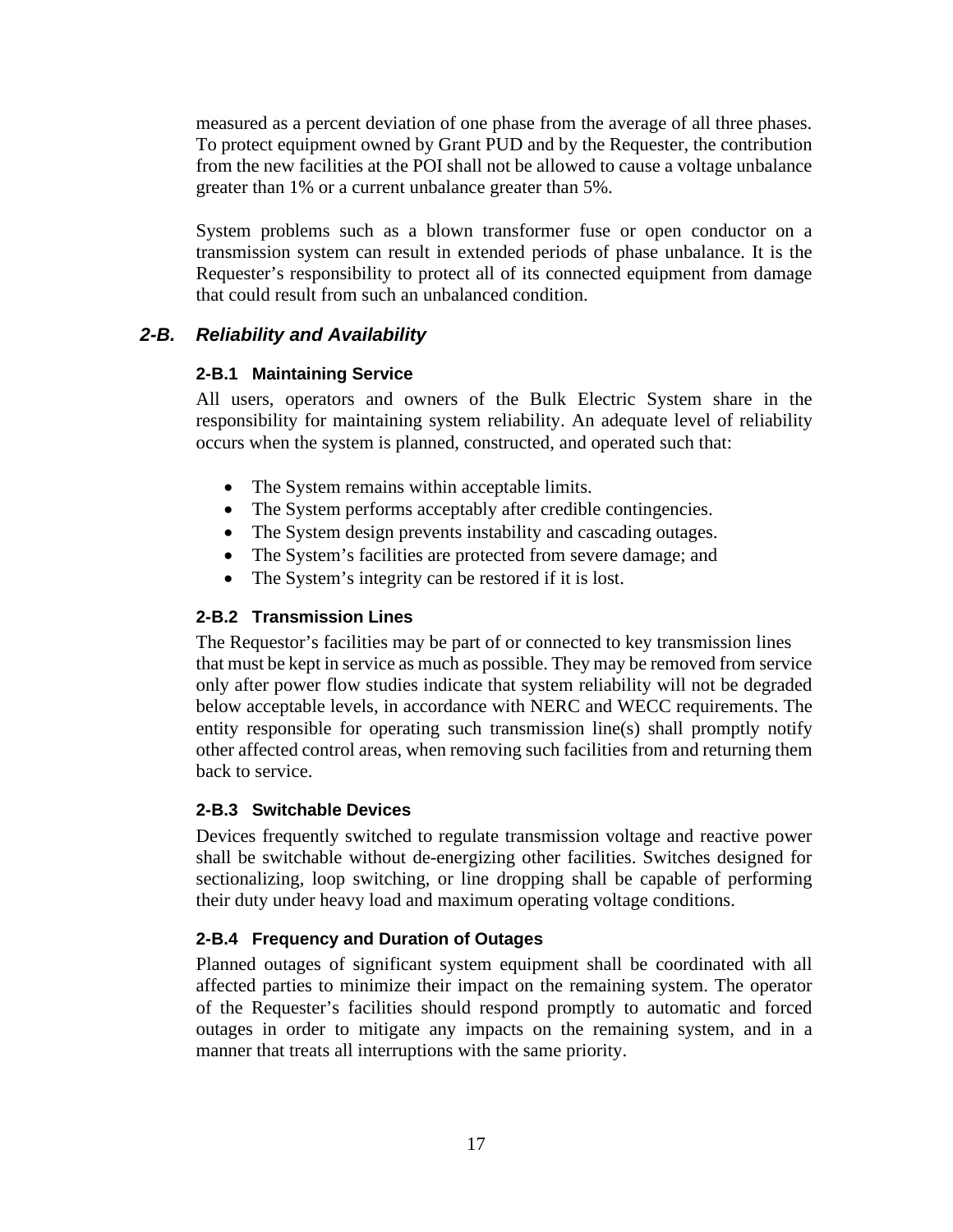measured as a percent deviation of one phase from the average of all three phases. To protect equipment owned by Grant PUD and by the Requester, the contribution from the new facilities at the POI shall not be allowed to cause a voltage unbalance greater than 1% or a current unbalance greater than 5%.

System problems such as a blown transformer fuse or open conductor on a transmission system can result in extended periods of phase unbalance. It is the Requester's responsibility to protect all of its connected equipment from damage that could result from such an unbalanced condition.

## *2-B. Reliability and Availability*

### 2-B.1 Maintaining Service

All users, operators and owners of the Bulk Electric System share in the responsibility for maintaining system reliability. An adequate level of reliability occurs when the system is planned, constructed, and operated such that:

- The System remains within acceptable limits.
- The System performs acceptably after credible contingencies.
- The System design prevents instability and cascading outages.
- The System's facilities are protected from severe damage; and
- The System's integrity can be restored if it is lost.

### 2-B.2 Transmission Lines

The Requestor's facilities may be part of or connected to key transmission lines that must be kept in service as much as possible. They may be removed from service only after power flow studies indicate that system reliability will not be degraded below acceptable levels, in accordance with NERC and WECC requirements. The entity responsible for operating such transmission line(s) shall promptly notify other affected control areas, when removing such facilities from and returning them back to service.

### 2-B.3 Switchable Devices

Devices frequently switched to regulate transmission voltage and reactive power shall be switchable without de-energizing other facilities. Switches designed for sectionalizing, loop switching, or line dropping shall be capable of performing their duty under heavy load and maximum operating voltage conditions.

### 2-B.4 Frequency and Duration of Outages

Planned outages of significant system equipment shall be coordinated with all affected parties to minimize their impact on the remaining system. The operator of the Requester's facilities should respond promptly to automatic and forced outages in order to mitigate any impacts on the remaining system, and in a manner that treats all interruptions with the same priority.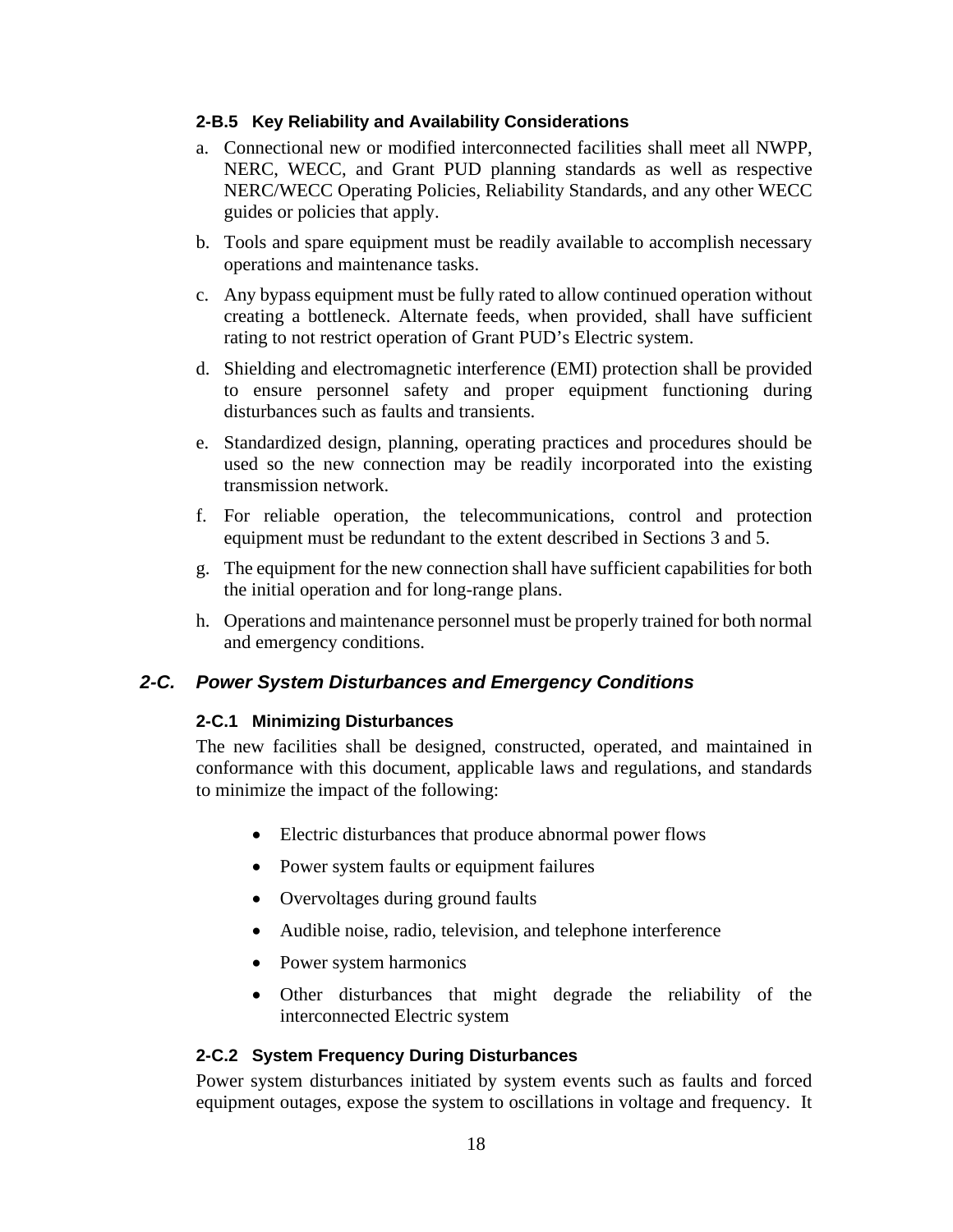### 2-B.5 Key Reliability and Availability Considerations

a. Connectional new or modified interconnected facilities shall meet all NWPP, NERC, WECC, and Grant PUD planning standards as well as respective NERC/WECC Operating Policies, Reliability Standards, and any other WECC guides or policies that apply.

b. Tools and spare equipment must be readily available to accomplish necessary operations and maintenance tasks.

c. Any bypass equipment must be fully rated to allow continued operation without creating a bottleneck. Alternate feeds, when provided, shall have sufficient rating to not restrict operation of Grant PUD's Electric system.

d. Shielding and electromagnetic interference (EMI) protection shall be provided to ensure personnel safety and proper equipment functioning during disturbances such as faults and transients.

e. Standardized design, planning, operating practices and procedures should be used so the new connection may be readily incorporated into the existing transmission network.

f. For reliable operation, the telecommunications, control and protection equipment must be redundant to the extent described in Sections 3 and 5.

g. The equipment for the new connection shall have sufficient capabilities for both the initial operation and for long-range plans.

h. Operations and maintenance personnel must be properly trained for both normal and emergency conditions.

## *2-C. Power System Disturbances and Emergency Conditions*

### 2-C.1 Minimizing Disturbances

The new facilities shall be designed, constructed, operated, and maintained in conformance with this document, applicable laws and regulations, and standards to minimize the impact of the following:

- Electric disturbances that produce abnormal power flows
- Power system faults or equipment failures
- Overvoltages during ground faults
- Audible noise, radio, television, and telephone interference
- Power system harmonics
- Other disturbances that might degrade the reliability of the interconnected Electric system

### 2-C.2 System Frequency During Disturbances

Power system disturbances initiated by system events such as faults and forced equipment outages, expose the system to oscillations in voltage and frequency. It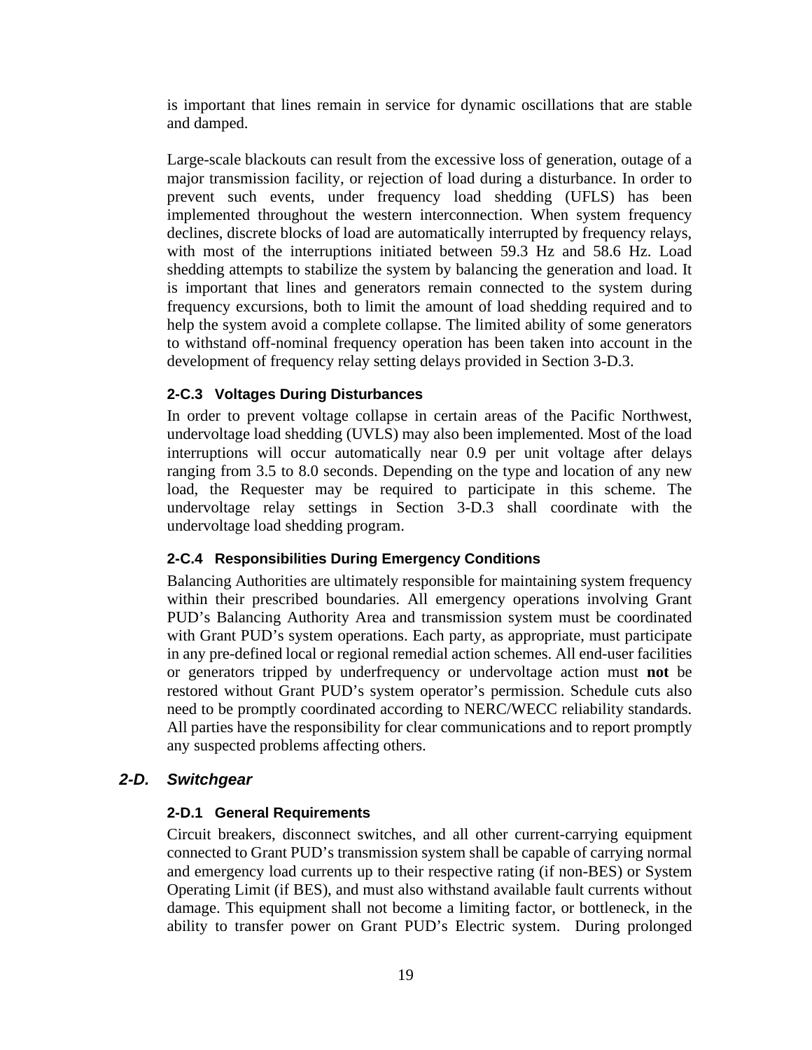is important that lines remain in service for dynamic oscillations that are stable and damped.

Large-scale blackouts can result from the excessive loss of generation, outage of a major transmission facility, or rejection of load during a disturbance. In order to prevent such events, under frequency load shedding (UFLS) has been implemented throughout the western interconnection. When system frequency declines, discrete blocks of load are automatically interrupted by frequency relays, with most of the interruptions initiated between 59.3 Hz and 58.6 Hz. Load shedding attempts to stabilize the system by balancing the generation and load. It is important that lines and generators remain connected to the system during frequency excursions, both to limit the amount of load shedding required and to help the system avoid a complete collapse. The limited ability of some generators to withstand off-nominal frequency operation has been taken into account in the development of frequency relay setting delays provided in Section 3-D.3.

### 2-C.3 Voltages During Disturbances

In order to prevent voltage collapse in certain areas of the Pacific Northwest, undervoltage load shedding (UVLS) may also been implemented. Most of the load interruptions will occur automatically near 0.9 per unit voltage after delays ranging from 3.5 to 8.0 seconds. Depending on the type and location of any new load, the Requester may be required to participate in this scheme. The undervoltage relay settings in Section 3-D.3 shall coordinate with the undervoltage load shedding program.

### 2-C.4 Responsibilities During Emergency Conditions

Balancing Authorities are ultimately responsible for maintaining system frequency within their prescribed boundaries. All emergency operations involving Grant PUD's Balancing Authority Area and transmission system must be coordinated with Grant PUD's system operations. Each party, as appropriate, must participate in any pre-defined local or regional remedial action schemes. All end-user facilities or generators tripped by underfrequency or undervoltage action must **not** be restored without Grant PUD's system operator's permission. Schedule cuts also need to be promptly coordinated according to NERC/WECC reliability standards. All parties have the responsibility for clear communications and to report promptly any suspected problems affecting others.

## *2-D. Switchgear*

### 2-D.1 General Requirements

Circuit breakers, disconnect switches, and all other current-carrying equipment connected to Grant PUD's transmission system shall be capable of carrying normal and emergency load currents up to their respective rating (if non-BES) or System Operating Limit (if BES), and must also withstand available fault currents without damage. This equipment shall not become a limiting factor, or bottleneck, in the ability to transfer power on Grant PUD's Electric system. During prolonged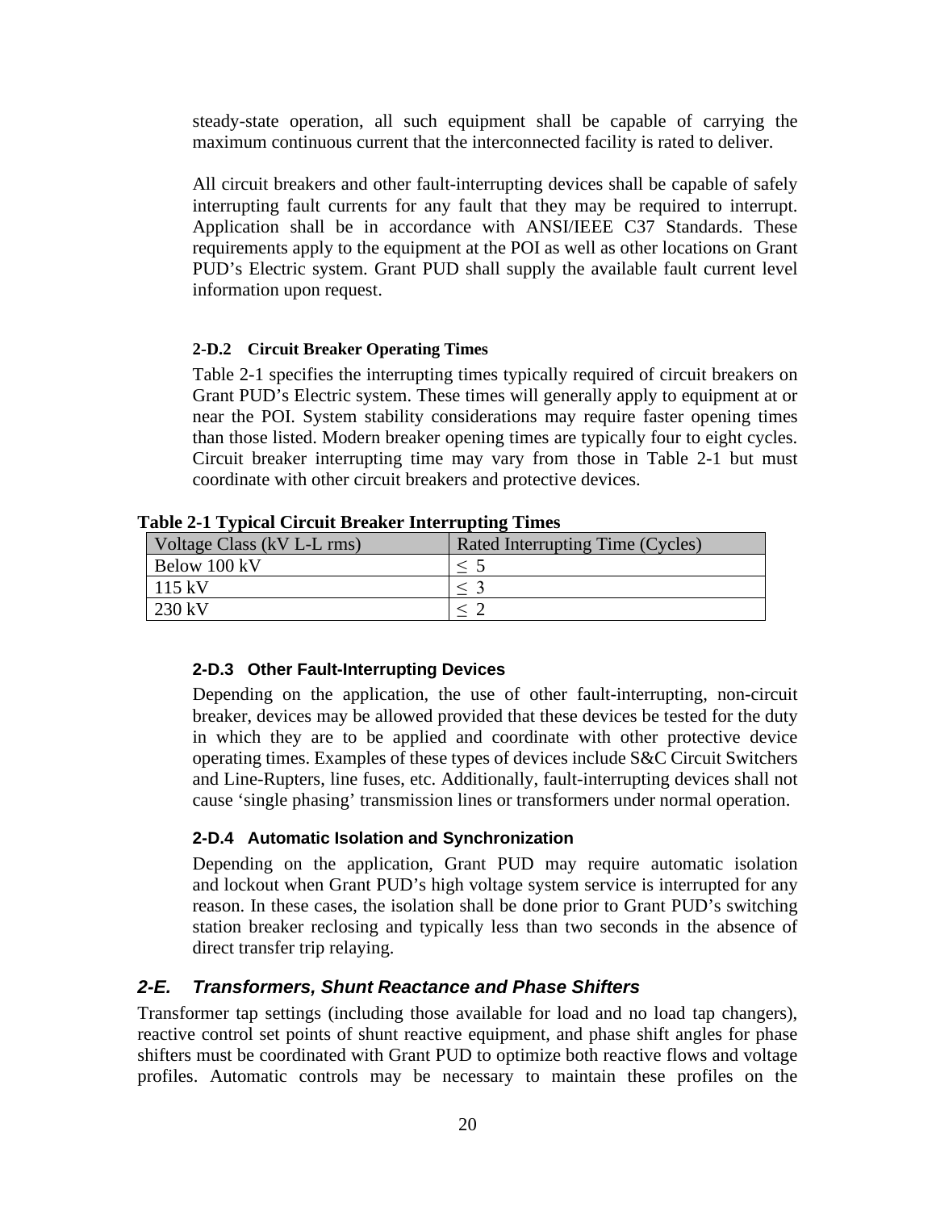steady-state operation, all such equipment shall be capable of carrying the maximum continuous current that the interconnected facility is rated to deliver.

All circuit breakers and other fault-interrupting devices shall be capable of safely interrupting fault currents for any fault that they may be required to interrupt. Application shall be in accordance with ANSI/IEEE C37 Standards. These requirements apply to the equipment at the POI as well as other locations on Grant PUD's Electric system. Grant PUD shall supply the available fault current level information upon request.

#### 2-D.2 Circuit Breaker Operating Times

Table 2-1 specifies the interrupting times typically required of circuit breakers on Grant PUD's Electric system. These times will generally apply to equipment at or near the POI. System stability considerations may require faster opening times than those listed. Modern breaker opening times are typically four to eight cycles. Circuit breaker interrupting time may vary from those in Table 2-1 but must coordinate with other circuit breakers and protective devices.

**Table 2-1 Typical Circuit Breaker Interrupting Times**

| Voltage Class (kV L-L rms) | Rated Interrupting Time (Cycles) |
|---|---|
| Below 100 kV | $\leq$ 5 |
| 115 kV | $\leq$ 3 |
| 230 kV | $\leq$ 2 |

#### 2-D.3 Other Fault-Interrupting Devices

Depending on the application, the use of other fault-interrupting, non-circuit breaker, devices may be allowed provided that these devices be tested for the duty in which they are to be applied and coordinate with other protective device operating times. Examples of these types of devices include S&C Circuit Switchers and Line-Rupters, line fuses, etc. Additionally, fault-interrupting devices shall not cause 'single phasing' transmission lines or transformers under normal operation.

#### 2-D.4 Automatic Isolation and Synchronization

Depending on the application, Grant PUD may require automatic isolation and lockout when Grant PUD's high voltage system service is interrupted for any reason. In these cases, the isolation shall be done prior to Grant PUD's switching station breaker reclosing and typically less than two seconds in the absence of direct transfer trip relaying.

### *2-E. Transformers, Shunt Reactance and Phase Shifters*

Transformer tap settings (including those available for load and no load tap changers), reactive control set points of shunt reactive equipment, and phase shift angles for phase shifters must be coordinated with Grant PUD to optimize both reactive flows and voltage profiles. Automatic controls may be necessary to maintain these profiles on the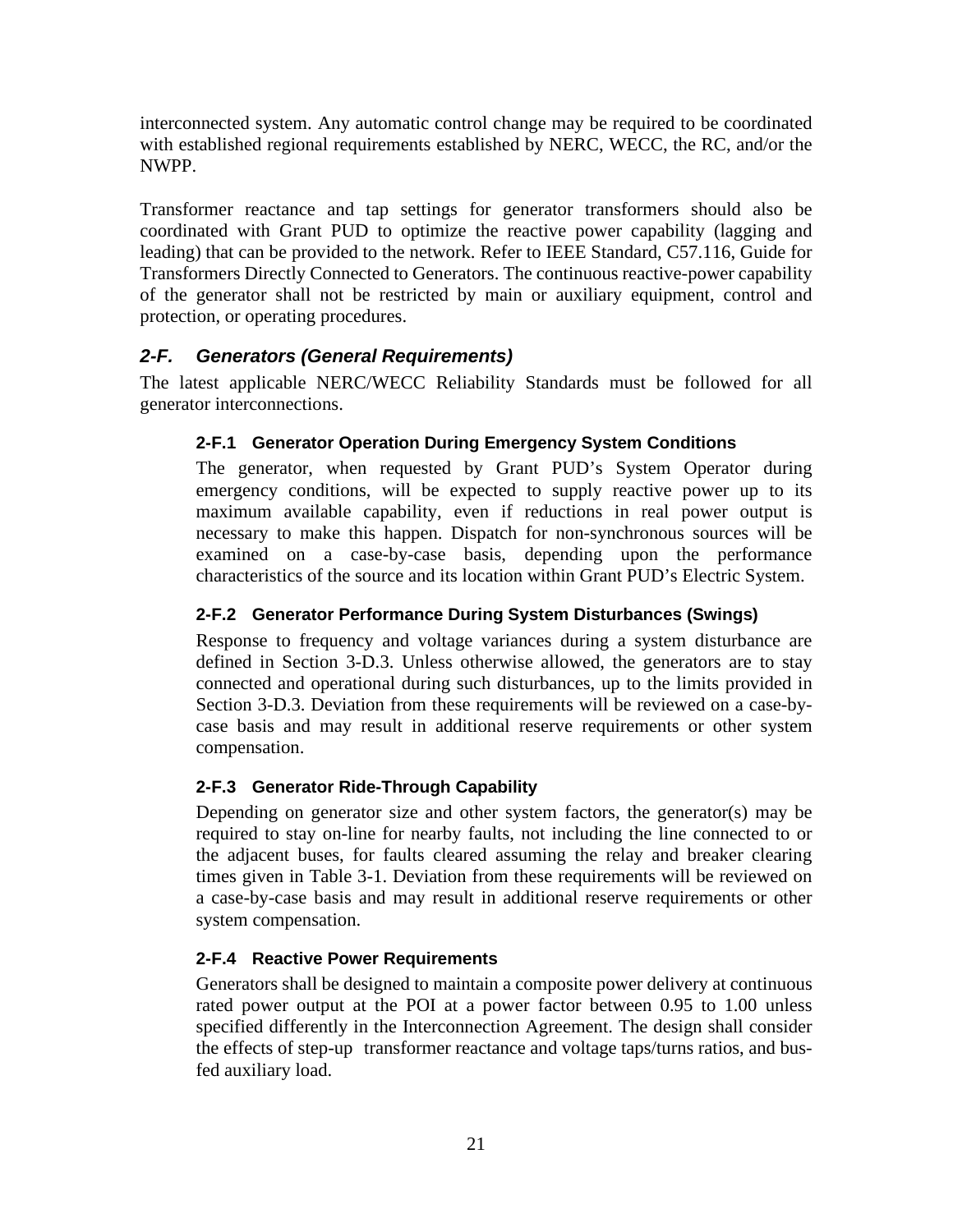interconnected system. Any automatic control change may be required to be coordinated with established regional requirements established by NERC, WECC, the RC, and/or the NWPP.

Transformer reactance and tap settings for generator transformers should also be coordinated with Grant PUD to optimize the reactive power capability (lagging and leading) that can be provided to the network. Refer to IEEE Standard, C57.116, Guide for Transformers Directly Connected to Generators. The continuous reactive-power capability of the generator shall not be restricted by main or auxiliary equipment, control and protection, or operating procedures.

## *2-F. Generators (General Requirements)*

The latest applicable NERC/WECC Reliability Standards must be followed for all generator interconnections.

### 2-F.1 Generator Operation During Emergency System Conditions

The generator, when requested by Grant PUD's System Operator during emergency conditions, will be expected to supply reactive power up to its maximum available capability, even if reductions in real power output is necessary to make this happen. Dispatch for non-synchronous sources will be examined on a case-by-case basis, depending upon the performance characteristics of the source and its location within Grant PUD's Electric System.

### 2-F.2 Generator Performance During System Disturbances (Swings)

Response to frequency and voltage variances during a system disturbance are defined in Section 3-D.3. Unless otherwise allowed, the generators are to stay connected and operational during such disturbances, up to the limits provided in Section 3-D.3. Deviation from these requirements will be reviewed on a case-by-case basis and may result in additional reserve requirements or other system compensation.

### 2-F.3 Generator Ride-Through Capability

Depending on generator size and other system factors, the generator(s) may be required to stay on-line for nearby faults, not including the line connected to or the adjacent buses, for faults cleared assuming the relay and breaker clearing times given in Table 3-1. Deviation from these requirements will be reviewed on a case-by-case basis and may result in additional reserve requirements or other system compensation.

### 2-F.4 Reactive Power Requirements

Generators shall be designed to maintain a composite power delivery at continuous rated power output at the POI at a power factor between 0.95 to 1.00 unless specified differently in the Interconnection Agreement. The design shall consider the effects of step-up transformer reactance and voltage taps/turns ratios, and bus-fed auxiliary load.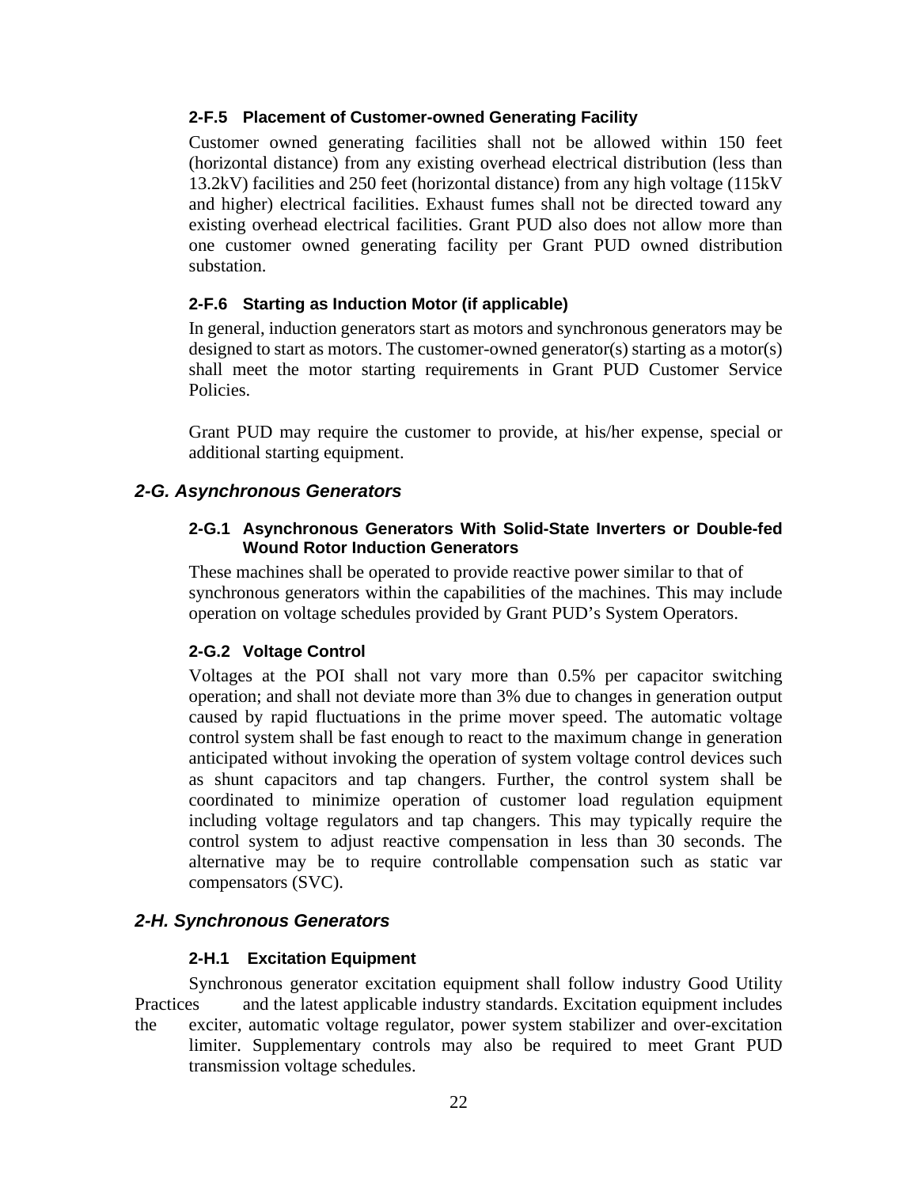#### 2-F.5 Placement of Customer-owned Generating Facility

Customer owned generating facilities shall not be allowed within 150 feet (horizontal distance) from any existing overhead electrical distribution (less than 13.2kV) facilities and 250 feet (horizontal distance) from any high voltage (115kV and higher) electrical facilities. Exhaust fumes shall not be directed toward any existing overhead electrical facilities. Grant PUD also does not allow more than one customer owned generating facility per Grant PUD owned distribution substation.

#### 2-F.6 Starting as Induction Motor (if applicable)

In general, induction generators start as motors and synchronous generators may be designed to start as motors. The customer-owned generator(s) starting as a motor(s) shall meet the motor starting requirements in Grant PUD Customer Service Policies.

Grant PUD may require the customer to provide, at his/her expense, special or additional starting equipment.

### *2-G. Asynchronous Generators*

#### 2-G.1 Asynchronous Generators With Solid-State Inverters or Double-fed Wound Rotor Induction Generators

These machines shall be operated to provide reactive power similar to that of synchronous generators within the capabilities of the machines. This may include operation on voltage schedules provided by Grant PUD's System Operators.

#### 2-G.2 Voltage Control

Voltages at the POI shall not vary more than 0.5% per capacitor switching operation; and shall not deviate more than 3% due to changes in generation output caused by rapid fluctuations in the prime mover speed. The automatic voltage control system shall be fast enough to react to the maximum change in generation anticipated without invoking the operation of system voltage control devices such as shunt capacitors and tap changers. Further, the control system shall be coordinated to minimize operation of customer load regulation equipment including voltage regulators and tap changers. This may typically require the control system to adjust reactive compensation in less than 30 seconds. The alternative may be to require controllable compensation such as static var compensators (SVC).

### *2-H. Synchronous Generators*

#### 2-H.1 Excitation Equipment

Synchronous generator excitation equipment shall follow industry Good Utility Practices and the latest applicable industry standards. Excitation equipment includes the exciter, automatic voltage regulator, power system stabilizer and over-excitation limiter. Supplementary controls may also be required to meet Grant PUD transmission voltage schedules.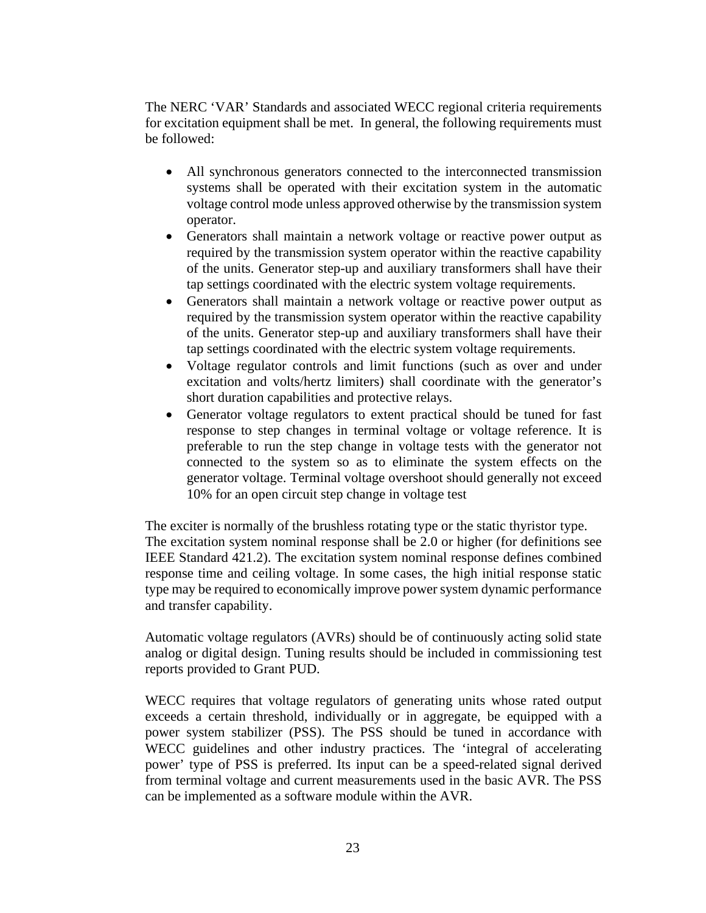The NERC 'VAR' Standards and associated WECC regional criteria requirements for excitation equipment shall be met. In general, the following requirements must be followed:

- All synchronous generators connected to the interconnected transmission systems shall be operated with their excitation system in the automatic voltage control mode unless approved otherwise by the transmission system operator.
- Generators shall maintain a network voltage or reactive power output as required by the transmission system operator within the reactive capability of the units. Generator step-up and auxiliary transformers shall have their tap settings coordinated with the electric system voltage requirements.
- Generators shall maintain a network voltage or reactive power output as required by the transmission system operator within the reactive capability of the units. Generator step-up and auxiliary transformers shall have their tap settings coordinated with the electric system voltage requirements.
- Voltage regulator controls and limit functions (such as over and under excitation and volts/hertz limiters) shall coordinate with the generator's short duration capabilities and protective relays.
- Generator voltage regulators to extent practical should be tuned for fast response to step changes in terminal voltage or voltage reference. It is preferable to run the step change in voltage tests with the generator not connected to the system so as to eliminate the system effects on the generator voltage. Terminal voltage overshoot should generally not exceed 10% for an open circuit step change in voltage test

The exciter is normally of the brushless rotating type or the static thyristor type. The excitation system nominal response shall be 2.0 or higher (for definitions see IEEE Standard 421.2). The excitation system nominal response defines combined response time and ceiling voltage. In some cases, the high initial response static type may be required to economically improve power system dynamic performance and transfer capability.

Automatic voltage regulators (AVRs) should be of continuously acting solid state analog or digital design. Tuning results should be included in commissioning test reports provided to Grant PUD.

WECC requires that voltage regulators of generating units whose rated output exceeds a certain threshold, individually or in aggregate, be equipped with a power system stabilizer (PSS). The PSS should be tuned in accordance with WECC guidelines and other industry practices. The 'integral of accelerating power' type of PSS is preferred. Its input can be a speed-related signal derived from terminal voltage and current measurements used in the basic AVR. The PSS can be implemented as a software module within the AVR.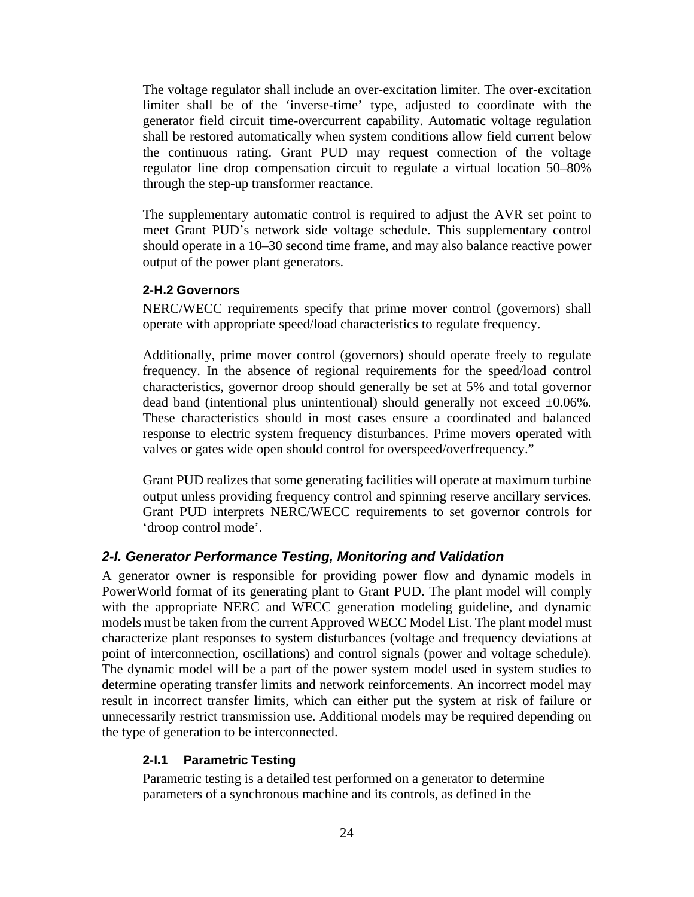The voltage regulator shall include an over-excitation limiter. The over-excitation limiter shall be of the 'inverse-time' type, adjusted to coordinate with the generator field circuit time-overcurrent capability. Automatic voltage regulation shall be restored automatically when system conditions allow field current below the continuous rating. Grant PUD may request connection of the voltage regulator line drop compensation circuit to regulate a virtual location 50–80% through the step-up transformer reactance.

The supplementary automatic control is required to adjust the AVR set point to meet Grant PUD's network side voltage schedule. This supplementary control should operate in a 10–30 second time frame, and may also balance reactive power output of the power plant generators.

#### 2-H.2 Governors

NERC/WECC requirements specify that prime mover control (governors) shall operate with appropriate speed/load characteristics to regulate frequency.

Additionally, prime mover control (governors) should operate freely to regulate frequency. In the absence of regional requirements for the speed/load control characteristics, governor droop should generally be set at 5% and total governor dead band (intentional plus unintentional) should generally not exceed ±0.06%. These characteristics should in most cases ensure a coordinated and balanced response to electric system frequency disturbances. Prime movers operated with valves or gates wide open should control for overspeed/overfrequency."

Grant PUD realizes that some generating facilities will operate at maximum turbine output unless providing frequency control and spinning reserve ancillary services. Grant PUD interprets NERC/WECC requirements to set governor controls for 'droop control mode'.

### *2-I. Generator Performance Testing, Monitoring and Validation*

A generator owner is responsible for providing power flow and dynamic models in PowerWorld format of its generating plant to Grant PUD. The plant model will comply with the appropriate NERC and WECC generation modeling guideline, and dynamic models must be taken from the current Approved WECC Model List. The plant model must characterize plant responses to system disturbances (voltage and frequency deviations at point of interconnection, oscillations) and control signals (power and voltage schedule). The dynamic model will be a part of the power system model used in system studies to determine operating transfer limits and network reinforcements. An incorrect model may result in incorrect transfer limits, which can either put the system at risk of failure or unnecessarily restrict transmission use. Additional models may be required depending on the type of generation to be interconnected.

#### 2-I.1 Parametric Testing

Parametric testing is a detailed test performed on a generator to determine parameters of a synchronous machine and its controls, as defined in the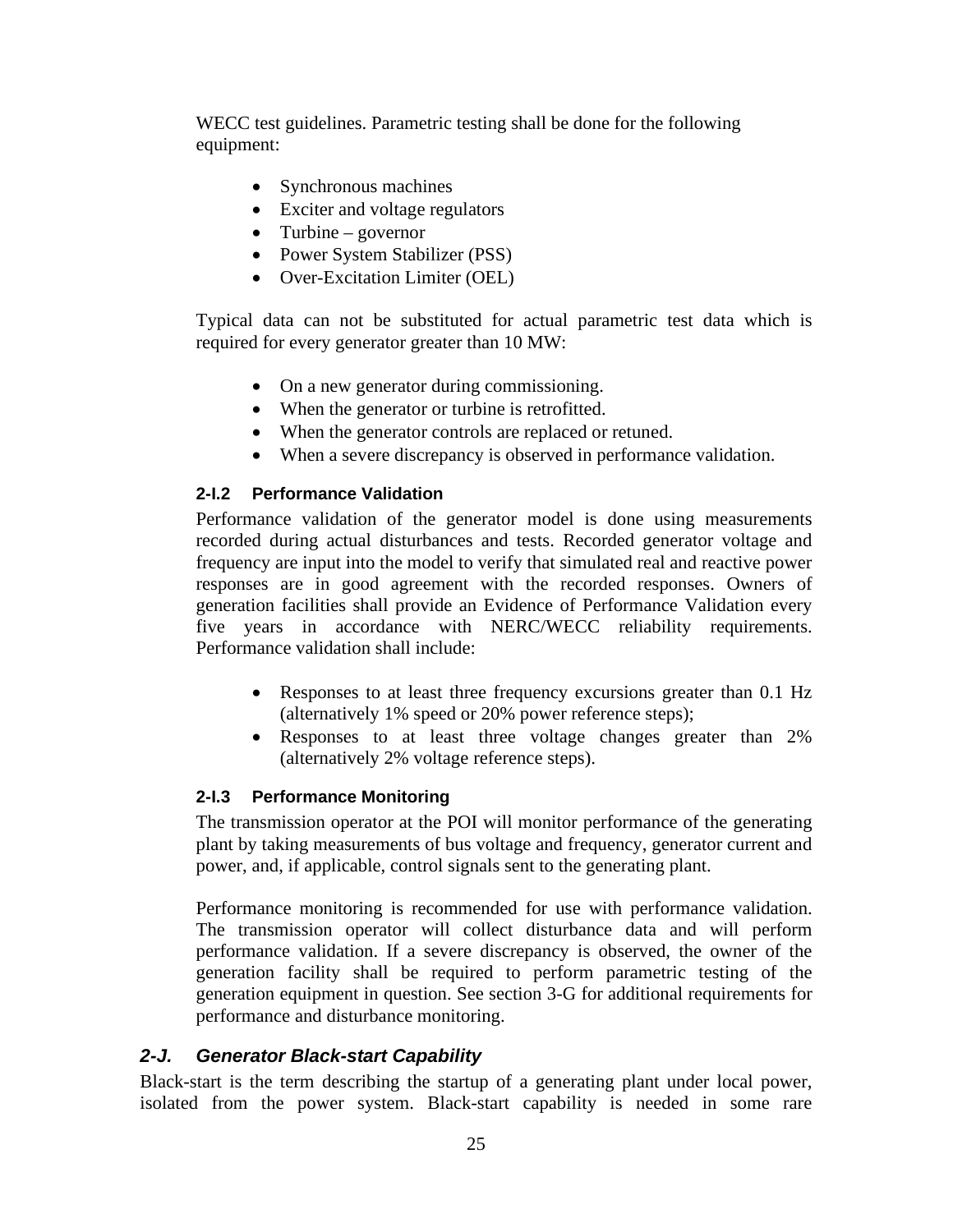WECC test guidelines. Parametric testing shall be done for the following equipment:

- Synchronous machines
- Exciter and voltage regulators
- Turbine – governor
- Power System Stabilizer (PSS)
- Over-Excitation Limiter (OEL)

Typical data can not be substituted for actual parametric test data which is required for every generator greater than 10 MW:

- On a new generator during commissioning.
- When the generator or turbine is retrofitted.
- When the generator controls are replaced or retuned.
- When a severe discrepancy is observed in performance validation.

### 2-I.2 Performance Validation

Performance validation of the generator model is done using measurements recorded during actual disturbances and tests. Recorded generator voltage and frequency are input into the model to verify that simulated real and reactive power responses are in good agreement with the recorded responses. Owners of generation facilities shall provide an Evidence of Performance Validation every five years in accordance with NERC/WECC reliability requirements. Performance validation shall include:

- Responses to at least three frequency excursions greater than 0.1 Hz (alternatively 1% speed or 20% power reference steps);
- Responses to at least three voltage changes greater than 2% (alternatively 2% voltage reference steps).

### 2-I.3 Performance Monitoring

The transmission operator at the POI will monitor performance of the generating plant by taking measurements of bus voltage and frequency, generator current and power, and, if applicable, control signals sent to the generating plant.

Performance monitoring is recommended for use with performance validation. The transmission operator will collect disturbance data and will perform performance validation. If a severe discrepancy is observed, the owner of the generation facility shall be required to perform parametric testing of the generation equipment in question. See section 3-G for additional requirements for performance and disturbance monitoring.

## *2-J. Generator Black-start Capability*

Black-start is the term describing the startup of a generating plant under local power, isolated from the power system. Black-start capability is needed in some rare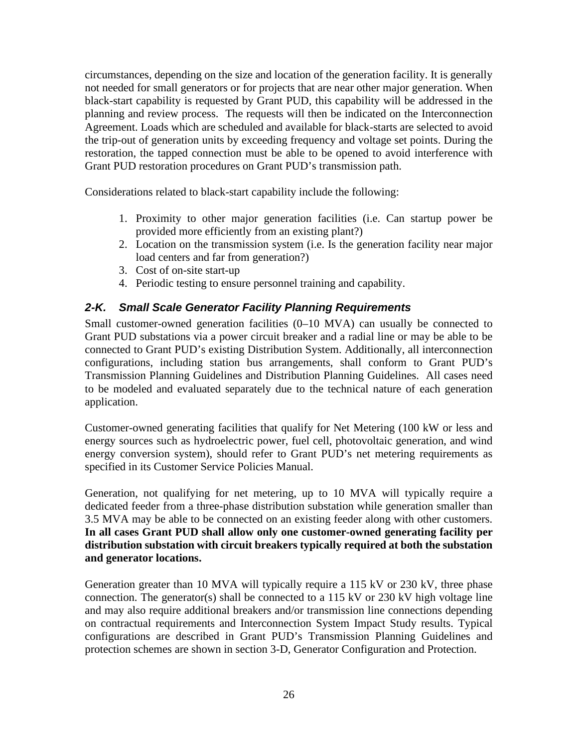circumstances, depending on the size and location of the generation facility. It is generally not needed for small generators or for projects that are near other major generation. When black-start capability is requested by Grant PUD, this capability will be addressed in the planning and review process. The requests will then be indicated on the Interconnection Agreement. Loads which are scheduled and available for black-starts are selected to avoid the trip-out of generation units by exceeding frequency and voltage set points. During the restoration, the tapped connection must be able to be opened to avoid interference with Grant PUD restoration procedures on Grant PUD's transmission path.

Considerations related to black-start capability include the following:

1. Proximity to other major generation facilities (i.e. Can startup power be provided more efficiently from an existing plant?)
2. Location on the transmission system (i.e. Is the generation facility near major load centers and far from generation?)
3. Cost of on-site start-up
4. Periodic testing to ensure personnel training and capability.

### *2-K. Small Scale Generator Facility Planning Requirements*

Small customer-owned generation facilities (0–10 MVA) can usually be connected to Grant PUD substations via a power circuit breaker and a radial line or may be able to be connected to Grant PUD's existing Distribution System. Additionally, all interconnection configurations, including station bus arrangements, shall conform to Grant PUD's Transmission Planning Guidelines and Distribution Planning Guidelines. All cases need to be modeled and evaluated separately due to the technical nature of each generation application.

Customer-owned generating facilities that qualify for Net Metering (100 kW or less and energy sources such as hydroelectric power, fuel cell, photovoltaic generation, and wind energy conversion system), should refer to Grant PUD's net metering requirements as specified in its Customer Service Policies Manual.

Generation, not qualifying for net metering, up to 10 MVA will typically require a dedicated feeder from a three-phase distribution substation while generation smaller than 3.5 MVA may be able to be connected on an existing feeder along with other customers. **In all cases Grant PUD shall allow only one customer-owned generating facility per distribution substation with circuit breakers typically required at both the substation and generator locations.**

Generation greater than 10 MVA will typically require a 115 kV or 230 kV, three phase connection. The generator(s) shall be connected to a 115 kV or 230 kV high voltage line and may also require additional breakers and/or transmission line connections depending on contractual requirements and Interconnection System Impact Study results. Typical configurations are described in Grant PUD's Transmission Planning Guidelines and protection schemes are shown in section 3-D, Generator Configuration and Protection.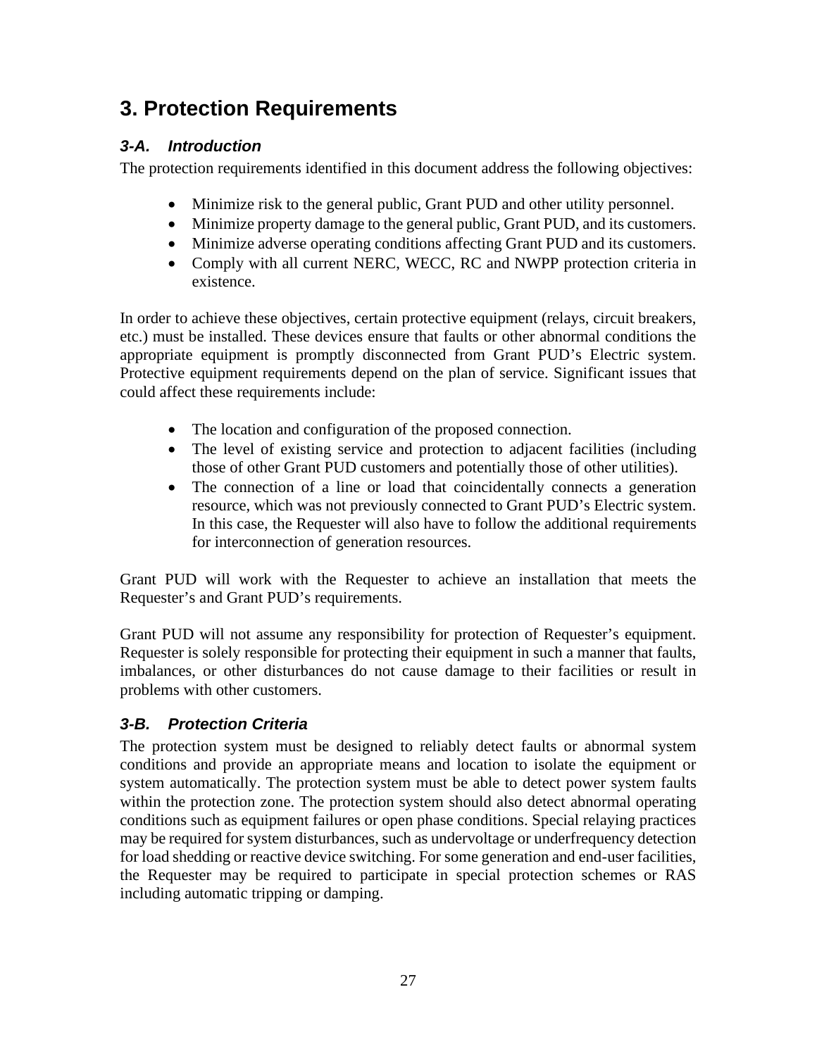# 3. Protection Requirements

### *3-A. Introduction*

The protection requirements identified in this document address the following objectives:

- Minimize risk to the general public, Grant PUD and other utility personnel.
- Minimize property damage to the general public, Grant PUD, and its customers.
- Minimize adverse operating conditions affecting Grant PUD and its customers.
- Comply with all current NERC, WECC, RC and NWPP protection criteria in existence.

In order to achieve these objectives, certain protective equipment (relays, circuit breakers, etc.) must be installed. These devices ensure that faults or other abnormal conditions the appropriate equipment is promptly disconnected from Grant PUD's Electric system. Protective equipment requirements depend on the plan of service. Significant issues that could affect these requirements include:

- The location and configuration of the proposed connection.
- The level of existing service and protection to adjacent facilities (including those of other Grant PUD customers and potentially those of other utilities).
- The connection of a line or load that coincidentally connects a generation resource, which was not previously connected to Grant PUD's Electric system. In this case, the Requester will also have to follow the additional requirements for interconnection of generation resources.

Grant PUD will work with the Requester to achieve an installation that meets the Requester's and Grant PUD's requirements.

Grant PUD will not assume any responsibility for protection of Requester's equipment. Requester is solely responsible for protecting their equipment in such a manner that faults, imbalances, or other disturbances do not cause damage to their facilities or result in problems with other customers.

### *3-B. Protection Criteria*

The protection system must be designed to reliably detect faults or abnormal system conditions and provide an appropriate means and location to isolate the equipment or system automatically. The protection system must be able to detect power system faults within the protection zone. The protection system should also detect abnormal operating conditions such as equipment failures or open phase conditions. Special relaying practices may be required for system disturbances, such as undervoltage or underfrequency detection for load shedding or reactive device switching. For some generation and end-user facilities, the Requester may be required to participate in special protection schemes or RAS including automatic tripping or damping.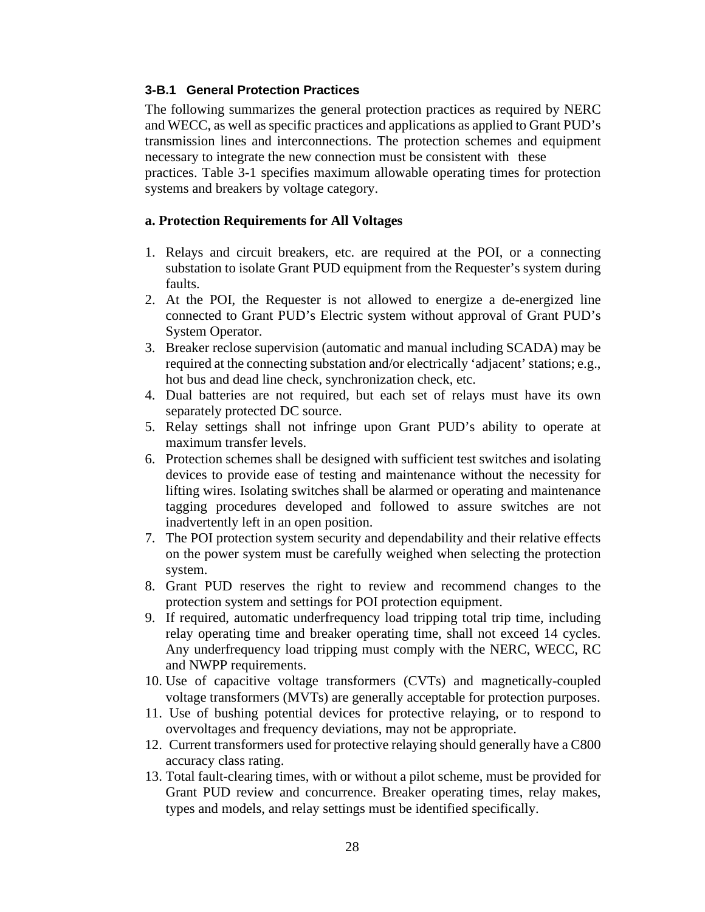### 3-B.1 General Protection Practices

The following summarizes the general protection practices as required by NERC and WECC, as well as specific practices and applications as applied to Grant PUD's transmission lines and interconnections. The protection schemes and equipment necessary to integrate the new connection must be consistent with these practices. Table 3-1 specifies maximum allowable operating times for protection systems and breakers by voltage category.

**a. Protection Requirements for All Voltages**

1. Relays and circuit breakers, etc. are required at the POI, or a connecting substation to isolate Grant PUD equipment from the Requester's system during faults.
2. At the POI, the Requester is not allowed to energize a de-energized line connected to Grant PUD's Electric system without approval of Grant PUD's System Operator.
3. Breaker reclose supervision (automatic and manual including SCADA) may be required at the connecting substation and/or electrically 'adjacent' stations; e.g., hot bus and dead line check, synchronization check, etc.
4. Dual batteries are not required, but each set of relays must have its own separately protected DC source.
5. Relay settings shall not infringe upon Grant PUD's ability to operate at maximum transfer levels.
6. Protection schemes shall be designed with sufficient test switches and isolating devices to provide ease of testing and maintenance without the necessity for lifting wires. Isolating switches shall be alarmed or operating and maintenance tagging procedures developed and followed to assure switches are not inadvertently left in an open position.
7. The POI protection system security and dependability and their relative effects on the power system must be carefully weighed when selecting the protection system.
8. Grant PUD reserves the right to review and recommend changes to the protection system and settings for POI protection equipment.
9. If required, automatic underfrequency load tripping total trip time, including relay operating time and breaker operating time, shall not exceed 14 cycles. Any underfrequency load tripping must comply with the NERC, WECC, RC and NWPP requirements.
10. Use of capacitive voltage transformers (CVTs) and magnetically-coupled voltage transformers (MVTs) are generally acceptable for protection purposes.
11. Use of bushing potential devices for protective relaying, or to respond to overvoltages and frequency deviations, may not be appropriate.
12. Current transformers used for protective relaying should generally have a C800 accuracy class rating.
13. Total fault-clearing times, with or without a pilot scheme, must be provided for Grant PUD review and concurrence. Breaker operating times, relay makes, types and models, and relay settings must be identified specifically.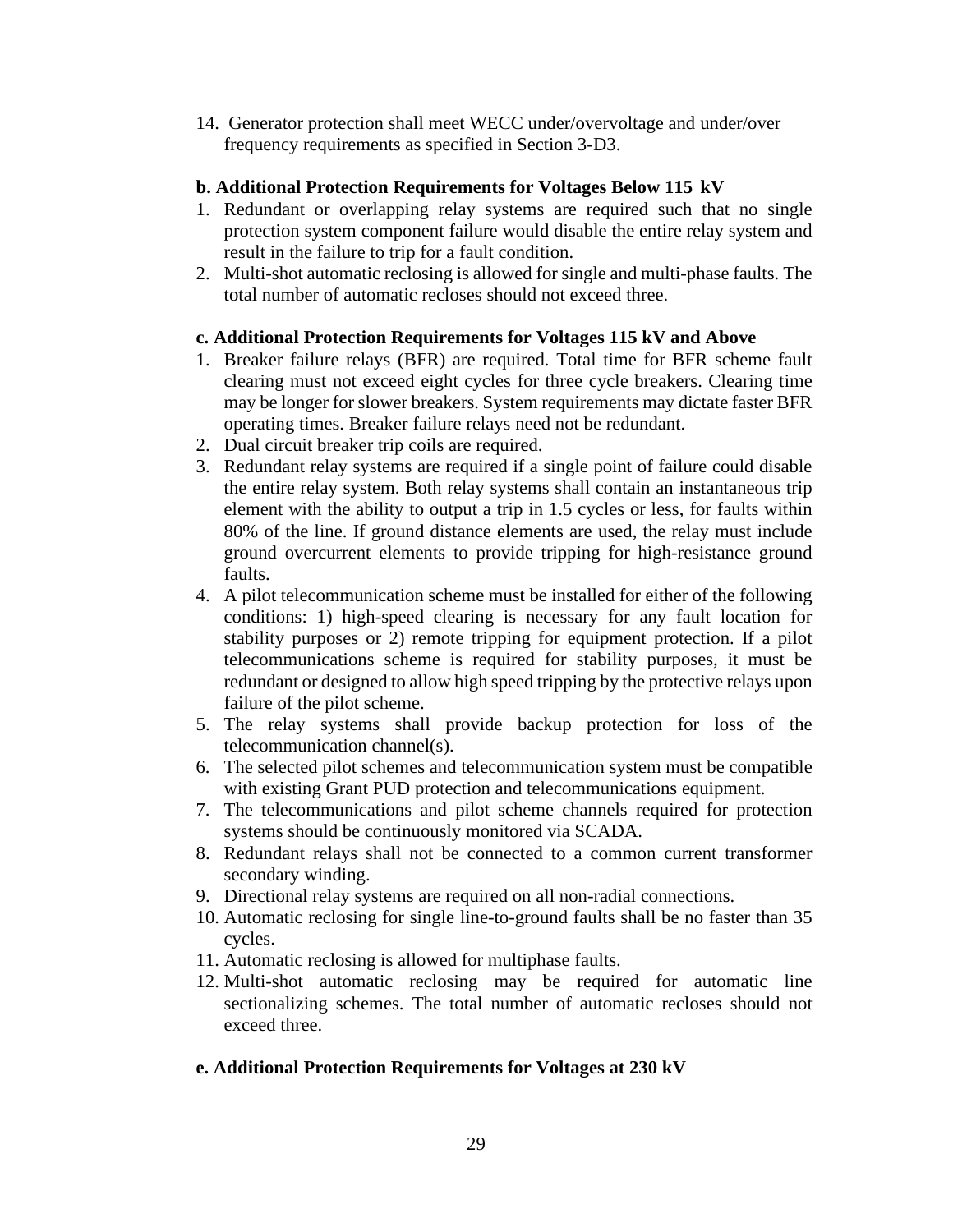14. Generator protection shall meet WECC under/overvoltage and under/over frequency requirements as specified in Section 3-D3.

**b. Additional Protection Requirements for Voltages Below 115 kV**

1. Redundant or overlapping relay systems are required such that no single protection system component failure would disable the entire relay system and result in the failure to trip for a fault condition.
2. Multi-shot automatic reclosing is allowed for single and multi-phase faults. The total number of automatic recloses should not exceed three.

**c. Additional Protection Requirements for Voltages 115 kV and Above**

1. Breaker failure relays (BFR) are required. Total time for BFR scheme fault clearing must not exceed eight cycles for three cycle breakers. Clearing time may be longer for slower breakers. System requirements may dictate faster BFR operating times. Breaker failure relays need not be redundant.
2. Dual circuit breaker trip coils are required.
3. Redundant relay systems are required if a single point of failure could disable the entire relay system. Both relay systems shall contain an instantaneous trip element with the ability to output a trip in 1.5 cycles or less, for faults within 80% of the line. If ground distance elements are used, the relay must include ground overcurrent elements to provide tripping for high-resistance ground faults.
4. A pilot telecommunication scheme must be installed for either of the following conditions: 1) high-speed clearing is necessary for any fault location for stability purposes or 2) remote tripping for equipment protection. If a pilot telecommunications scheme is required for stability purposes, it must be redundant or designed to allow high speed tripping by the protective relays upon failure of the pilot scheme.
5. The relay systems shall provide backup protection for loss of the telecommunication channel(s).
6. The selected pilot schemes and telecommunication system must be compatible with existing Grant PUD protection and telecommunications equipment.
7. The telecommunications and pilot scheme channels required for protection systems should be continuously monitored via SCADA.
8. Redundant relays shall not be connected to a common current transformer secondary winding.
9. Directional relay systems are required on all non-radial connections.
10. Automatic reclosing for single line-to-ground faults shall be no faster than 35 cycles.
11. Automatic reclosing is allowed for multiphase faults.
12. Multi-shot automatic reclosing may be required for automatic line sectionalizing schemes. The total number of automatic recloses should not exceed three.

**e. Additional Protection Requirements for Voltages at 230 kV**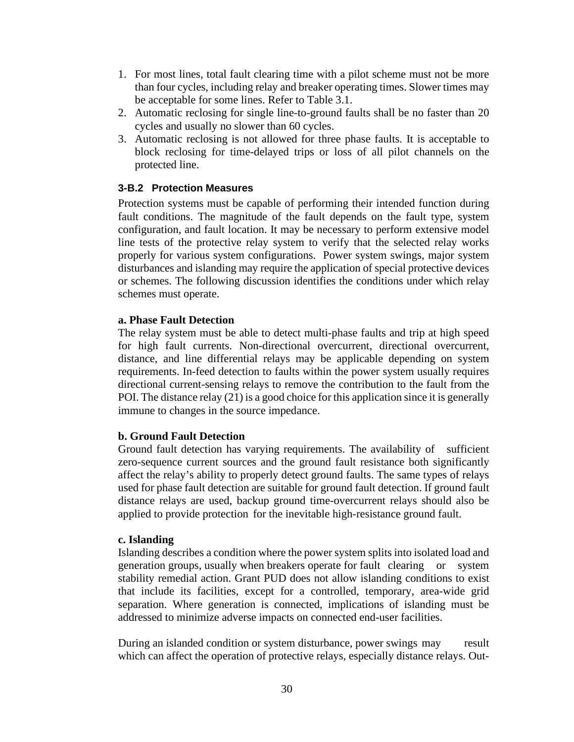1. For most lines, total fault clearing time with a pilot scheme must not be more than four cycles, including relay and breaker operating times. Slower times may be acceptable for some lines. Refer to Table 3.1.
2. Automatic reclosing for single line-to-ground faults shall be no faster than 20 cycles and usually no slower than 60 cycles.
3. Automatic reclosing is not allowed for three phase faults. It is acceptable to block reclosing for time-delayed trips or loss of all pilot channels on the protected line.

### 3-B.2 Protection Measures

Protection systems must be capable of performing their intended function during fault conditions. The magnitude of the fault depends on the fault type, system configuration, and fault location. It may be necessary to perform extensive model line tests of the protective relay system to verify that the selected relay works properly for various system configurations. Power system swings, major system disturbances and islanding may require the application of special protective devices or schemes. The following discussion identifies the conditions under which relay schemes must operate.

**a. Phase Fault Detection**

The relay system must be able to detect multi-phase faults and trip at high speed for high fault currents. Non-directional overcurrent, directional overcurrent, distance, and line differential relays may be applicable depending on system requirements. In-feed detection to faults within the power system usually requires directional current-sensing relays to remove the contribution to the fault from the POI. The distance relay (21) is a good choice for this application since it is generally immune to changes in the source impedance.

**b. Ground Fault Detection**

Ground fault detection has varying requirements. The availability of sufficient zero-sequence current sources and the ground fault resistance both significantly affect the relay's ability to properly detect ground faults. The same types of relays used for phase fault detection are suitable for ground fault detection. If ground fault distance relays are used, backup ground time-overcurrent relays should also be applied to provide protection for the inevitable high-resistance ground fault.

**c. Islanding**

Islanding describes a condition where the power system splits into isolated load and generation groups, usually when breakers operate for fault clearing or system stability remedial action. Grant PUD does not allow islanding conditions to exist that include its facilities, except for a controlled, temporary, area-wide grid separation. Where generation is connected, implications of islanding must be addressed to minimize adverse impacts on connected end-user facilities.

During an islanded condition or system disturbance, power swings may result which can affect the operation of protective relays, especially distance relays. Out-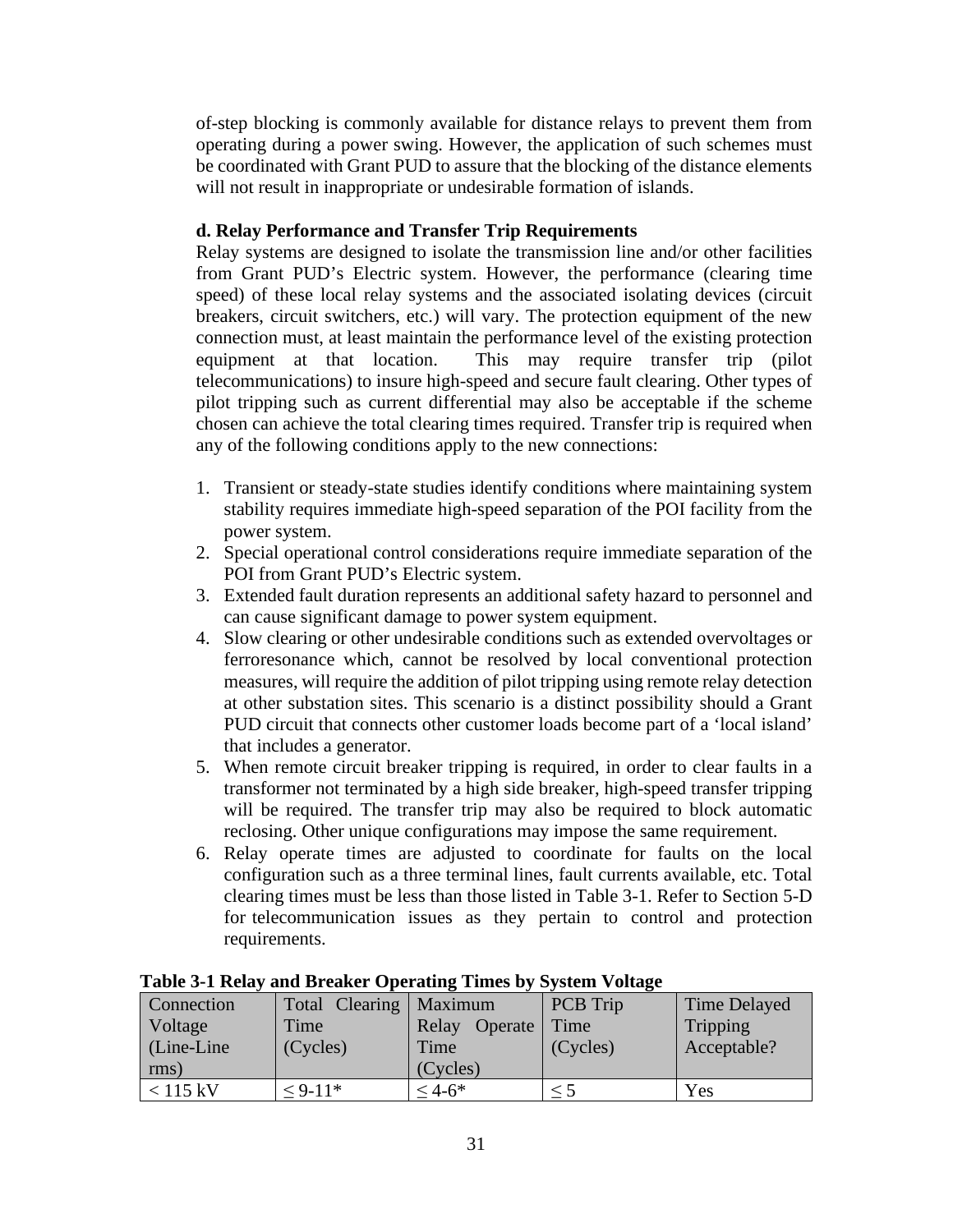of-step blocking is commonly available for distance relays to prevent them from operating during a power swing. However, the application of such schemes must be coordinated with Grant PUD to assure that the blocking of the distance elements will not result in inappropriate or undesirable formation of islands.

**d. Relay Performance and Transfer Trip Requirements**

Relay systems are designed to isolate the transmission line and/or other facilities from Grant PUD's Electric system. However, the performance (clearing time speed) of these local relay systems and the associated isolating devices (circuit breakers, circuit switchers, etc.) will vary. The protection equipment of the new connection must, at least maintain the performance level of the existing protection equipment at that location. This may require transfer trip (pilot telecommunications) to insure high-speed and secure fault clearing. Other types of pilot tripping such as current differential may also be acceptable if the scheme chosen can achieve the total clearing times required. Transfer trip is required when any of the following conditions apply to the new connections:

1. Transient or steady-state studies identify conditions where maintaining system stability requires immediate high-speed separation of the POI facility from the power system.
2. Special operational control considerations require immediate separation of the POI from Grant PUD's Electric system.
3. Extended fault duration represents an additional safety hazard to personnel and can cause significant damage to power system equipment.
4. Slow clearing or other undesirable conditions such as extended overvoltages or ferroresonance which, cannot be resolved by local conventional protection measures, will require the addition of pilot tripping using remote relay detection at other substation sites. This scenario is a distinct possibility should a Grant PUD circuit that connects other customer loads become part of a 'local island' that includes a generator.
5. When remote circuit breaker tripping is required, in order to clear faults in a transformer not terminated by a high side breaker, high-speed transfer tripping will be required. The transfer trip may also be required to block automatic reclosing. Other unique configurations may impose the same requirement.
6. Relay operate times are adjusted to coordinate for faults on the local configuration such as a three terminal lines, fault currents available, etc. Total clearing times must be less than those listed in Table 3-1. Refer to Section 5-D for telecommunication issues as they pertain to control and protection requirements.

**Table 3-1 Relay and Breaker Operating Times by System Voltage**

| Connection Voltage (Line-Line rms) | Total Clearing Time (Cycles) | Maximum Relay Operate Time (Cycles) | PCB Trip Time (Cycles) | Time Delayed Tripping Acceptable? |
|---|---|---|---|---|
| < 115 kV | ≤ 9-11* | ≤ 4-6* | ≤ 5 | Yes |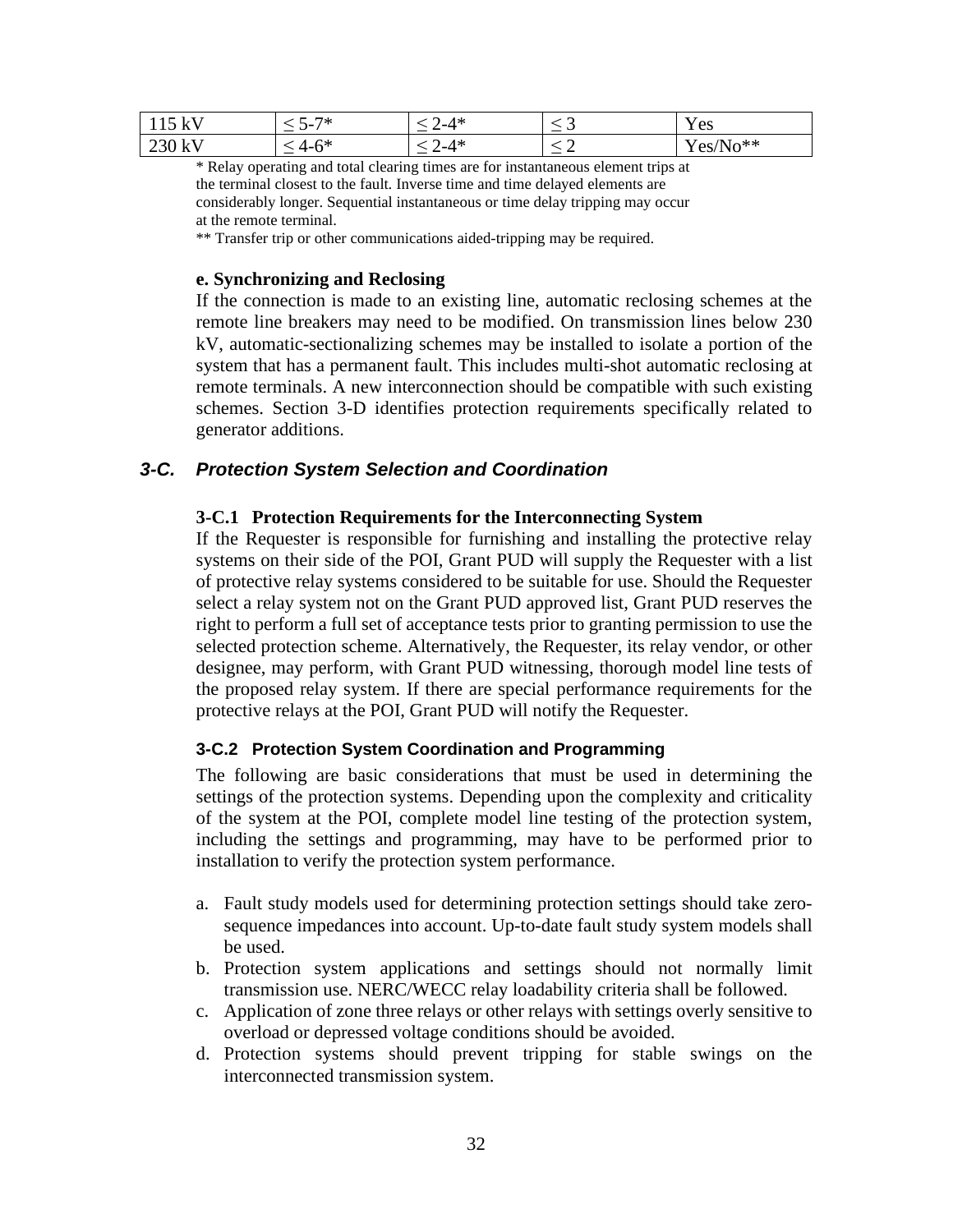| 115 kV | ≤ 5-7* | ≤ 2-4* | ≤ 3 | Yes |
|---|---|---|---|---|
| 230 kV | ≤ 4-6* | ≤ 2-4* | ≤ 2 | Yes/No** |

\* Relay operating and total clearing times are for instantaneous element trips at the terminal closest to the fault. Inverse time and time delayed elements are considerably longer. Sequential instantaneous or time delay tripping may occur at the remote terminal.

\*\* Transfer trip or other communications aided-tripping may be required.

**e. Synchronizing and Reclosing**

If the connection is made to an existing line, automatic reclosing schemes at the remote line breakers may need to be modified. On transmission lines below 230 kV, automatic-sectionalizing schemes may be installed to isolate a portion of the system that has a permanent fault. This includes multi-shot automatic reclosing at remote terminals. A new interconnection should be compatible with such existing schemes. Section 3-D identifies protection requirements specifically related to generator additions.

## 3-C. Protection System Selection and Coordination

### 3-C.1 Protection Requirements for the Interconnecting System

If the Requester is responsible for furnishing and installing the protective relay systems on their side of the POI, Grant PUD will supply the Requester with a list of protective relay systems considered to be suitable for use. Should the Requester select a relay system not on the Grant PUD approved list, Grant PUD reserves the right to perform a full set of acceptance tests prior to granting permission to use the selected protection scheme. Alternatively, the Requester, its relay vendor, or other designee, may perform, with Grant PUD witnessing, thorough model line tests of the proposed relay system. If there are special performance requirements for the protective relays at the POI, Grant PUD will notify the Requester.

### 3-C.2 Protection System Coordination and Programming

The following are basic considerations that must be used in determining the settings of the protection systems. Depending upon the complexity and criticality of the system at the POI, complete model line testing of the protection system, including the settings and programming, may have to be performed prior to installation to verify the protection system performance.

a. Fault study models used for determining protection settings should take zero-sequence impedances into account. Up-to-date fault study system models shall be used.
b. Protection system applications and settings should not normally limit transmission use. NERC/WECC relay loadability criteria shall be followed.
c. Application of zone three relays or other relays with settings overly sensitive to overload or depressed voltage conditions should be avoided.
d. Protection systems should prevent tripping for stable swings on the interconnected transmission system.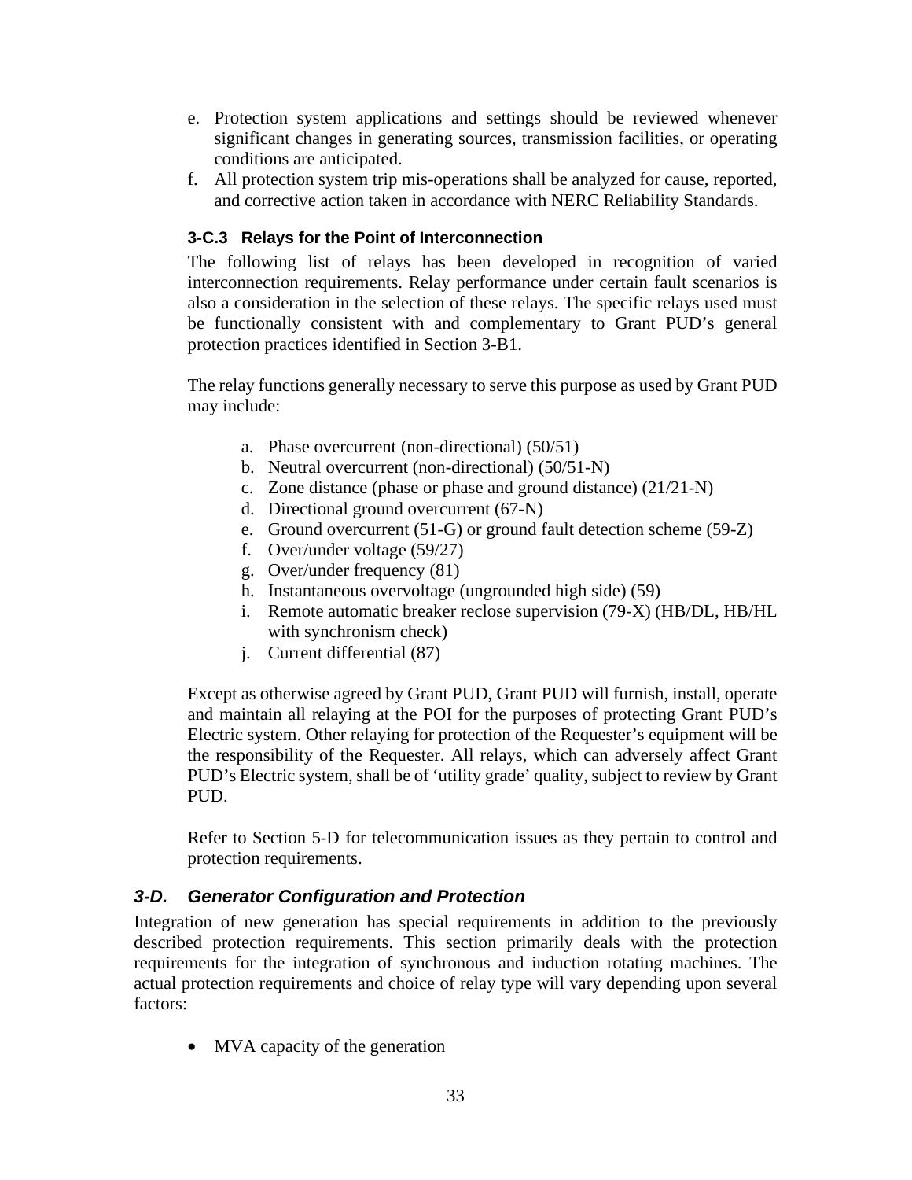e. Protection system applications and settings should be reviewed whenever significant changes in generating sources, transmission facilities, or operating conditions are anticipated.
f. All protection system trip mis-operations shall be analyzed for cause, reported, and corrective action taken in accordance with NERC Reliability Standards.

### 3-C.3 Relays for the Point of Interconnection

The following list of relays has been developed in recognition of varied interconnection requirements. Relay performance under certain fault scenarios is also a consideration in the selection of these relays. The specific relays used must be functionally consistent with and complementary to Grant PUD's general protection practices identified in Section 3-B1.

The relay functions generally necessary to serve this purpose as used by Grant PUD may include:

a. Phase overcurrent (non-directional) (50/51)
b. Neutral overcurrent (non-directional) (50/51-N)
c. Zone distance (phase or phase and ground distance) (21/21-N)
d. Directional ground overcurrent (67-N)
e. Ground overcurrent (51-G) or ground fault detection scheme (59-Z)
f. Over/under voltage (59/27)
g. Over/under frequency (81)
h. Instantaneous overvoltage (ungrounded high side) (59)
i. Remote automatic breaker reclose supervision (79-X) (HB/DL, HB/HL with synchronism check)
j. Current differential (87)

Except as otherwise agreed by Grant PUD, Grant PUD will furnish, install, operate and maintain all relaying at the POI for the purposes of protecting Grant PUD's Electric system. Other relaying for protection of the Requester's equipment will be the responsibility of the Requester. All relays, which can adversely affect Grant PUD's Electric system, shall be of 'utility grade' quality, subject to review by Grant PUD.

Refer to Section 5-D for telecommunication issues as they pertain to control and protection requirements.

## *3-D. Generator Configuration and Protection*

Integration of new generation has special requirements in addition to the previously described protection requirements. This section primarily deals with the protection requirements for the integration of synchronous and induction rotating machines. The actual protection requirements and choice of relay type will vary depending upon several factors:

- MVA capacity of the generation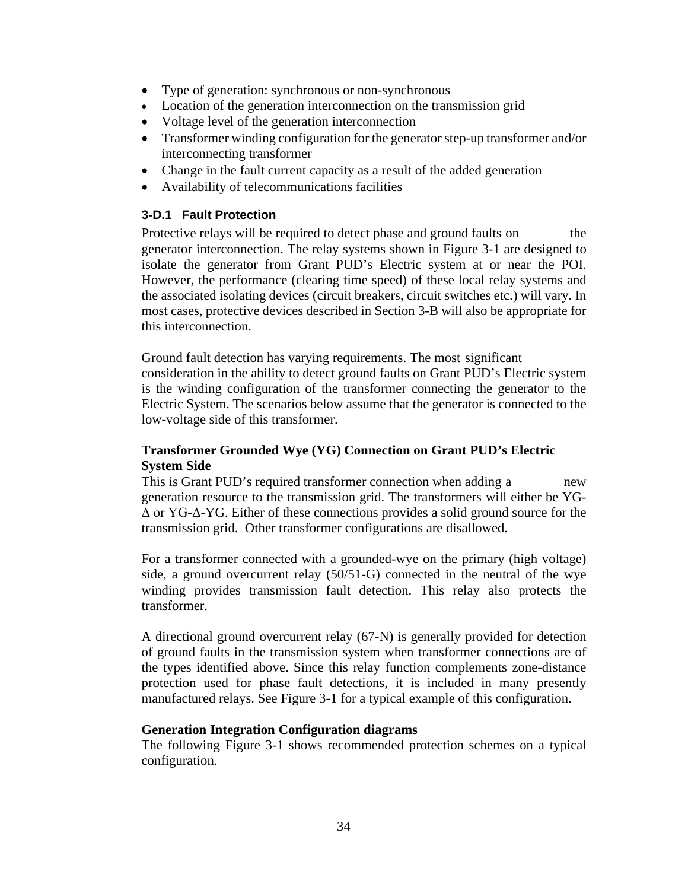- Type of generation: synchronous or non-synchronous
- Location of the generation interconnection on the transmission grid
- Voltage level of the generation interconnection
- Transformer winding configuration for the generator step-up transformer and/or interconnecting transformer
- Change in the fault current capacity as a result of the added generation
- Availability of telecommunications facilities

### 3-D.1 Fault Protection

Protective relays will be required to detect phase and ground faults on the generator interconnection. The relay systems shown in Figure 3-1 are designed to isolate the generator from Grant PUD's Electric system at or near the POI. However, the performance (clearing time speed) of these local relay systems and the associated isolating devices (circuit breakers, circuit switches etc.) will vary. In most cases, protective devices described in Section 3-B will also be appropriate for this interconnection.

Ground fault detection has varying requirements. The most significant consideration in the ability to detect ground faults on Grant PUD's Electric system is the winding configuration of the transformer connecting the generator to the Electric System. The scenarios below assume that the generator is connected to the low-voltage side of this transformer.

**Transformer Grounded Wye (YG) Connection on Grant PUD's Electric System Side**

This is Grant PUD's required transformer connection when adding a new generation resource to the transmission grid. The transformers will either be YG-Δ or YG-Δ-YG. Either of these connections provides a solid ground source for the transmission grid. Other transformer configurations are disallowed.

For a transformer connected with a grounded-wye on the primary (high voltage) side, a ground overcurrent relay (50/51-G) connected in the neutral of the wye winding provides transmission fault detection. This relay also protects the transformer.

A directional ground overcurrent relay (67-N) is generally provided for detection of ground faults in the transmission system when transformer connections are of the types identified above. Since this relay function complements zone-distance protection used for phase fault detections, it is included in many presently manufactured relays. See Figure 3-1 for a typical example of this configuration.

**Generation Integration Configuration diagrams**

The following Figure 3-1 shows recommended protection schemes on a typical configuration.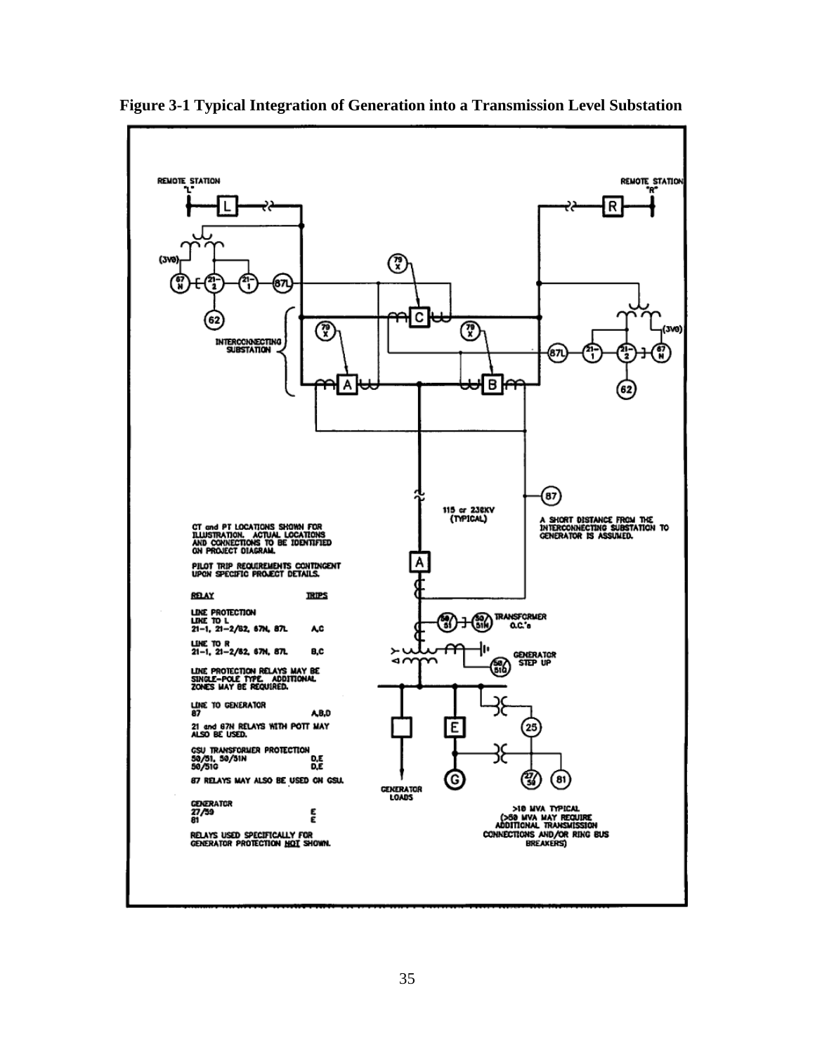**Figure 3-1 Typical Integration of Generation into a Transmission Level Substation**

REMOTE STATION "L"

REMOTE STATION "R"

INTERCONNECTING SUBSTATION

115 or 230KV (TYPICAL)

A SHORT DISTANCE FROM THE INTERCONNECTING SUBSTATION TO GENERATOR IS ASSUMED.

CT and PT LOCATIONS SHOWN FOR ILLUSTRATION. ACTUAL LOCATIONS AND CONNECTIONS TO BE IDENTIFIED ON PROJECT DIAGRAM.

PILOT TRIP REQUIREMENTS CONTINGENT UPON SPECIFIC PROJECT DETAILS.

| RELAY | TRIPS |
|---|---|
| LINE PROTECTION | |
| LINE TO L | |
| 21-1, 21-2/62, 67N, 87L | A,C |
| LINE TO R | |
| 21-1, 21-2/62, 67N, 87L | B,C |

LINE PROTECTION RELAYS MAY BE SINGLE-POLE TYPE. ADDITIONAL ZONES MAY BE REQUIRED.

| RELAY | TRIPS |
|---|---|
| LINE TO GENERATOR | |
| 87 | A,B,D |

21 and 67N RELAYS WITH POTT MAY ALSO BE USED.

| RELAY | TRIPS |
|---|---|
| GSU TRANSFORMER PROTECTION | |
| 50/51, 50/51N | D,E |
| 50/51G | D,E |

87 RELAYS MAY ALSO BE USED ON GSU.

| RELAY | TRIPS |
|---|---|
| GENERATOR | |
| 27/59 | E |
| 81 | E |

RELAYS USED SPECIFICALLY FOR GENERATOR PROTECTION NOT SHOWN.

TRANSFORMER O.C.'s

GENERATOR STEP UP

GENERATOR LOADS

>10 MVA TYPICAL (>50 MVA MAY REQUIRE ADDITIONAL TRANSMISSION CONNECTIONS AND/OR RING BUS BREAKERS)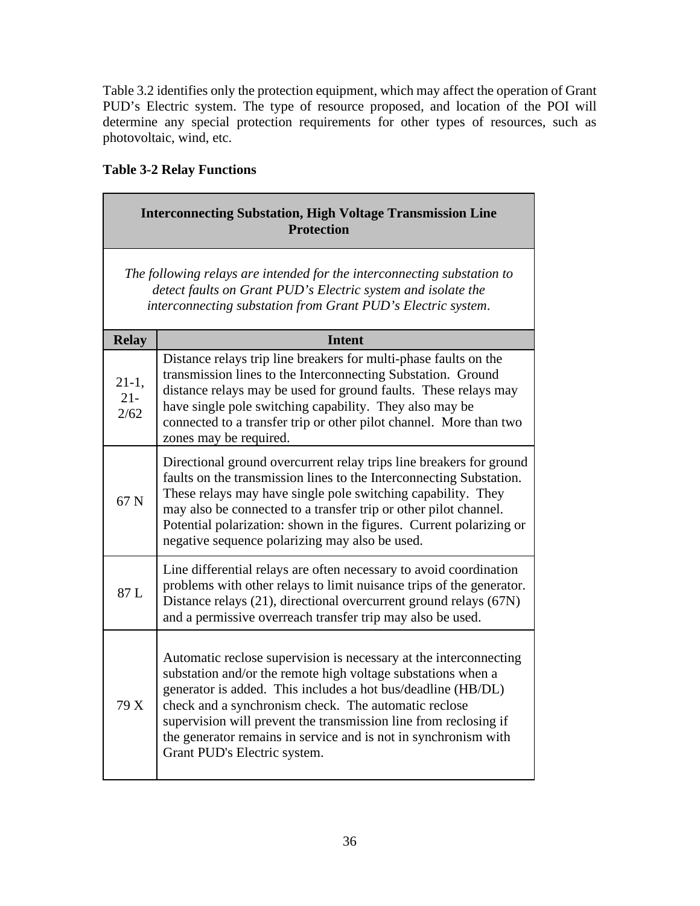Table 3.2 identifies only the protection equipment, which may affect the operation of Grant PUD's Electric system. The type of resource proposed, and location of the POI will determine any special protection requirements for other types of resources, such as photovoltaic, wind, etc.

**Table 3-2 Relay Functions**

| **Interconnecting Substation, High Voltage Transmission Line Protection** | |
|---|---|
| *The following relays are intended for the interconnecting substation to detect faults on Grant PUD's Electric system and isolate the interconnecting substation from Grant PUD's Electric system.* | |
| **Relay** | **Intent** |
| 21-1, 21-2/62 | Distance relays trip line breakers for multi-phase faults on the transmission lines to the Interconnecting Substation. Ground distance relays may be used for ground faults. These relays may have single pole switching capability. They also may be connected to a transfer trip or other pilot channel. More than two zones may be required. |
| 67 N | Directional ground overcurrent relay trips line breakers for ground faults on the transmission lines to the Interconnecting Substation. These relays may have single pole switching capability. They may also be connected to a transfer trip or other pilot channel. Potential polarization: shown in the figures. Current polarizing or negative sequence polarizing may also be used. |
| 87 L | Line differential relays are often necessary to avoid coordination problems with other relays to limit nuisance trips of the generator. Distance relays (21), directional overcurrent ground relays (67N) and a permissive overreach transfer trip may also be used. |
| 79 X | Automatic reclose supervision is necessary at the interconnecting substation and/or the remote high voltage substations when a generator is added. This includes a hot bus/deadline (HB/DL) check and a synchronism check. The automatic reclose supervision will prevent the transmission line from reclosing if the generator remains in service and is not in synchronism with Grant PUD's Electric system. |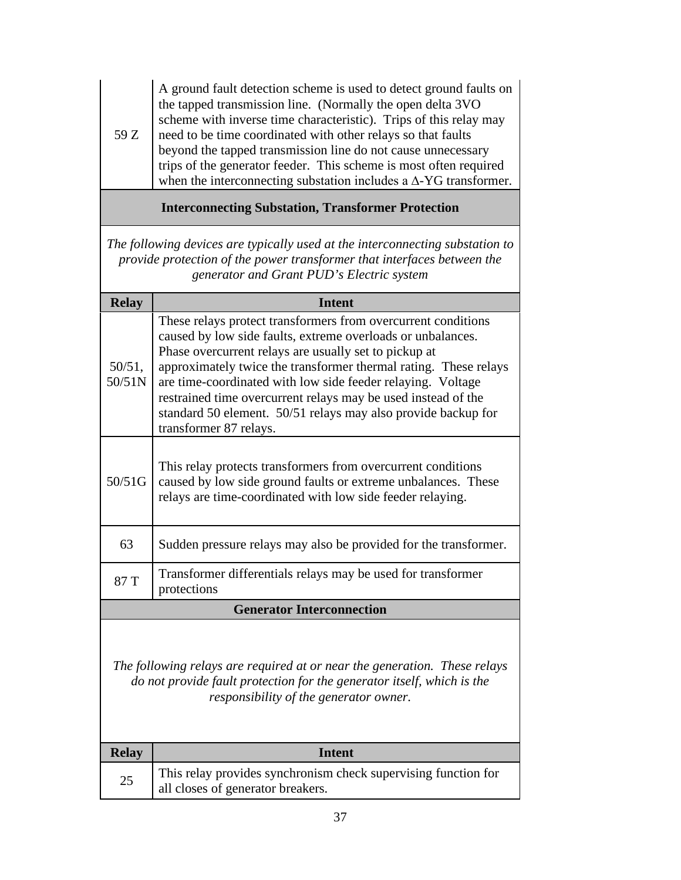| | |
|---|---|
| 59 Z | A ground fault detection scheme is used to detect ground faults on the tapped transmission line. (Normally the open delta 3VO scheme with inverse time characteristic). Trips of this relay may need to be time coordinated with other relays so that faults beyond the tapped transmission line do not cause unnecessary trips of the generator feeder. This scheme is most often required when the interconnecting substation includes a Δ-YG transformer. |

**Interconnecting Substation, Transformer Protection**

*The following devices are typically used at the interconnecting substation to provide protection of the power transformer that interfaces between the generator and Grant PUD's Electric system*

| Relay | Intent |
|---|---|
| 50/51, 50/51N | These relays protect transformers from overcurrent conditions caused by low side faults, extreme overloads or unbalances. Phase overcurrent relays are usually set to pickup at approximately twice the transformer thermal rating. These relays are time-coordinated with low side feeder relaying. Voltage restrained time overcurrent relays may be used instead of the standard 50 element. 50/51 relays may also provide backup for transformer 87 relays. |
| 50/51G | This relay protects transformers from overcurrent conditions caused by low side ground faults or extreme unbalances. These relays are time-coordinated with low side feeder relaying. |
| 63 | Sudden pressure relays may also be provided for the transformer. |
| 87 T | Transformer differentials relays may be used for transformer protections |

**Generator Interconnection**

*The following relays are required at or near the generation. These relays do not provide fault protection for the generator itself, which is the responsibility of the generator owner.*

| Relay | Intent |
|---|---|
| 25 | This relay provides synchronism check supervising function for all closes of generator breakers. |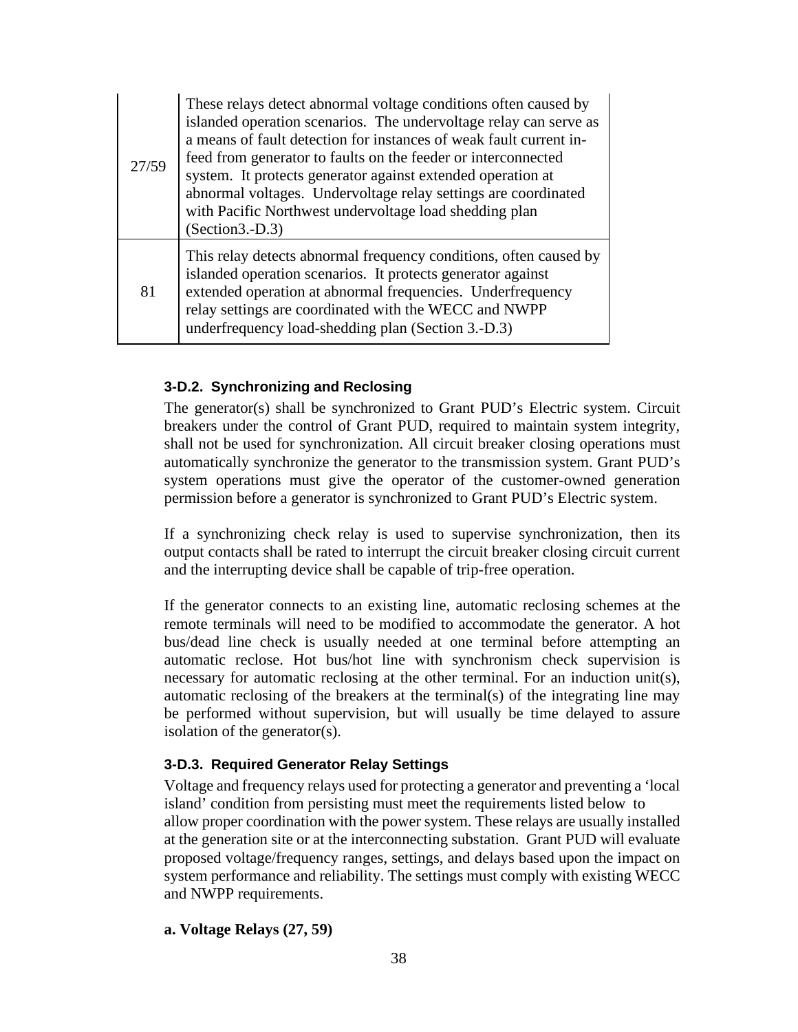| | |
|---|---|
| 27/59 | These relays detect abnormal voltage conditions often caused by islanded operation scenarios. The undervoltage relay can serve as a means of fault detection for instances of weak fault current in-feed from generator to faults on the feeder or interconnected system. It protects generator against extended operation at abnormal voltages. Undervoltage relay settings are coordinated with Pacific Northwest undervoltage load shedding plan (Section3.-D.3) |
| 81 | This relay detects abnormal frequency conditions, often caused by islanded operation scenarios. It protects generator against extended operation at abnormal frequencies. Underfrequency relay settings are coordinated with the WECC and NWPP underfrequency load-shedding plan (Section 3.-D.3) |

### 3-D.2. Synchronizing and Reclosing

The generator(s) shall be synchronized to Grant PUD's Electric system. Circuit breakers under the control of Grant PUD, required to maintain system integrity, shall not be used for synchronization. All circuit breaker closing operations must automatically synchronize the generator to the transmission system. Grant PUD's system operations must give the operator of the customer-owned generation permission before a generator is synchronized to Grant PUD's Electric system.

If a synchronizing check relay is used to supervise synchronization, then its output contacts shall be rated to interrupt the circuit breaker closing circuit current and the interrupting device shall be capable of trip-free operation.

If the generator connects to an existing line, automatic reclosing schemes at the remote terminals will need to be modified to accommodate the generator. A hot bus/dead line check is usually needed at one terminal before attempting an automatic reclose. Hot bus/hot line with synchronism check supervision is necessary for automatic reclosing at the other terminal. For an induction unit(s), automatic reclosing of the breakers at the terminal(s) of the integrating line may be performed without supervision, but will usually be time delayed to assure isolation of the generator(s).

### 3-D.3. Required Generator Relay Settings

Voltage and frequency relays used for protecting a generator and preventing a 'local island' condition from persisting must meet the requirements listed below to allow proper coordination with the power system. These relays are usually installed at the generation site or at the interconnecting substation. Grant PUD will evaluate proposed voltage/frequency ranges, settings, and delays based upon the impact on system performance and reliability. The settings must comply with existing WECC and NWPP requirements.

**a. Voltage Relays (27, 59)**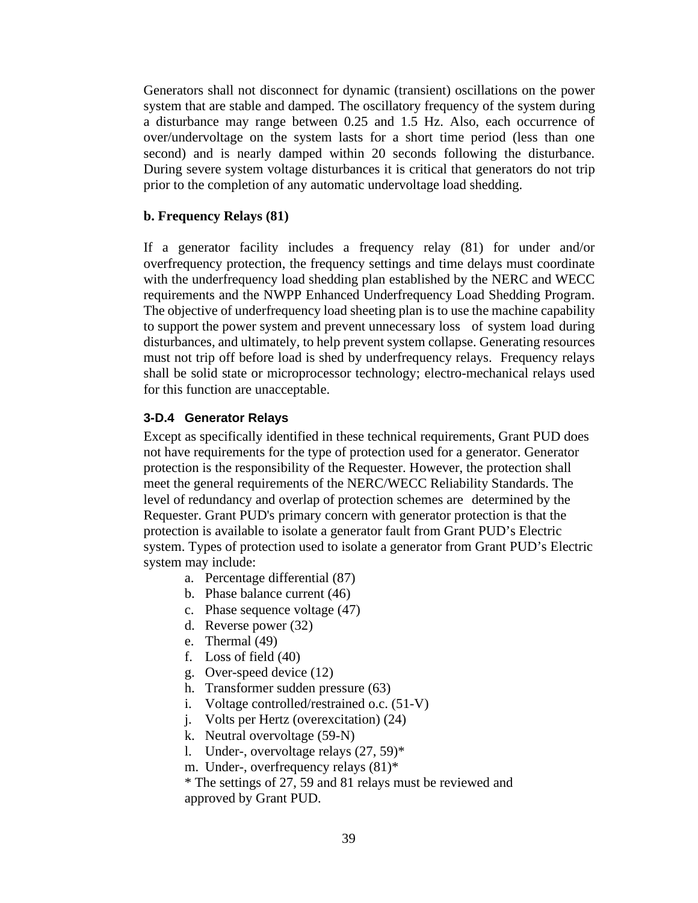Generators shall not disconnect for dynamic (transient) oscillations on the power system that are stable and damped. The oscillatory frequency of the system during a disturbance may range between 0.25 and 1.5 Hz. Also, each occurrence of over/undervoltage on the system lasts for a short time period (less than one second) and is nearly damped within 20 seconds following the disturbance. During severe system voltage disturbances it is critical that generators do not trip prior to the completion of any automatic undervoltage load shedding.

**b. Frequency Relays (81)**

If a generator facility includes a frequency relay (81) for under and/or overfrequency protection, the frequency settings and time delays must coordinate with the underfrequency load shedding plan established by the NERC and WECC requirements and the NWPP Enhanced Underfrequency Load Shedding Program. The objective of underfrequency load sheeting plan is to use the machine capability to support the power system and prevent unnecessary loss of system load during disturbances, and ultimately, to help prevent system collapse. Generating resources must not trip off before load is shed by underfrequency relays. Frequency relays shall be solid state or microprocessor technology; electro-mechanical relays used for this function are unacceptable.

### 3-D.4 Generator Relays

Except as specifically identified in these technical requirements, Grant PUD does not have requirements for the type of protection used for a generator. Generator protection is the responsibility of the Requester. However, the protection shall meet the general requirements of the NERC/WECC Reliability Standards. The level of redundancy and overlap of protection schemes are determined by the Requester. Grant PUD's primary concern with generator protection is that the protection is available to isolate a generator fault from Grant PUD's Electric system. Types of protection used to isolate a generator from Grant PUD's Electric system may include:

a. Percentage differential (87)
b. Phase balance current (46)
c. Phase sequence voltage (47)
d. Reverse power (32)
e. Thermal (49)
f. Loss of field (40)
g. Over-speed device (12)
h. Transformer sudden pressure (63)
i. Voltage controlled/restrained o.c. (51-V)
j. Volts per Hertz (overexcitation) (24)
k. Neutral overvoltage (59-N)
l. Under-, overvoltage relays (27, 59)*
m. Under-, overfrequency relays (81)*

\* The settings of 27, 59 and 81 relays must be reviewed and approved by Grant PUD.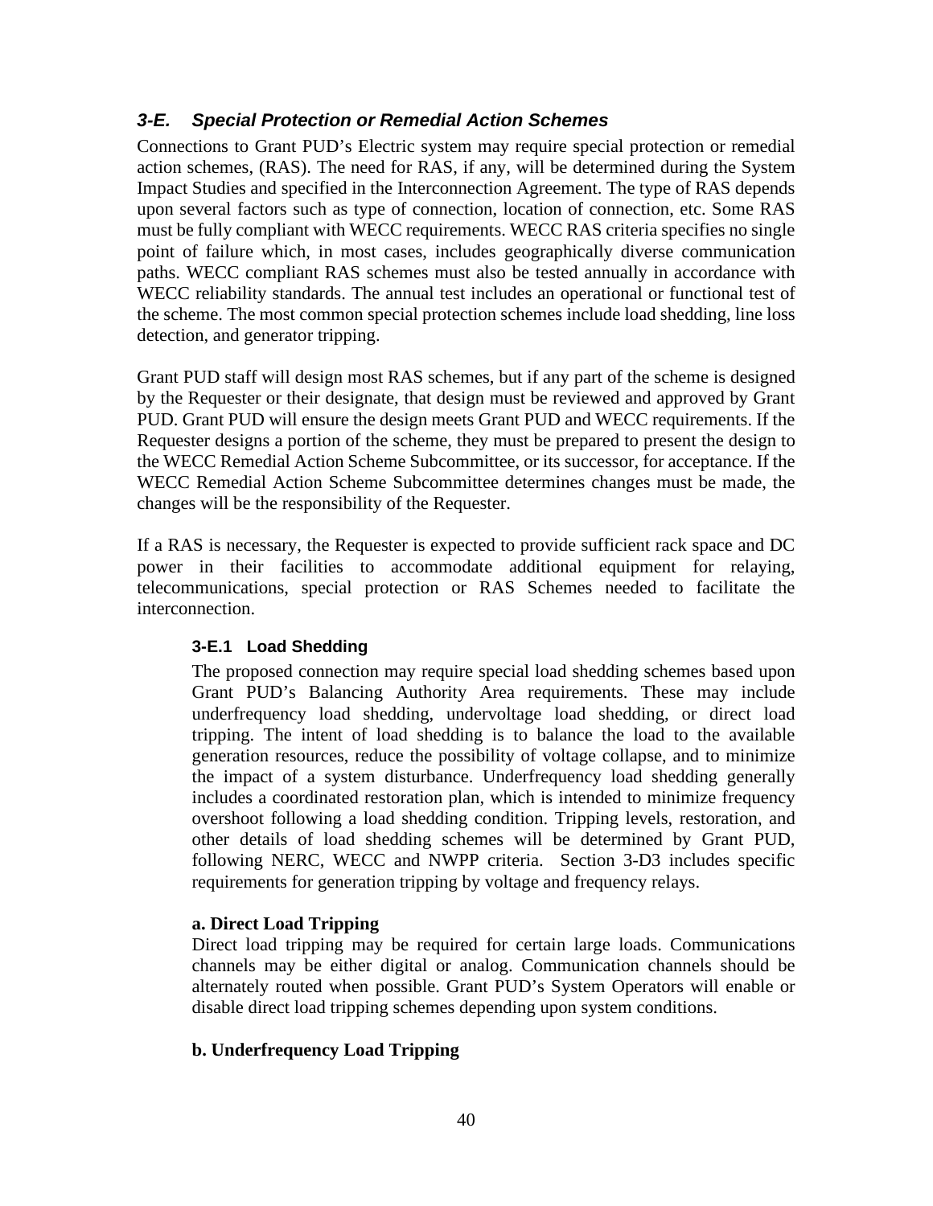## *3-E. Special Protection or Remedial Action Schemes*

Connections to Grant PUD's Electric system may require special protection or remedial action schemes, (RAS). The need for RAS, if any, will be determined during the System Impact Studies and specified in the Interconnection Agreement. The type of RAS depends upon several factors such as type of connection, location of connection, etc. Some RAS must be fully compliant with WECC requirements. WECC RAS criteria specifies no single point of failure which, in most cases, includes geographically diverse communication paths. WECC compliant RAS schemes must also be tested annually in accordance with WECC reliability standards. The annual test includes an operational or functional test of the scheme. The most common special protection schemes include load shedding, line loss detection, and generator tripping.

Grant PUD staff will design most RAS schemes, but if any part of the scheme is designed by the Requester or their designate, that design must be reviewed and approved by Grant PUD. Grant PUD will ensure the design meets Grant PUD and WECC requirements. If the Requester designs a portion of the scheme, they must be prepared to present the design to the WECC Remedial Action Scheme Subcommittee, or its successor, for acceptance. If the WECC Remedial Action Scheme Subcommittee determines changes must be made, the changes will be the responsibility of the Requester.

If a RAS is necessary, the Requester is expected to provide sufficient rack space and DC power in their facilities to accommodate additional equipment for relaying, telecommunications, special protection or RAS Schemes needed to facilitate the interconnection.

### 3-E.1 Load Shedding

The proposed connection may require special load shedding schemes based upon Grant PUD's Balancing Authority Area requirements. These may include underfrequency load shedding, undervoltage load shedding, or direct load tripping. The intent of load shedding is to balance the load to the available generation resources, reduce the possibility of voltage collapse, and to minimize the impact of a system disturbance. Underfrequency load shedding generally includes a coordinated restoration plan, which is intended to minimize frequency overshoot following a load shedding condition. Tripping levels, restoration, and other details of load shedding schemes will be determined by Grant PUD, following NERC, WECC and NWPP criteria. Section 3-D3 includes specific requirements for generation tripping by voltage and frequency relays.

**a. Direct Load Tripping**

Direct load tripping may be required for certain large loads. Communications channels may be either digital or analog. Communication channels should be alternately routed when possible. Grant PUD's System Operators will enable or disable direct load tripping schemes depending upon system conditions.

**b. Underfrequency Load Tripping**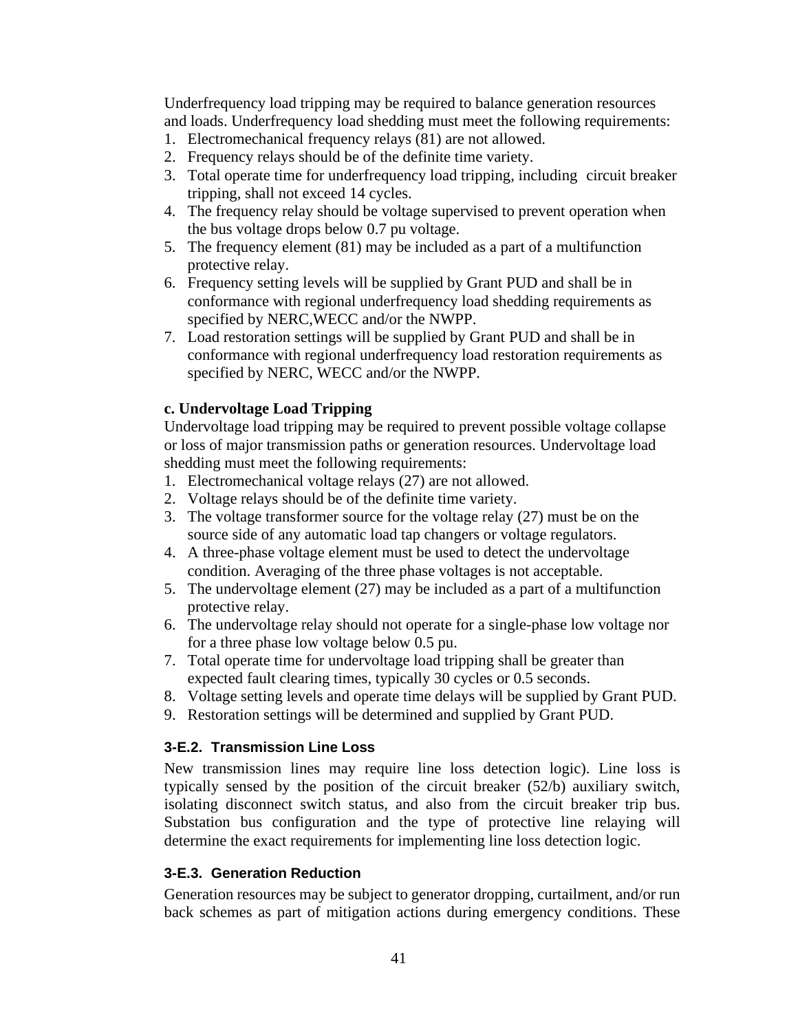Underfrequency load tripping may be required to balance generation resources and loads. Underfrequency load shedding must meet the following requirements:

1. Electromechanical frequency relays (81) are not allowed.
2. Frequency relays should be of the definite time variety.
3. Total operate time for underfrequency load tripping, including circuit breaker tripping, shall not exceed 14 cycles.
4. The frequency relay should be voltage supervised to prevent operation when the bus voltage drops below 0.7 pu voltage.
5. The frequency element (81) may be included as a part of a multifunction protective relay.
6. Frequency setting levels will be supplied by Grant PUD and shall be in conformance with regional underfrequency load shedding requirements as specified by NERC,WECC and/or the NWPP.
7. Load restoration settings will be supplied by Grant PUD and shall be in conformance with regional underfrequency load restoration requirements as specified by NERC, WECC and/or the NWPP.

**c. Undervoltage Load Tripping**

Undervoltage load tripping may be required to prevent possible voltage collapse or loss of major transmission paths or generation resources. Undervoltage load shedding must meet the following requirements:

1. Electromechanical voltage relays (27) are not allowed.
2. Voltage relays should be of the definite time variety.
3. The voltage transformer source for the voltage relay (27) must be on the source side of any automatic load tap changers or voltage regulators.
4. A three-phase voltage element must be used to detect the undervoltage condition. Averaging of the three phase voltages is not acceptable.
5. The undervoltage element (27) may be included as a part of a multifunction protective relay.
6. The undervoltage relay should not operate for a single-phase low voltage nor for a three phase low voltage below 0.5 pu.
7. Total operate time for undervoltage load tripping shall be greater than expected fault clearing times, typically 30 cycles or 0.5 seconds.
8. Voltage setting levels and operate time delays will be supplied by Grant PUD.
9. Restoration settings will be determined and supplied by Grant PUD.

### 3-E.2. Transmission Line Loss

New transmission lines may require line loss detection logic). Line loss is typically sensed by the position of the circuit breaker (52/b) auxiliary switch, isolating disconnect switch status, and also from the circuit breaker trip bus. Substation bus configuration and the type of protective line relaying will determine the exact requirements for implementing line loss detection logic.

### 3-E.3. Generation Reduction

Generation resources may be subject to generator dropping, curtailment, and/or run back schemes as part of mitigation actions during emergency conditions. These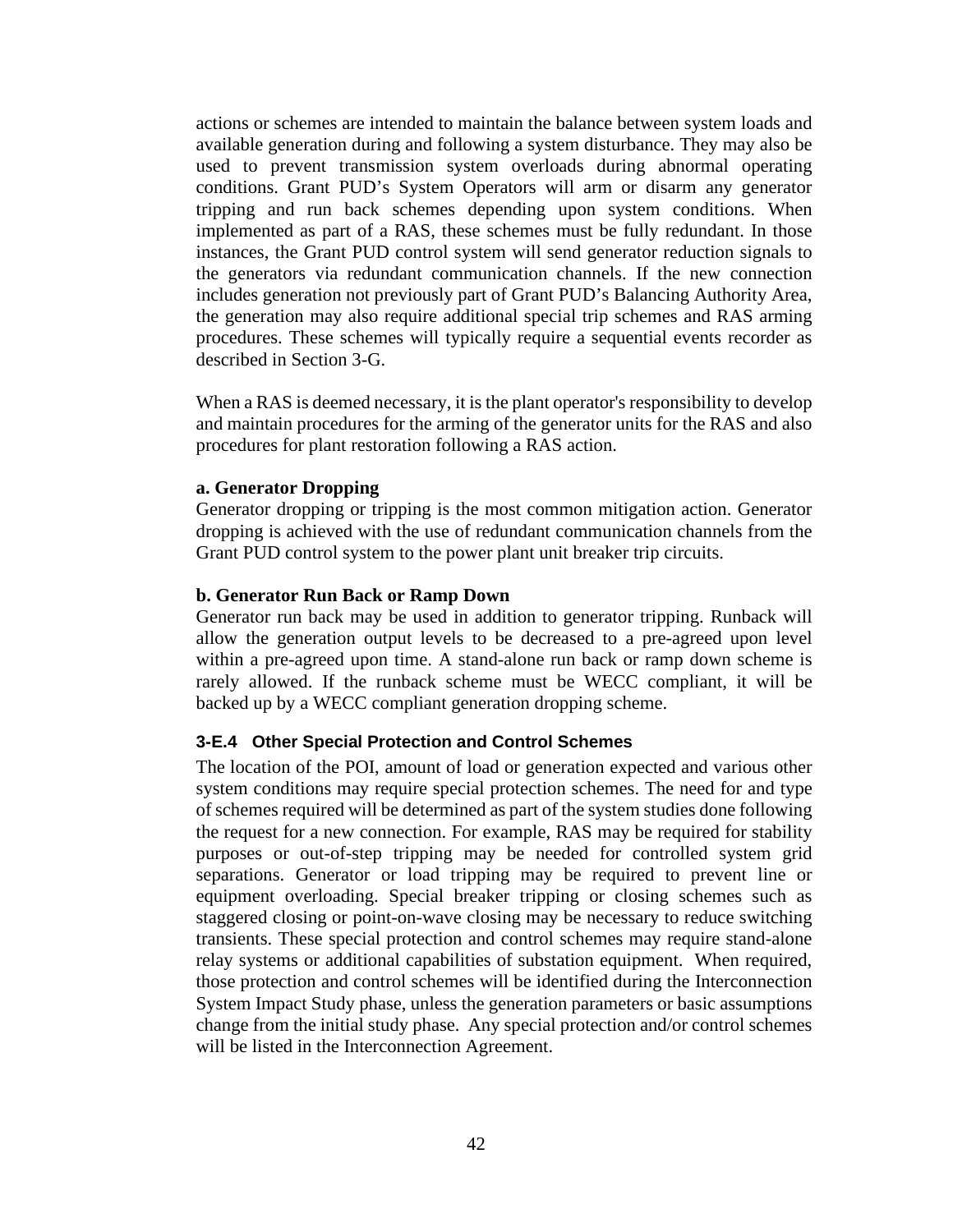actions or schemes are intended to maintain the balance between system loads and available generation during and following a system disturbance. They may also be used to prevent transmission system overloads during abnormal operating conditions. Grant PUD's System Operators will arm or disarm any generator tripping and run back schemes depending upon system conditions. When implemented as part of a RAS, these schemes must be fully redundant. In those instances, the Grant PUD control system will send generator reduction signals to the generators via redundant communication channels. If the new connection includes generation not previously part of Grant PUD's Balancing Authority Area, the generation may also require additional special trip schemes and RAS arming procedures. These schemes will typically require a sequential events recorder as described in Section 3-G.

When a RAS is deemed necessary, it is the plant operator's responsibility to develop and maintain procedures for the arming of the generator units for the RAS and also procedures for plant restoration following a RAS action.

**a. Generator Dropping**
Generator dropping or tripping is the most common mitigation action. Generator dropping is achieved with the use of redundant communication channels from the Grant PUD control system to the power plant unit breaker trip circuits.

**b. Generator Run Back or Ramp Down**
Generator run back may be used in addition to generator tripping. Runback will allow the generation output levels to be decreased to a pre-agreed upon level within a pre-agreed upon time. A stand-alone run back or ramp down scheme is rarely allowed. If the runback scheme must be WECC compliant, it will be backed up by a WECC compliant generation dropping scheme.

### 3-E.4 Other Special Protection and Control Schemes

The location of the POI, amount of load or generation expected and various other system conditions may require special protection schemes. The need for and type of schemes required will be determined as part of the system studies done following the request for a new connection. For example, RAS may be required for stability purposes or out-of-step tripping may be needed for controlled system grid separations. Generator or load tripping may be required to prevent line or equipment overloading. Special breaker tripping or closing schemes such as staggered closing or point-on-wave closing may be necessary to reduce switching transients. These special protection and control schemes may require stand-alone relay systems or additional capabilities of substation equipment. When required, those protection and control schemes will be identified during the Interconnection System Impact Study phase, unless the generation parameters or basic assumptions change from the initial study phase. Any special protection and/or control schemes will be listed in the Interconnection Agreement.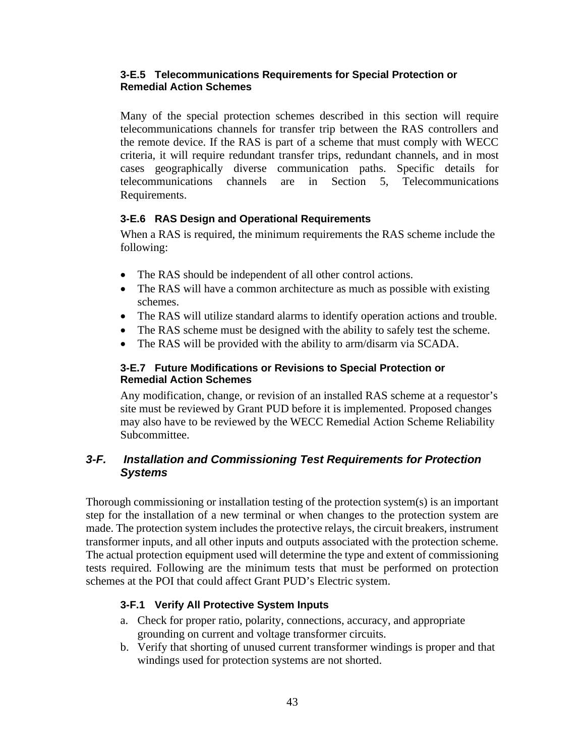#### 3-E.5 Telecommunications Requirements for Special Protection or Remedial Action Schemes

Many of the special protection schemes described in this section will require telecommunications channels for transfer trip between the RAS controllers and the remote device. If the RAS is part of a scheme that must comply with WECC criteria, it will require redundant transfer trips, redundant channels, and in most cases geographically diverse communication paths. Specific details for telecommunications channels are in Section 5, Telecommunications Requirements.

#### 3-E.6 RAS Design and Operational Requirements

When a RAS is required, the minimum requirements the RAS scheme include the following:

- The RAS should be independent of all other control actions.
- The RAS will have a common architecture as much as possible with existing schemes.
- The RAS will utilize standard alarms to identify operation actions and trouble.
- The RAS scheme must be designed with the ability to safely test the scheme.
- The RAS will be provided with the ability to arm/disarm via SCADA.

#### 3-E.7 Future Modifications or Revisions to Special Protection or Remedial Action Schemes

Any modification, change, or revision of an installed RAS scheme at a requestor's site must be reviewed by Grant PUD before it is implemented. Proposed changes may also have to be reviewed by the WECC Remedial Action Scheme Reliability Subcommittee.

### *3-F. Installation and Commissioning Test Requirements for Protection Systems*

Thorough commissioning or installation testing of the protection system(s) is an important step for the installation of a new terminal or when changes to the protection system are made. The protection system includes the protective relays, the circuit breakers, instrument transformer inputs, and all other inputs and outputs associated with the protection scheme. The actual protection equipment used will determine the type and extent of commissioning tests required. Following are the minimum tests that must be performed on protection schemes at the POI that could affect Grant PUD's Electric system.

#### 3-F.1 Verify All Protective System Inputs

a. Check for proper ratio, polarity, connections, accuracy, and appropriate grounding on current and voltage transformer circuits.
b. Verify that shorting of unused current transformer windings is proper and that windings used for protection systems are not shorted.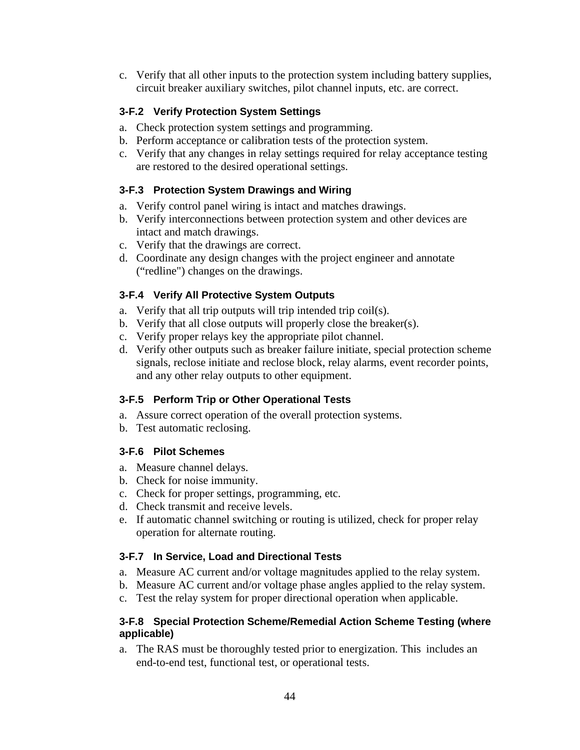c. Verify that all other inputs to the protection system including battery supplies, circuit breaker auxiliary switches, pilot channel inputs, etc. are correct.

### 3-F.2 Verify Protection System Settings

a. Check protection system settings and programming.
b. Perform acceptance or calibration tests of the protection system.
c. Verify that any changes in relay settings required for relay acceptance testing are restored to the desired operational settings.

### 3-F.3 Protection System Drawings and Wiring

a. Verify control panel wiring is intact and matches drawings.
b. Verify interconnections between protection system and other devices are intact and match drawings.
c. Verify that the drawings are correct.
d. Coordinate any design changes with the project engineer and annotate (“redline") changes on the drawings.

### 3-F.4 Verify All Protective System Outputs

a. Verify that all trip outputs will trip intended trip coil(s).
b. Verify that all close outputs will properly close the breaker(s).
c. Verify proper relays key the appropriate pilot channel.
d. Verify other outputs such as breaker failure initiate, special protection scheme signals, reclose initiate and reclose block, relay alarms, event recorder points, and any other relay outputs to other equipment.

### 3-F.5 Perform Trip or Other Operational Tests

a. Assure correct operation of the overall protection systems.
b. Test automatic reclosing.

### 3-F.6 Pilot Schemes

a. Measure channel delays.
b. Check for noise immunity.
c. Check for proper settings, programming, etc.
d. Check transmit and receive levels.
e. If automatic channel switching or routing is utilized, check for proper relay operation for alternate routing.

### 3-F.7 In Service, Load and Directional Tests

a. Measure AC current and/or voltage magnitudes applied to the relay system.
b. Measure AC current and/or voltage phase angles applied to the relay system.
c. Test the relay system for proper directional operation when applicable.

### 3-F.8 Special Protection Scheme/Remedial Action Scheme Testing (where applicable)

a. The RAS must be thoroughly tested prior to energization. This includes an end-to-end test, functional test, or operational tests.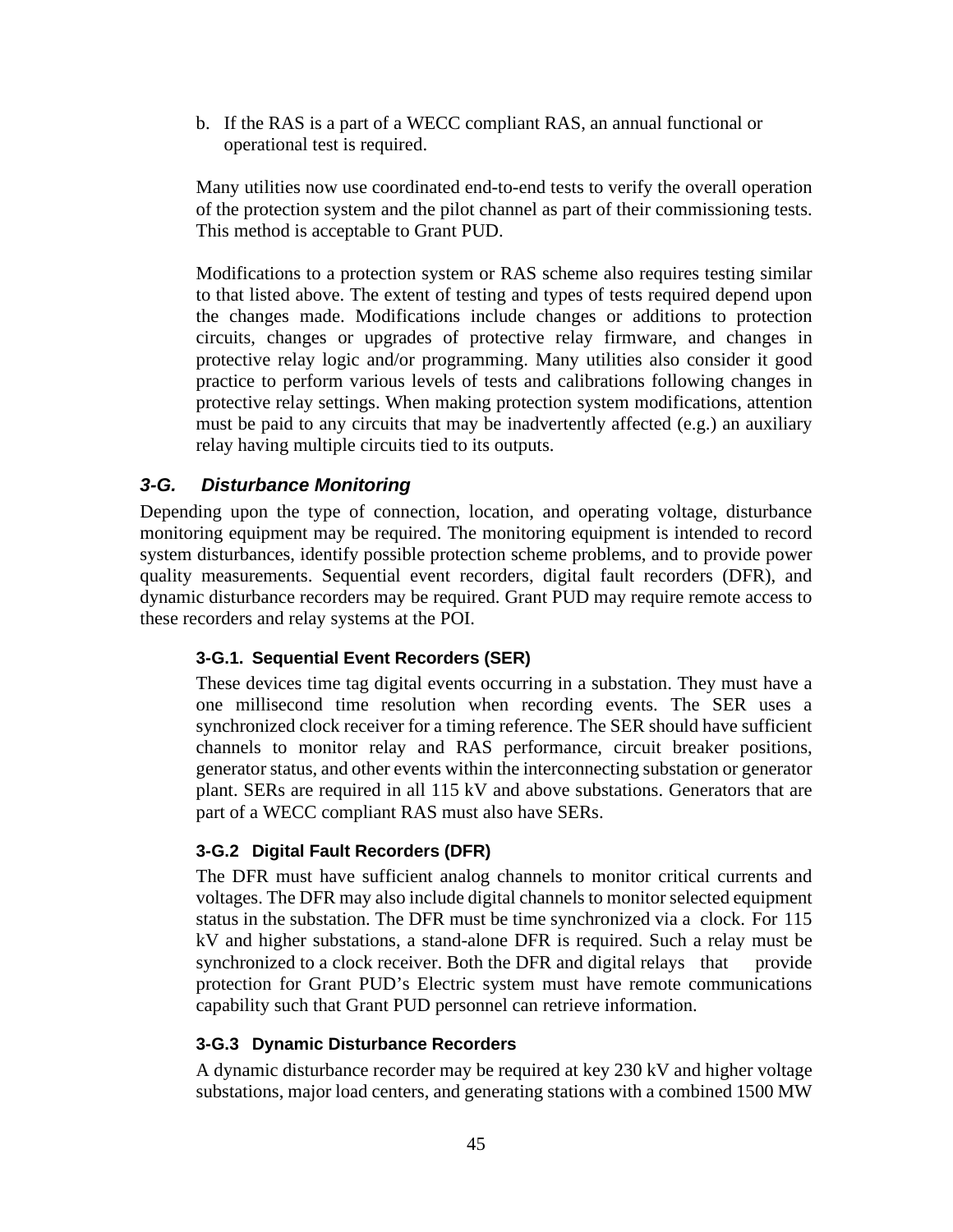b. If the RAS is a part of a WECC compliant RAS, an annual functional or operational test is required.

Many utilities now use coordinated end-to-end tests to verify the overall operation of the protection system and the pilot channel as part of their commissioning tests. This method is acceptable to Grant PUD.

Modifications to a protection system or RAS scheme also requires testing similar to that listed above. The extent of testing and types of tests required depend upon the changes made. Modifications include changes or additions to protection circuits, changes or upgrades of protective relay firmware, and changes in protective relay logic and/or programming. Many utilities also consider it good practice to perform various levels of tests and calibrations following changes in protective relay settings. When making protection system modifications, attention must be paid to any circuits that may be inadvertently affected (e.g.) an auxiliary relay having multiple circuits tied to its outputs.

## *3-G. Disturbance Monitoring*

Depending upon the type of connection, location, and operating voltage, disturbance monitoring equipment may be required. The monitoring equipment is intended to record system disturbances, identify possible protection scheme problems, and to provide power quality measurements. Sequential event recorders, digital fault recorders (DFR), and dynamic disturbance recorders may be required. Grant PUD may require remote access to these recorders and relay systems at the POI.

### 3-G.1. Sequential Event Recorders (SER)

These devices time tag digital events occurring in a substation. They must have a one millisecond time resolution when recording events. The SER uses a synchronized clock receiver for a timing reference. The SER should have sufficient channels to monitor relay and RAS performance, circuit breaker positions, generator status, and other events within the interconnecting substation or generator plant. SERs are required in all 115 kV and above substations. Generators that are part of a WECC compliant RAS must also have SERs.

### 3-G.2 Digital Fault Recorders (DFR)

The DFR must have sufficient analog channels to monitor critical currents and voltages. The DFR may also include digital channels to monitor selected equipment status in the substation. The DFR must be time synchronized via a clock. For 115 kV and higher substations, a stand-alone DFR is required. Such a relay must be synchronized to a clock receiver. Both the DFR and digital relays that provide protection for Grant PUD's Electric system must have remote communications capability such that Grant PUD personnel can retrieve information.

### 3-G.3 Dynamic Disturbance Recorders

A dynamic disturbance recorder may be required at key 230 kV and higher voltage substations, major load centers, and generating stations with a combined 1500 MW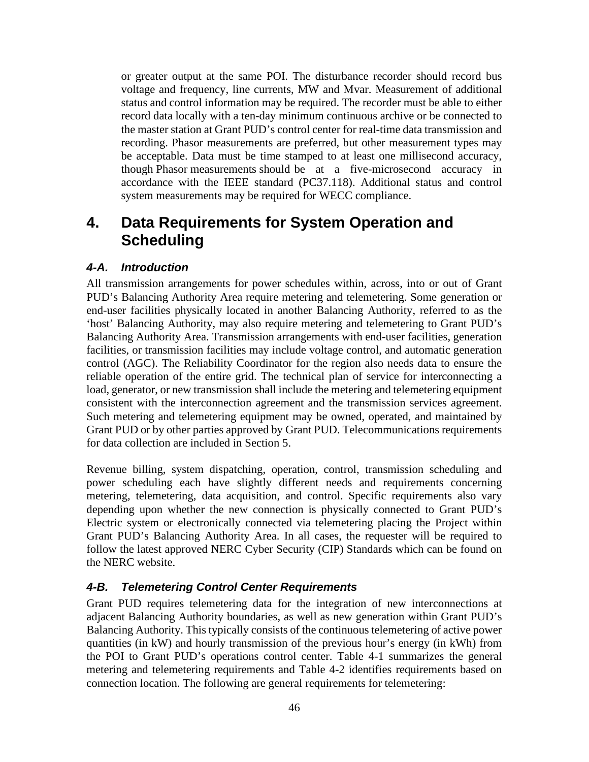or greater output at the same POI. The disturbance recorder should record bus voltage and frequency, line currents, MW and Mvar. Measurement of additional status and control information may be required. The recorder must be able to either record data locally with a ten-day minimum continuous archive or be connected to the master station at Grant PUD's control center for real-time data transmission and recording. Phasor measurements are preferred, but other measurement types may be acceptable. Data must be time stamped to at least one millisecond accuracy, though Phasor measurements should be at a five-microsecond accuracy in accordance with the IEEE standard (PC37.118). Additional status and control system measurements may be required for WECC compliance.

# 4. Data Requirements for System Operation and Scheduling

## *4-A. Introduction*

All transmission arrangements for power schedules within, across, into or out of Grant PUD's Balancing Authority Area require metering and telemetering. Some generation or end-user facilities physically located in another Balancing Authority, referred to as the 'host' Balancing Authority, may also require metering and telemetering to Grant PUD's Balancing Authority Area. Transmission arrangements with end-user facilities, generation facilities, or transmission facilities may include voltage control, and automatic generation control (AGC). The Reliability Coordinator for the region also needs data to ensure the reliable operation of the entire grid. The technical plan of service for interconnecting a load, generator, or new transmission shall include the metering and telemetering equipment consistent with the interconnection agreement and the transmission services agreement. Such metering and telemetering equipment may be owned, operated, and maintained by Grant PUD or by other parties approved by Grant PUD. Telecommunications requirements for data collection are included in Section 5.

Revenue billing, system dispatching, operation, control, transmission scheduling and power scheduling each have slightly different needs and requirements concerning metering, telemetering, data acquisition, and control. Specific requirements also vary depending upon whether the new connection is physically connected to Grant PUD's Electric system or electronically connected via telemetering placing the Project within Grant PUD's Balancing Authority Area. In all cases, the requester will be required to follow the latest approved NERC Cyber Security (CIP) Standards which can be found on the NERC website.

## *4-B. Telemetering Control Center Requirements*

Grant PUD requires telemetering data for the integration of new interconnections at adjacent Balancing Authority boundaries, as well as new generation within Grant PUD's Balancing Authority. This typically consists of the continuous telemetering of active power quantities (in kW) and hourly transmission of the previous hour's energy (in kWh) from the POI to Grant PUD's operations control center. Table 4-1 summarizes the general metering and telemetering requirements and Table 4-2 identifies requirements based on connection location. The following are general requirements for telemetering: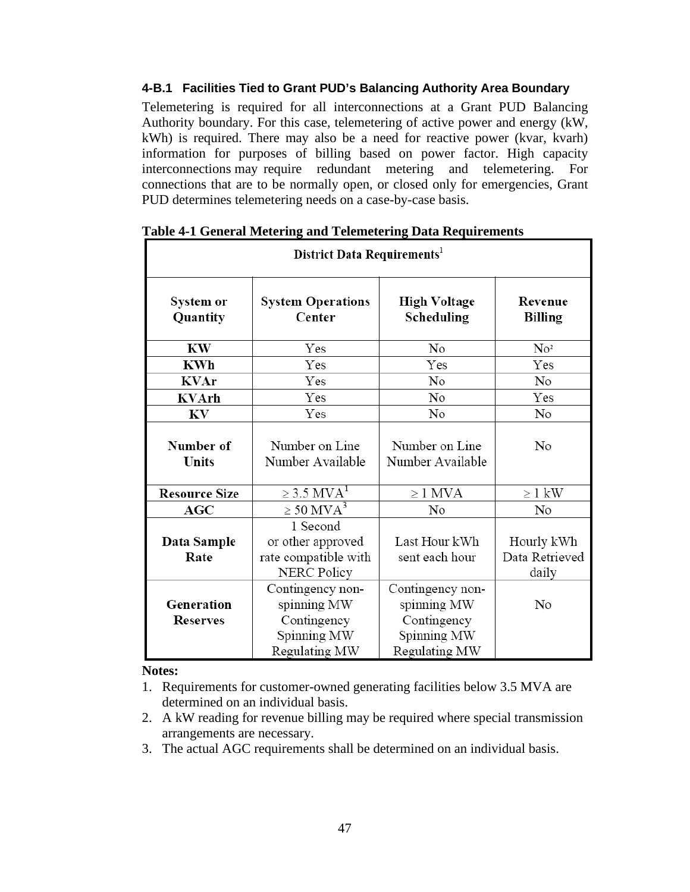#### 4-B.1 Facilities Tied to Grant PUD's Balancing Authority Area Boundary

Telemetering is required for all interconnections at a Grant PUD Balancing Authority boundary. For this case, telemetering of active power and energy (kW, kWh) is required. There may also be a need for reactive power (kvar, kvarh) information for purposes of billing based on power factor. High capacity interconnections may require redundant metering and telemetering. For connections that are to be normally open, or closed only for emergencies, Grant PUD determines telemetering needs on a case-by-case basis.

**Table 4-1 General Metering and Telemetering Data Requirements**

| District Data Requirements[1] | | | |
|---|---|---|---|
| **System or Quantity** | **System Operations Center** | **High Voltage Scheduling** | **Revenue Billing** |
| **KW** | Yes | No | No[2] |
| **KWh** | Yes | Yes | Yes |
| **KVAr** | Yes | No | No |
| **KVArh** | Yes | No | Yes |
| **KV** | Yes | No | No |
| **Number of Units** | Number on Line Number Available | Number on Line Number Available | No |
| **Resource Size** | ≥ 3.5 MVA[1] | ≥ 1 MVA | ≥ 1 kW |
| **AGC** | ≥ 50 MVA[3] | No | No |
| **Data Sample Rate** | 1 Second or other approved rate compatible with NERC Policy | Last Hour kWh sent each hour | Hourly kWh Data Retrieved daily |
| **Generation Reserves** | Contingency non-spinning MW Contingency Spinning MW Regulating MW | Contingency non-spinning MW Contingency Spinning MW Regulating MW | No |

**Notes:**

1. Requirements for customer-owned generating facilities below 3.5 MVA are determined on an individual basis.
2. A kW reading for revenue billing may be required where special transmission arrangements are necessary.
3. The actual AGC requirements shall be determined on an individual basis.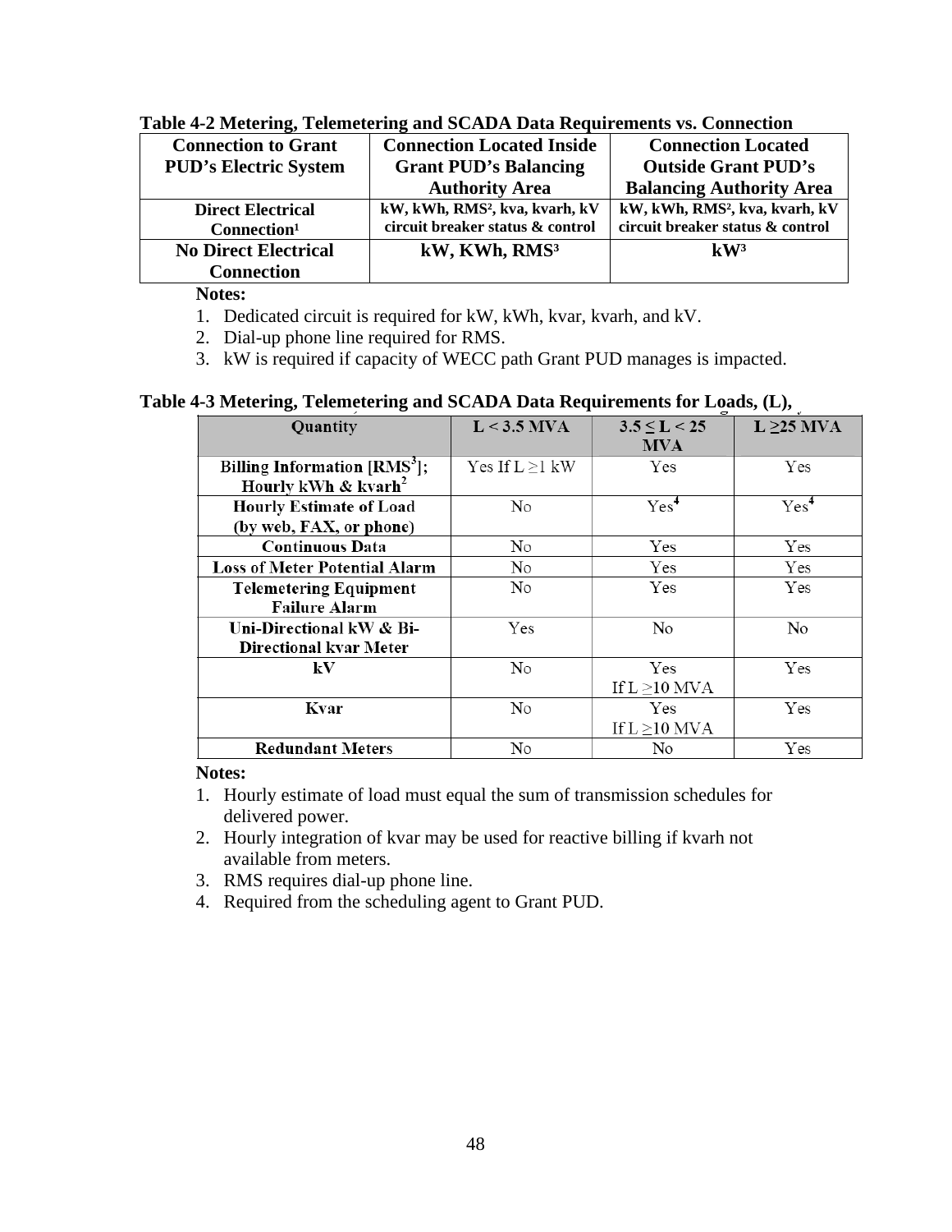**Table 4-2 Metering, Telemetering and SCADA Data Requirements vs. Connection**

| Connection to Grant PUD's Electric System | Connection Located Inside Grant PUD's Balancing Authority Area | Connection Located Outside Grant PUD's Balancing Authority Area |
|---|---|---|
| **Direct Electrical Connection**[1] | kW, kWh, RMS[2], kva, kvarh, kV circuit breaker status & control | kW, kWh, RMS[2], kva, kvarh, kV circuit breaker status & control |
| **No Direct Electrical Connection** | kW, KWh, RMS[3] | kW[3] |

**Notes:**

1. Dedicated circuit is required for kW, kWh, kvar, kvarh, and kV.
2. Dial-up phone line required for RMS.
3. kW is required if capacity of WECC path Grant PUD manages is impacted.

**Table 4-3 Metering, Telemetering and SCADA Data Requirements for Loads, (L),**

| Quantity | L < 3.5 MVA | 3.5 ≤ L < 25 MVA | L ≥25 MVA |
|---|---|---|---|
| **Billing Information [RMS[3]]; Hourly kWh & kvarh[2]** | Yes If L ≥1 kW | Yes | Yes |
| **Hourly Estimate of Load (by web, FAX, or phone)** | No | Yes[4] | Yes[4] |
| **Continuous Data** | No | Yes | Yes |
| **Loss of Meter Potential Alarm** | No | Yes | Yes |
| **Telemetering Equipment Failure Alarm** | No | Yes | Yes |
| **Uni-Directional kW & Bi-Directional kvar Meter** | Yes | No | No |
| **kV** | No | Yes If L ≥10 MVA | Yes |
| **Kvar** | No | Yes If L ≥10 MVA | Yes |
| **Redundant Meters** | No | No | Yes |

**Notes:**

1. Hourly estimate of load must equal the sum of transmission schedules for delivered power.
2. Hourly integration of kvar may be used for reactive billing if kvarh not available from meters.
3. RMS requires dial-up phone line.
4. Required from the scheduling agent to Grant PUD.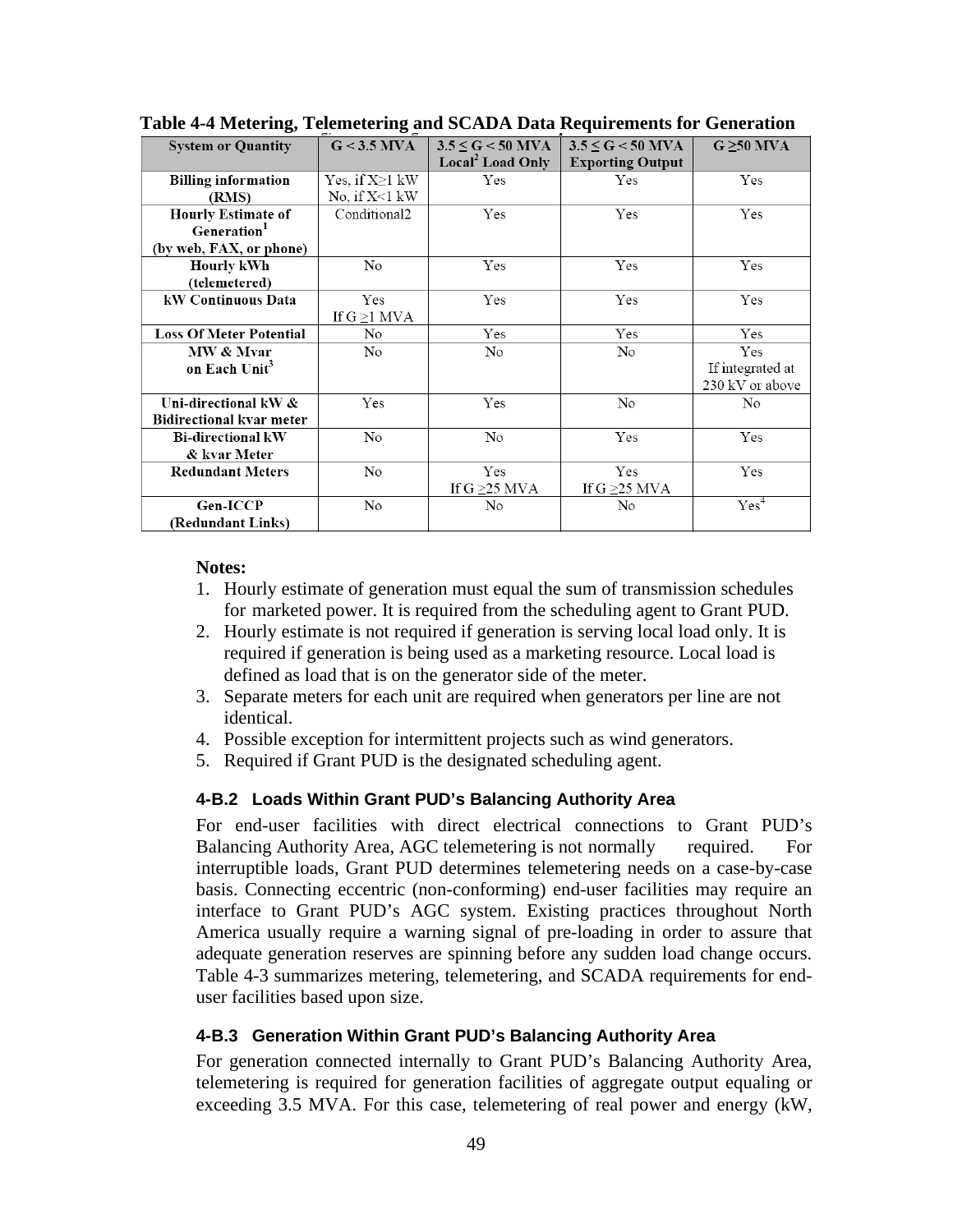**Table 4-4 Metering, Telemetering and SCADA Data Requirements for Generation**

| System or Quantity | G < 3.5 MVA | 3.5 ≤ G < 50 MVA Local[2] Load Only | 3.5 ≤ G < 50 MVA Exporting Output | G ≥50 MVA |
|---|---|---|---|---|
| Billing information (RMS) | Yes, if X≥1 kW No, if X<1 kW | Yes | Yes | Yes |
| Hourly Estimate of Generation[1] (by web, FAX, or phone) | Conditional2 | Yes | Yes | Yes |
| Hourly kWh (telemetered) | No | Yes | Yes | Yes |
| kW Continuous Data | Yes If G ≥1 MVA | Yes | Yes | Yes |
| Loss Of Meter Potential | No | Yes | Yes | Yes |
| MW & Mvar on Each Unit[3] | No | No | No | Yes If integrated at 230 kV or above |
| Uni-directional kW & Bidirectional kvar meter | Yes | Yes | No | No |
| Bi-directional kW & kvar Meter | No | No | Yes | Yes |
| Redundant Meters | No | Yes If G ≥25 MVA | Yes If G ≥25 MVA | Yes |
| Gen-ICCP (Redundant Links) | No | No | No | Yes[4] |

**Notes:**

1. Hourly estimate of generation must equal the sum of transmission schedules for marketed power. It is required from the scheduling agent to Grant PUD.
2. Hourly estimate is not required if generation is serving local load only. It is required if generation is being used as a marketing resource. Local load is defined as load that is on the generator side of the meter.
3. Separate meters for each unit are required when generators per line are not identical.
4. Possible exception for intermittent projects such as wind generators.
5. Required if Grant PUD is the designated scheduling agent.

#### 4-B.2 Loads Within Grant PUD's Balancing Authority Area

For end-user facilities with direct electrical connections to Grant PUD's Balancing Authority Area, AGC telemetering is not normally required. For interruptible loads, Grant PUD determines telemetering needs on a case-by-case basis. Connecting eccentric (non-conforming) end-user facilities may require an interface to Grant PUD's AGC system. Existing practices throughout North America usually require a warning signal of pre-loading in order to assure that adequate generation reserves are spinning before any sudden load change occurs. Table 4-3 summarizes metering, telemetering, and SCADA requirements for end-user facilities based upon size.

#### 4-B.3 Generation Within Grant PUD's Balancing Authority Area

For generation connected internally to Grant PUD's Balancing Authority Area, telemetering is required for generation facilities of aggregate output equaling or exceeding 3.5 MVA. For this case, telemetering of real power and energy (kW,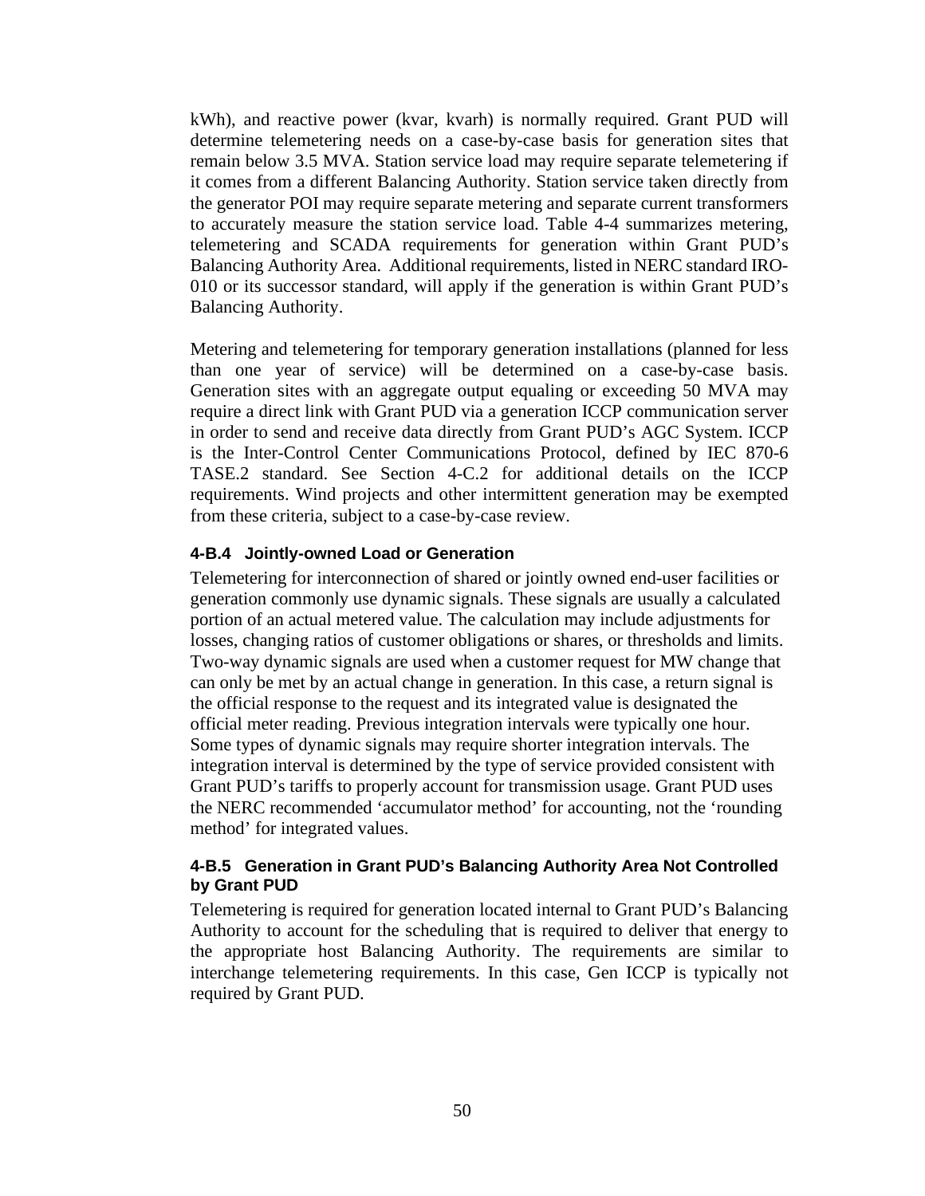kWh), and reactive power (kvar, kvarh) is normally required. Grant PUD will determine telemetering needs on a case-by-case basis for generation sites that remain below 3.5 MVA. Station service load may require separate telemetering if it comes from a different Balancing Authority. Station service taken directly from the generator POI may require separate metering and separate current transformers to accurately measure the station service load. Table 4-4 summarizes metering, telemetering and SCADA requirements for generation within Grant PUD's Balancing Authority Area. Additional requirements, listed in NERC standard IRO-010 or its successor standard, will apply if the generation is within Grant PUD's Balancing Authority.

Metering and telemetering for temporary generation installations (planned for less than one year of service) will be determined on a case-by-case basis. Generation sites with an aggregate output equaling or exceeding 50 MVA may require a direct link with Grant PUD via a generation ICCP communication server in order to send and receive data directly from Grant PUD's AGC System. ICCP is the Inter-Control Center Communications Protocol, defined by IEC 870-6 TASE.2 standard. See Section 4-C.2 for additional details on the ICCP requirements. Wind projects and other intermittent generation may be exempted from these criteria, subject to a case-by-case review.

### 4-B.4 Jointly-owned Load or Generation

Telemetering for interconnection of shared or jointly owned end-user facilities or generation commonly use dynamic signals. These signals are usually a calculated portion of an actual metered value. The calculation may include adjustments for losses, changing ratios of customer obligations or shares, or thresholds and limits. Two-way dynamic signals are used when a customer request for MW change that can only be met by an actual change in generation. In this case, a return signal is the official response to the request and its integrated value is designated the official meter reading. Previous integration intervals were typically one hour. Some types of dynamic signals may require shorter integration intervals. The integration interval is determined by the type of service provided consistent with Grant PUD's tariffs to properly account for transmission usage. Grant PUD uses the NERC recommended 'accumulator method' for accounting, not the 'rounding method' for integrated values.

### 4-B.5 Generation in Grant PUD's Balancing Authority Area Not Controlled by Grant PUD

Telemetering is required for generation located internal to Grant PUD's Balancing Authority to account for the scheduling that is required to deliver that energy to the appropriate host Balancing Authority. The requirements are similar to interchange telemetering requirements. In this case, Gen ICCP is typically not required by Grant PUD.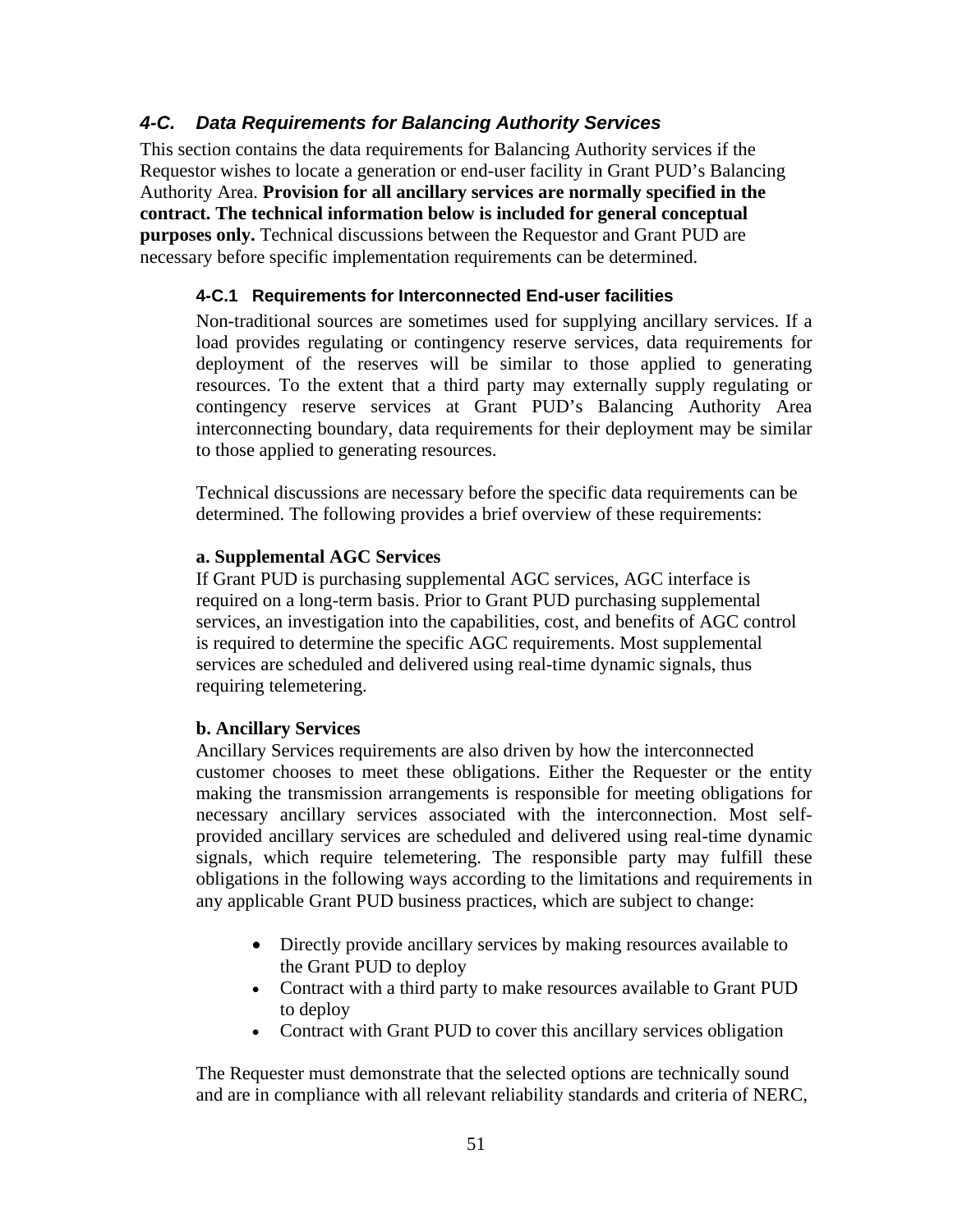## *4-C. Data Requirements for Balancing Authority Services*

This section contains the data requirements for Balancing Authority services if the Requestor wishes to locate a generation or end-user facility in Grant PUD's Balancing Authority Area. **Provision for all ancillary services are normally specified in the contract. The technical information below is included for general conceptual purposes only.** Technical discussions between the Requestor and Grant PUD are necessary before specific implementation requirements can be determined.

### 4-C.1 Requirements for Interconnected End-user facilities

Non-traditional sources are sometimes used for supplying ancillary services. If a load provides regulating or contingency reserve services, data requirements for deployment of the reserves will be similar to those applied to generating resources. To the extent that a third party may externally supply regulating or contingency reserve services at Grant PUD's Balancing Authority Area interconnecting boundary, data requirements for their deployment may be similar to those applied to generating resources.

Technical discussions are necessary before the specific data requirements can be determined. The following provides a brief overview of these requirements:

**a. Supplemental AGC Services**

If Grant PUD is purchasing supplemental AGC services, AGC interface is required on a long-term basis. Prior to Grant PUD purchasing supplemental services, an investigation into the capabilities, cost, and benefits of AGC control is required to determine the specific AGC requirements. Most supplemental services are scheduled and delivered using real-time dynamic signals, thus requiring telemetering.

**b. Ancillary Services**

Ancillary Services requirements are also driven by how the interconnected customer chooses to meet these obligations. Either the Requester or the entity making the transmission arrangements is responsible for meeting obligations for necessary ancillary services associated with the interconnection. Most self-provided ancillary services are scheduled and delivered using real-time dynamic signals, which require telemetering. The responsible party may fulfill these obligations in the following ways according to the limitations and requirements in any applicable Grant PUD business practices, which are subject to change:

- Directly provide ancillary services by making resources available to the Grant PUD to deploy
- Contract with a third party to make resources available to Grant PUD to deploy
- Contract with Grant PUD to cover this ancillary services obligation

The Requester must demonstrate that the selected options are technically sound and are in compliance with all relevant reliability standards and criteria of NERC,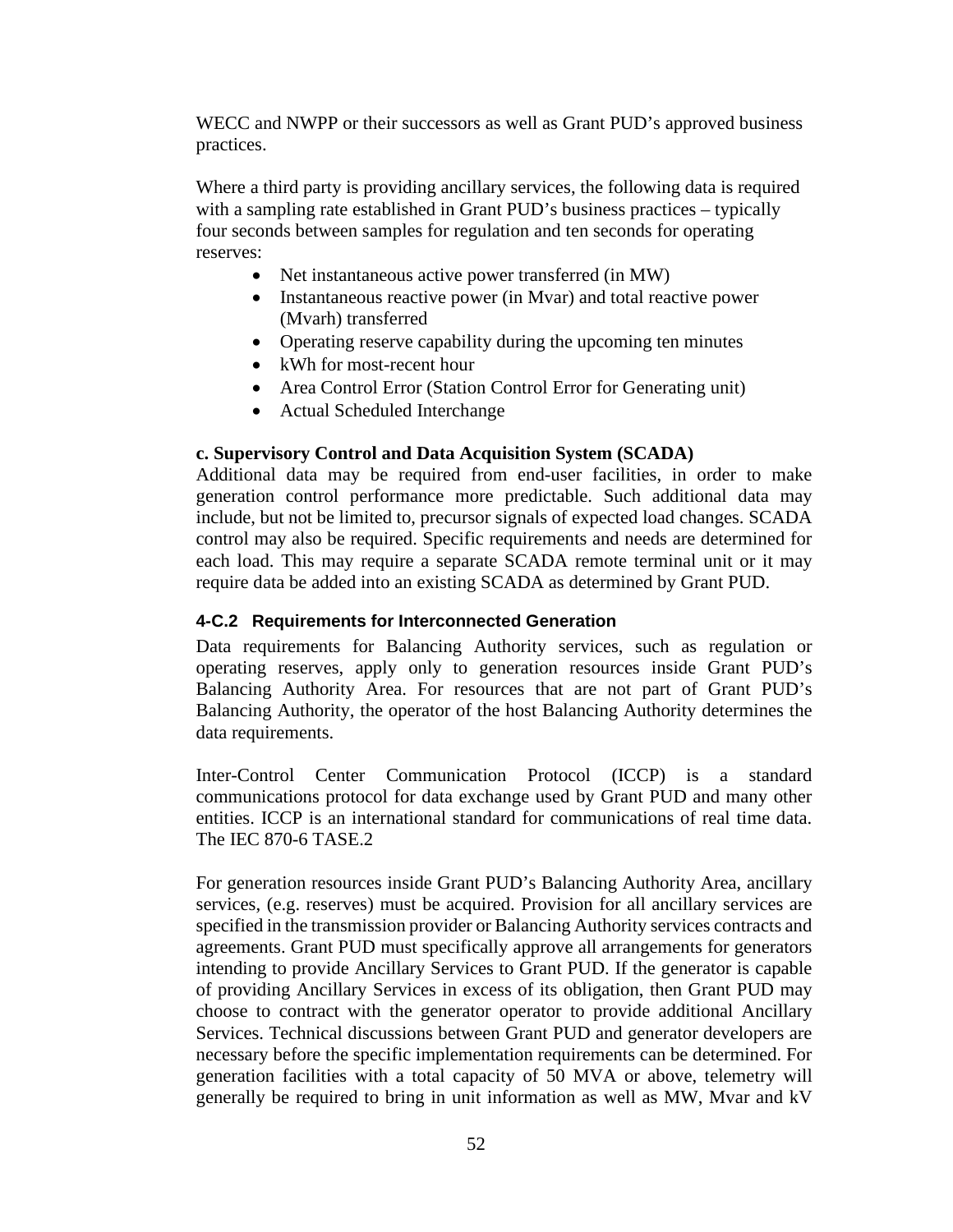WECC and NWPP or their successors as well as Grant PUD's approved business practices.

Where a third party is providing ancillary services, the following data is required with a sampling rate established in Grant PUD's business practices – typically four seconds between samples for regulation and ten seconds for operating reserves:

- Net instantaneous active power transferred (in MW)
- Instantaneous reactive power (in Mvar) and total reactive power (Mvarh) transferred
- Operating reserve capability during the upcoming ten minutes
- kWh for most-recent hour
- Area Control Error (Station Control Error for Generating unit)
- Actual Scheduled Interchange

**c. Supervisory Control and Data Acquisition System (SCADA)**

Additional data may be required from end-user facilities, in order to make generation control performance more predictable. Such additional data may include, but not be limited to, precursor signals of expected load changes. SCADA control may also be required. Specific requirements and needs are determined for each load. This may require a separate SCADA remote terminal unit or it may require data be added into an existing SCADA as determined by Grant PUD.

### 4-C.2 Requirements for Interconnected Generation

Data requirements for Balancing Authority services, such as regulation or operating reserves, apply only to generation resources inside Grant PUD's Balancing Authority Area. For resources that are not part of Grant PUD's Balancing Authority, the operator of the host Balancing Authority determines the data requirements.

Inter-Control Center Communication Protocol (ICCP) is a standard communications protocol for data exchange used by Grant PUD and many other entities. ICCP is an international standard for communications of real time data. The IEC 870-6 TASE.2

For generation resources inside Grant PUD's Balancing Authority Area, ancillary services, (e.g. reserves) must be acquired. Provision for all ancillary services are specified in the transmission provider or Balancing Authority services contracts and agreements. Grant PUD must specifically approve all arrangements for generators intending to provide Ancillary Services to Grant PUD. If the generator is capable of providing Ancillary Services in excess of its obligation, then Grant PUD may choose to contract with the generator operator to provide additional Ancillary Services. Technical discussions between Grant PUD and generator developers are necessary before the specific implementation requirements can be determined. For generation facilities with a total capacity of 50 MVA or above, telemetry will generally be required to bring in unit information as well as MW, Mvar and kV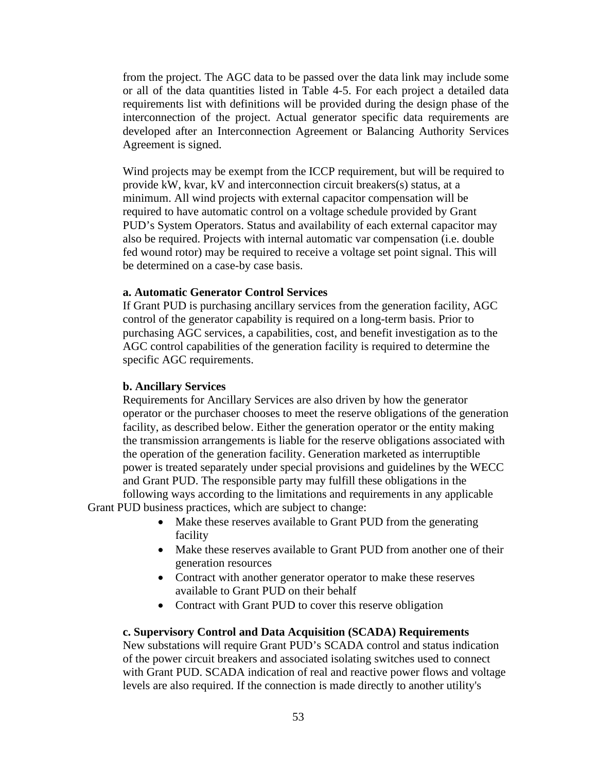from the project. The AGC data to be passed over the data link may include some or all of the data quantities listed in Table 4-5. For each project a detailed data requirements list with definitions will be provided during the design phase of the interconnection of the project. Actual generator specific data requirements are developed after an Interconnection Agreement or Balancing Authority Services Agreement is signed.

Wind projects may be exempt from the ICCP requirement, but will be required to provide kW, kvar, kV and interconnection circuit breakers(s) status, at a minimum. All wind projects with external capacitor compensation will be required to have automatic control on a voltage schedule provided by Grant PUD's System Operators. Status and availability of each external capacitor may also be required. Projects with internal automatic var compensation (i.e. double fed wound rotor) may be required to receive a voltage set point signal. This will be determined on a case-by case basis.

**a. Automatic Generator Control Services**

If Grant PUD is purchasing ancillary services from the generation facility, AGC control of the generator capability is required on a long-term basis. Prior to purchasing AGC services, a capabilities, cost, and benefit investigation as to the AGC control capabilities of the generation facility is required to determine the specific AGC requirements.

**b. Ancillary Services**

Requirements for Ancillary Services are also driven by how the generator operator or the purchaser chooses to meet the reserve obligations of the generation facility, as described below. Either the generation operator or the entity making the transmission arrangements is liable for the reserve obligations associated with the operation of the generation facility. Generation marketed as interruptible power is treated separately under special provisions and guidelines by the WECC and Grant PUD. The responsible party may fulfill these obligations in the following ways according to the limitations and requirements in any applicable Grant PUD business practices, which are subject to change:

- Make these reserves available to Grant PUD from the generating facility
- Make these reserves available to Grant PUD from another one of their generation resources
- Contract with another generator operator to make these reserves available to Grant PUD on their behalf
- Contract with Grant PUD to cover this reserve obligation

**c. Supervisory Control and Data Acquisition (SCADA) Requirements**

New substations will require Grant PUD's SCADA control and status indication of the power circuit breakers and associated isolating switches used to connect with Grant PUD. SCADA indication of real and reactive power flows and voltage levels are also required. If the connection is made directly to another utility's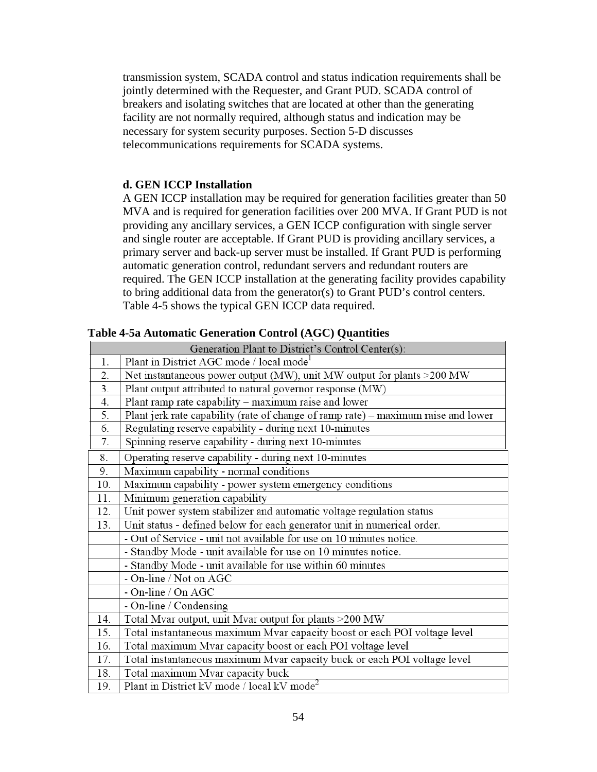transmission system, SCADA control and status indication requirements shall be jointly determined with the Requester, and Grant PUD. SCADA control of breakers and isolating switches that are located at other than the generating facility are not normally required, although status and indication may be necessary for system security purposes. Section 5-D discusses telecommunications requirements for SCADA systems.

**d. GEN ICCP Installation**

A GEN ICCP installation may be required for generation facilities greater than 50 MVA and is required for generation facilities over 200 MVA. If Grant PUD is not providing any ancillary services, a GEN ICCP configuration with single server and single router are acceptable. If Grant PUD is providing ancillary services, a primary server and back-up server must be installed. If Grant PUD is performing automatic generation control, redundant servers and redundant routers are required. The GEN ICCP installation at the generating facility provides capability to bring additional data from the generator(s) to Grant PUD's control centers. Table 4-5 shows the typical GEN ICCP data required.

**Table 4-5a Automatic Generation Control (AGC) Quantities**

| Generation Plant to District's Control Center(s): | |
|---|---|
| 1. | Plant in District AGC mode / local mode[1] |
| 2. | Net instantaneous power output (MW), unit MW output for plants >200 MW |
| 3. | Plant output attributed to natural governor response (MW) |
| 4. | Plant ramp rate capability – maximum raise and lower |
| 5. | Plant jerk rate capability (rate of change of ramp rate) – maximum raise and lower |
| 6. | Regulating reserve capability - during next 10-minutes |
| 7. | Spinning reserve capability - during next 10-minutes |
| 8. | Operating reserve capability - during next 10-minutes |
| 9. | Maximum capability - normal conditions |
| 10. | Maximum capability - power system emergency conditions |
| 11. | Minimum generation capability |
| 12. | Unit power system stabilizer and automatic voltage regulation status |
| 13. | Unit status - defined below for each generator unit in numerical order. |
| | - Out of Service - unit not available for use on 10 minutes notice. |
| | - Standby Mode - unit available for use on 10 minutes notice. |
| | - Standby Mode - unit available for use within 60 minutes |
| | - On-line / Not on AGC |
| | - On-line / On AGC |
| | - On-line / Condensing |
| 14. | Total Mvar output, unit Mvar output for plants >200 MW |
| 15. | Total instantaneous maximum Mvar capacity boost or each POI voltage level |
| 16. | Total maximum Mvar capacity boost or each POI voltage level |
| 17. | Total instantaneous maximum Mvar capacity buck or each POI voltage level |
| 18. | Total maximum Mvar capacity buck |
| 19. | Plant in District kV mode / local kV mode[2] |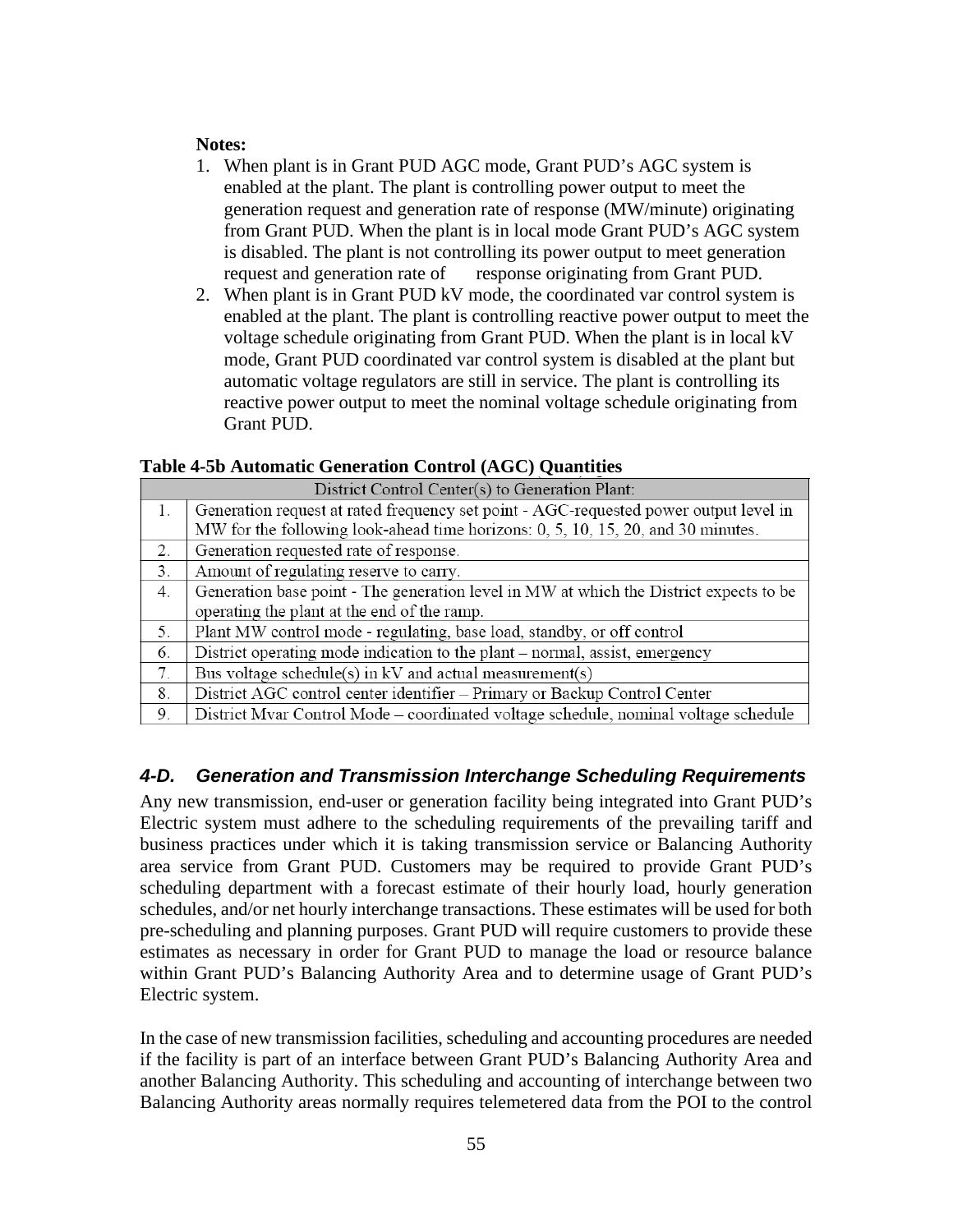**Notes:**

1. When plant is in Grant PUD AGC mode, Grant PUD's AGC system is enabled at the plant. The plant is controlling power output to meet the generation request and generation rate of response (MW/minute) originating from Grant PUD. When the plant is in local mode Grant PUD's AGC system is disabled. The plant is not controlling its power output to meet generation request and generation rate of response originating from Grant PUD.
2. When plant is in Grant PUD kV mode, the coordinated var control system is enabled at the plant. The plant is controlling reactive power output to meet the voltage schedule originating from Grant PUD. When the plant is in local kV mode, Grant PUD coordinated var control system is disabled at the plant but automatic voltage regulators are still in service. The plant is controlling its reactive power output to meet the nominal voltage schedule originating from Grant PUD.

**Table 4-5b Automatic Generation Control (AGC) Quantities**

| District Control Center(s) to Generation Plant: | |
|---|---|
| 1. | Generation request at rated frequency set point - AGC-requested power output level in MW for the following look-ahead time horizons: 0, 5, 10, 15, 20, and 30 minutes. |
| 2. | Generation requested rate of response. |
| 3. | Amount of regulating reserve to carry. |
| 4. | Generation base point - The generation level in MW at which the District expects to be operating the plant at the end of the ramp. |
| 5. | Plant MW control mode - regulating, base load, standby, or off control |
| 6. | District operating mode indication to the plant – normal, assist, emergency |
| 7. | Bus voltage schedule(s) in kV and actual measurement(s) |
| 8. | District AGC control center identifier – Primary or Backup Control Center |
| 9. | District Mvar Control Mode – coordinated voltage schedule, nominal voltage schedule |

### *4-D. Generation and Transmission Interchange Scheduling Requirements*

Any new transmission, end-user or generation facility being integrated into Grant PUD's Electric system must adhere to the scheduling requirements of the prevailing tariff and business practices under which it is taking transmission service or Balancing Authority area service from Grant PUD. Customers may be required to provide Grant PUD's scheduling department with a forecast estimate of their hourly load, hourly generation schedules, and/or net hourly interchange transactions. These estimates will be used for both pre-scheduling and planning purposes. Grant PUD will require customers to provide these estimates as necessary in order for Grant PUD to manage the load or resource balance within Grant PUD's Balancing Authority Area and to determine usage of Grant PUD's Electric system.

In the case of new transmission facilities, scheduling and accounting procedures are needed if the facility is part of an interface between Grant PUD's Balancing Authority Area and another Balancing Authority. This scheduling and accounting of interchange between two Balancing Authority areas normally requires telemetered data from the POI to the control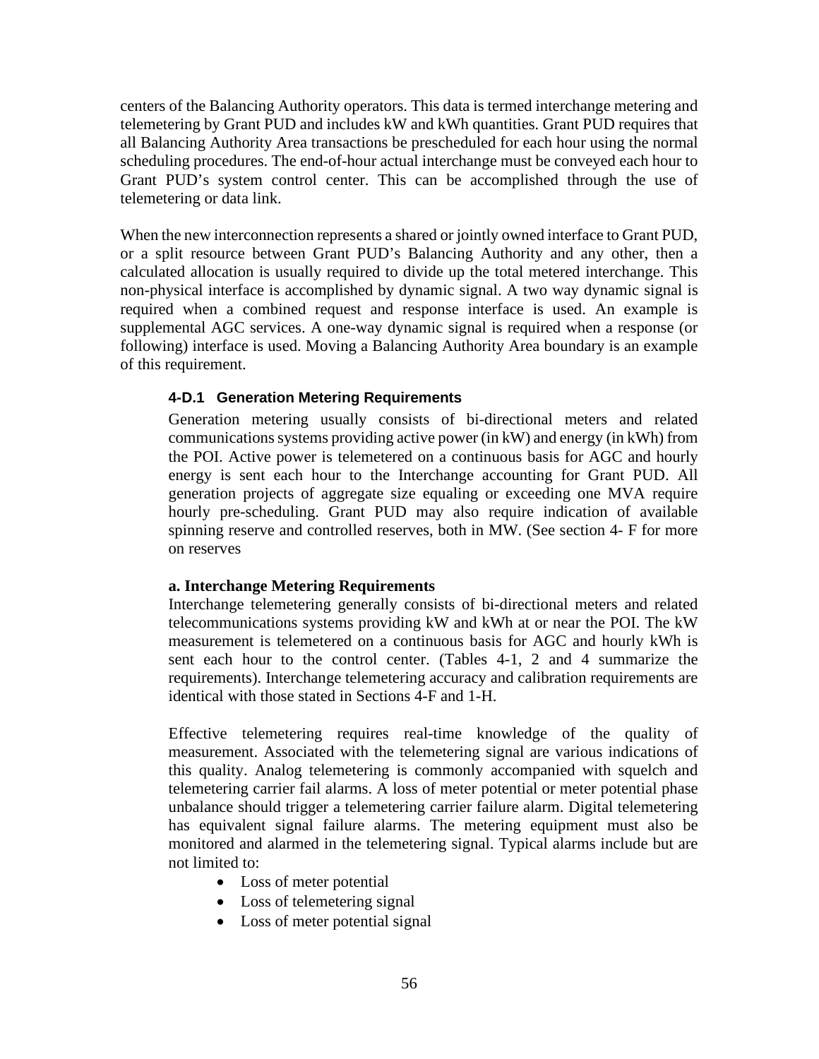centers of the Balancing Authority operators. This data is termed interchange metering and telemetering by Grant PUD and includes kW and kWh quantities. Grant PUD requires that all Balancing Authority Area transactions be prescheduled for each hour using the normal scheduling procedures. The end-of-hour actual interchange must be conveyed each hour to Grant PUD's system control center. This can be accomplished through the use of telemetering or data link.

When the new interconnection represents a shared or jointly owned interface to Grant PUD, or a split resource between Grant PUD's Balancing Authority and any other, then a calculated allocation is usually required to divide up the total metered interchange. This non-physical interface is accomplished by dynamic signal. A two way dynamic signal is required when a combined request and response interface is used. An example is supplemental AGC services. A one-way dynamic signal is required when a response (or following) interface is used. Moving a Balancing Authority Area boundary is an example of this requirement.

### 4-D.1 Generation Metering Requirements

Generation metering usually consists of bi-directional meters and related communications systems providing active power (in kW) and energy (in kWh) from the POI. Active power is telemetered on a continuous basis for AGC and hourly energy is sent each hour to the Interchange accounting for Grant PUD. All generation projects of aggregate size equaling or exceeding one MVA require hourly pre-scheduling. Grant PUD may also require indication of available spinning reserve and controlled reserves, both in MW. (See section 4- F for more on reserves

**a. Interchange Metering Requirements**

Interchange telemetering generally consists of bi-directional meters and related telecommunications systems providing kW and kWh at or near the POI. The kW measurement is telemetered on a continuous basis for AGC and hourly kWh is sent each hour to the control center. (Tables 4-1, 2 and 4 summarize the requirements). Interchange telemetering accuracy and calibration requirements are identical with those stated in Sections 4-F and 1-H.

Effective telemetering requires real-time knowledge of the quality of measurement. Associated with the telemetering signal are various indications of this quality. Analog telemetering is commonly accompanied with squelch and telemetering carrier fail alarms. A loss of meter potential or meter potential phase unbalance should trigger a telemetering carrier failure alarm. Digital telemetering has equivalent signal failure alarms. The metering equipment must also be monitored and alarmed in the telemetering signal. Typical alarms include but are not limited to:

- Loss of meter potential
- Loss of telemetering signal
- Loss of meter potential signal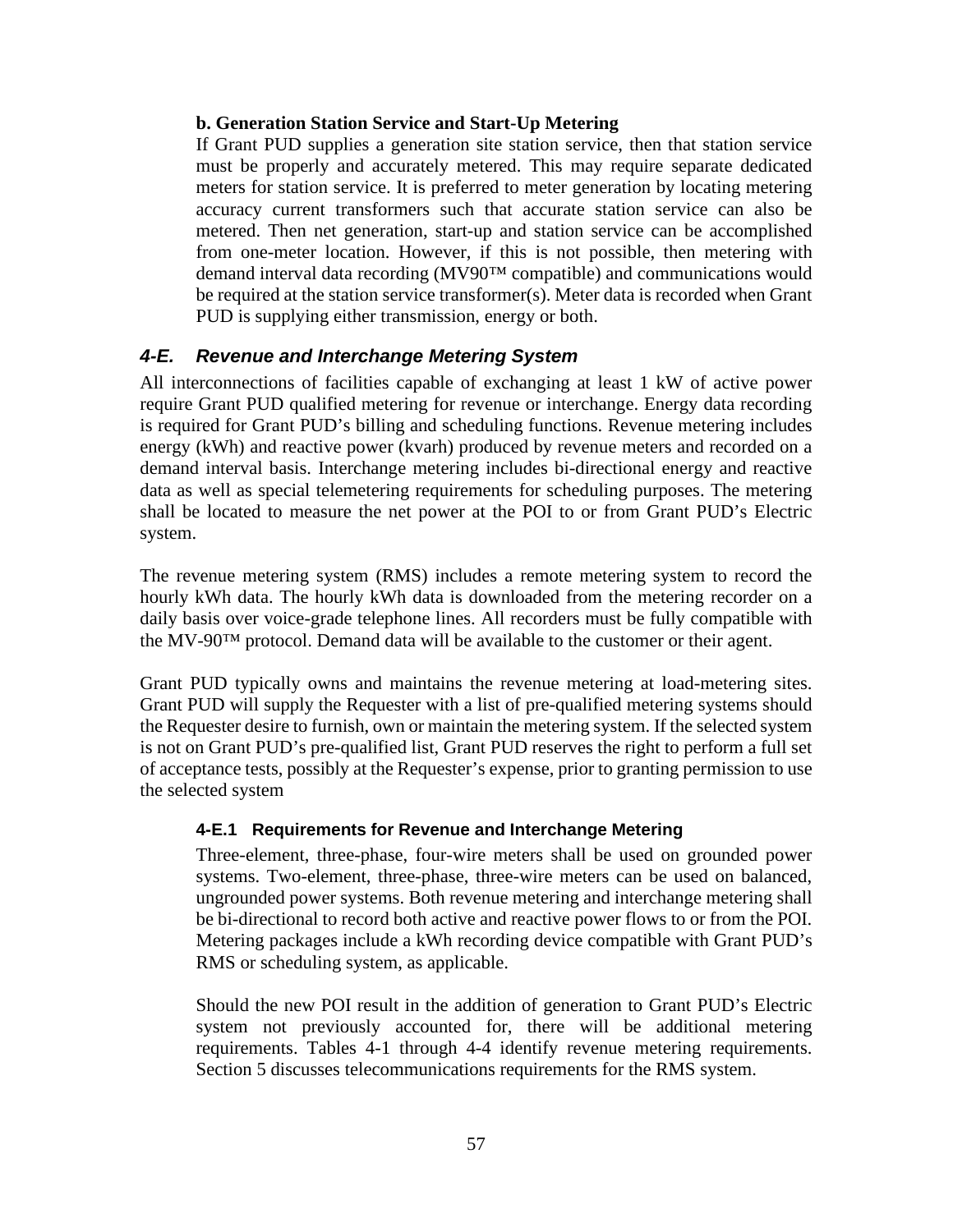**b. Generation Station Service and Start-Up Metering**

If Grant PUD supplies a generation site station service, then that station service must be properly and accurately metered. This may require separate dedicated meters for station service. It is preferred to meter generation by locating metering accuracy current transformers such that accurate station service can also be metered. Then net generation, start-up and station service can be accomplished from one-meter location. However, if this is not possible, then metering with demand interval data recording (MV90™ compatible) and communications would be required at the station service transformer(s). Meter data is recorded when Grant PUD is supplying either transmission, energy or both.

## *4-E. Revenue and Interchange Metering System*

All interconnections of facilities capable of exchanging at least 1 kW of active power require Grant PUD qualified metering for revenue or interchange. Energy data recording is required for Grant PUD's billing and scheduling functions. Revenue metering includes energy (kWh) and reactive power (kvarh) produced by revenue meters and recorded on a demand interval basis. Interchange metering includes bi-directional energy and reactive data as well as special telemetering requirements for scheduling purposes. The metering shall be located to measure the net power at the POI to or from Grant PUD's Electric system.

The revenue metering system (RMS) includes a remote metering system to record the hourly kWh data. The hourly kWh data is downloaded from the metering recorder on a daily basis over voice-grade telephone lines. All recorders must be fully compatible with the MV-90™ protocol. Demand data will be available to the customer or their agent.

Grant PUD typically owns and maintains the revenue metering at load-metering sites. Grant PUD will supply the Requester with a list of pre-qualified metering systems should the Requester desire to furnish, own or maintain the metering system. If the selected system is not on Grant PUD's pre-qualified list, Grant PUD reserves the right to perform a full set of acceptance tests, possibly at the Requester's expense, prior to granting permission to use the selected system

### 4-E.1 Requirements for Revenue and Interchange Metering

Three-element, three-phase, four-wire meters shall be used on grounded power systems. Two-element, three-phase, three-wire meters can be used on balanced, ungrounded power systems. Both revenue metering and interchange metering shall be bi-directional to record both active and reactive power flows to or from the POI. Metering packages include a kWh recording device compatible with Grant PUD's RMS or scheduling system, as applicable.

Should the new POI result in the addition of generation to Grant PUD's Electric system not previously accounted for, there will be additional metering requirements. Tables 4-1 through 4-4 identify revenue metering requirements. Section 5 discusses telecommunications requirements for the RMS system.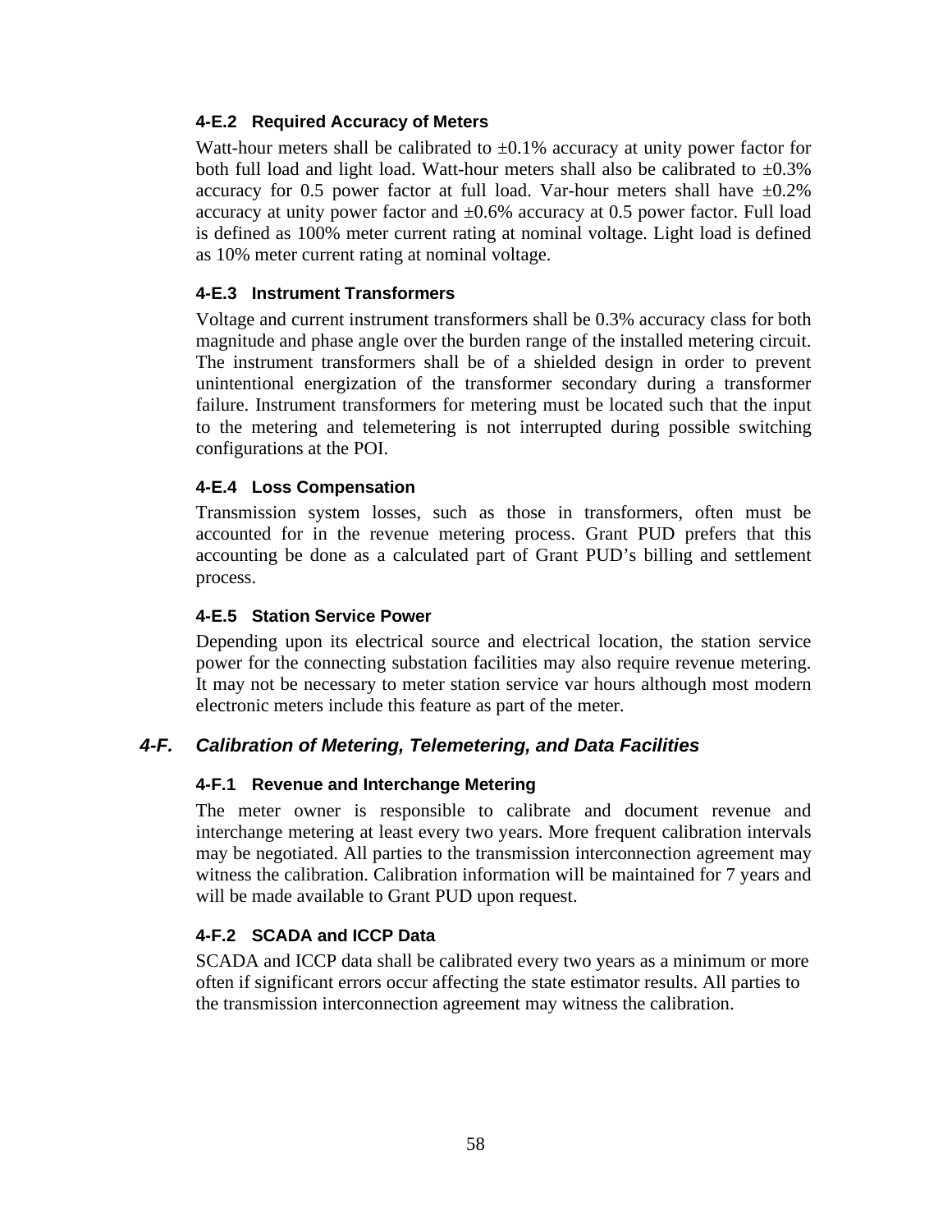### 4-E.2 Required Accuracy of Meters

Watt-hour meters shall be calibrated to ±0.1% accuracy at unity power factor for both full load and light load. Watt-hour meters shall also be calibrated to ±0.3% accuracy for 0.5 power factor at full load. Var-hour meters shall have ±0.2% accuracy at unity power factor and ±0.6% accuracy at 0.5 power factor. Full load is defined as 100% meter current rating at nominal voltage. Light load is defined as 10% meter current rating at nominal voltage.

### 4-E.3 Instrument Transformers

Voltage and current instrument transformers shall be 0.3% accuracy class for both magnitude and phase angle over the burden range of the installed metering circuit. The instrument transformers shall be of a shielded design in order to prevent unintentional energization of the transformer secondary during a transformer failure. Instrument transformers for metering must be located such that the input to the metering and telemetering is not interrupted during possible switching configurations at the POI.

### 4-E.4 Loss Compensation

Transmission system losses, such as those in transformers, often must be accounted for in the revenue metering process. Grant PUD prefers that this accounting be done as a calculated part of Grant PUD's billing and settlement process.

### 4-E.5 Station Service Power

Depending upon its electrical source and electrical location, the station service power for the connecting substation facilities may also require revenue metering. It may not be necessary to meter station service var hours although most modern electronic meters include this feature as part of the meter.

## *4-F. Calibration of Metering, Telemetering, and Data Facilities*

### 4-F.1 Revenue and Interchange Metering

The meter owner is responsible to calibrate and document revenue and interchange metering at least every two years. More frequent calibration intervals may be negotiated. All parties to the transmission interconnection agreement may witness the calibration. Calibration information will be maintained for 7 years and will be made available to Grant PUD upon request.

### 4-F.2 SCADA and ICCP Data

SCADA and ICCP data shall be calibrated every two years as a minimum or more often if significant errors occur affecting the state estimator results. All parties to the transmission interconnection agreement may witness the calibration.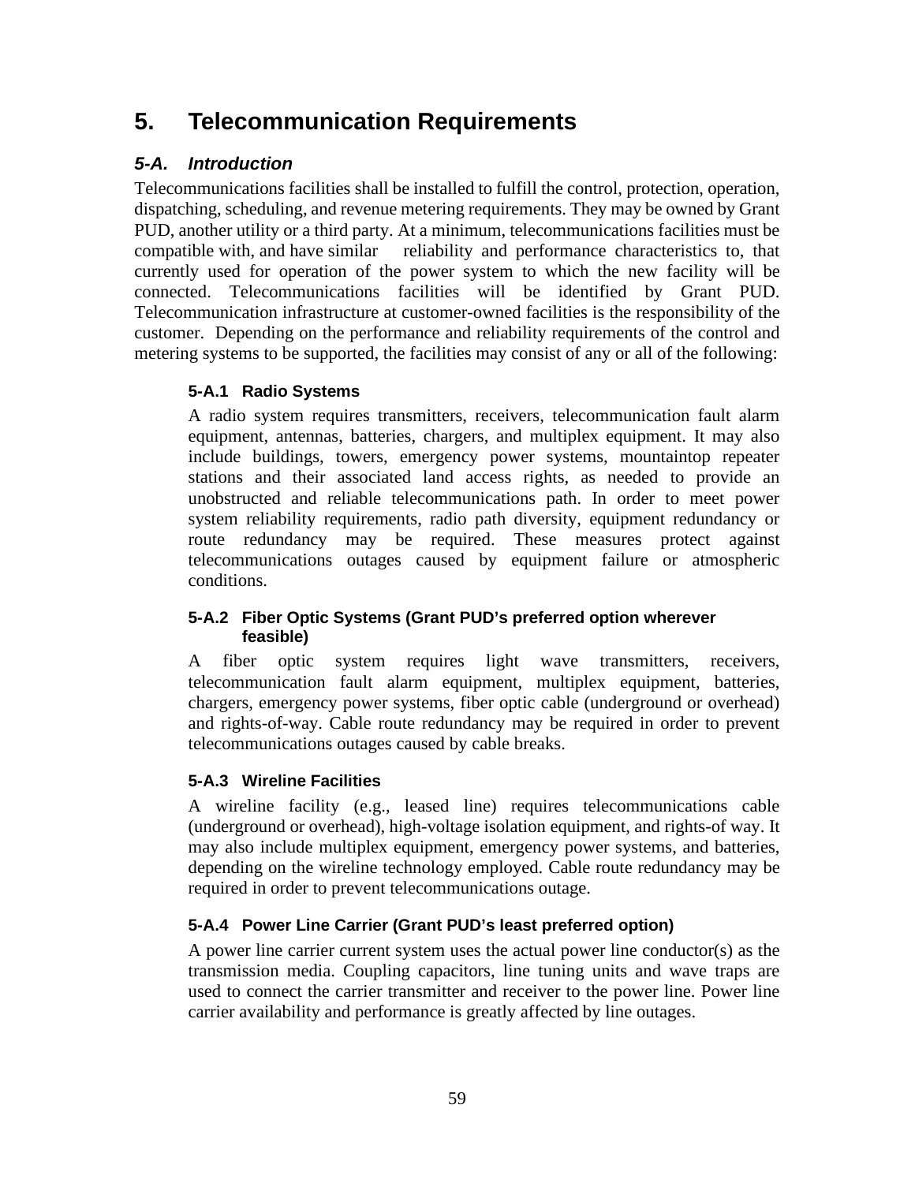# 5. Telecommunication Requirements

## *5-A. Introduction*

Telecommunications facilities shall be installed to fulfill the control, protection, operation, dispatching, scheduling, and revenue metering requirements. They may be owned by Grant PUD, another utility or a third party. At a minimum, telecommunications facilities must be compatible with, and have similar reliability and performance characteristics to, that currently used for operation of the power system to which the new facility will be connected. Telecommunications facilities will be identified by Grant PUD. Telecommunication infrastructure at customer-owned facilities is the responsibility of the customer. Depending on the performance and reliability requirements of the control and metering systems to be supported, the facilities may consist of any or all of the following:

### 5-A.1 Radio Systems

A radio system requires transmitters, receivers, telecommunication fault alarm equipment, antennas, batteries, chargers, and multiplex equipment. It may also include buildings, towers, emergency power systems, mountaintop repeater stations and their associated land access rights, as needed to provide an unobstructed and reliable telecommunications path. In order to meet power system reliability requirements, radio path diversity, equipment redundancy or route redundancy may be required. These measures protect against telecommunications outages caused by equipment failure or atmospheric conditions.

### 5-A.2 Fiber Optic Systems (Grant PUD's preferred option wherever feasible)

A fiber optic system requires light wave transmitters, receivers, telecommunication fault alarm equipment, multiplex equipment, batteries, chargers, emergency power systems, fiber optic cable (underground or overhead) and rights-of-way. Cable route redundancy may be required in order to prevent telecommunications outages caused by cable breaks.

### 5-A.3 Wireline Facilities

A wireline facility (e.g., leased line) requires telecommunications cable (underground or overhead), high-voltage isolation equipment, and rights-of way. It may also include multiplex equipment, emergency power systems, and batteries, depending on the wireline technology employed. Cable route redundancy may be required in order to prevent telecommunications outage.

### 5-A.4 Power Line Carrier (Grant PUD's least preferred option)

A power line carrier current system uses the actual power line conductor(s) as the transmission media. Coupling capacitors, line tuning units and wave traps are used to connect the carrier transmitter and receiver to the power line. Power line carrier availability and performance is greatly affected by line outages.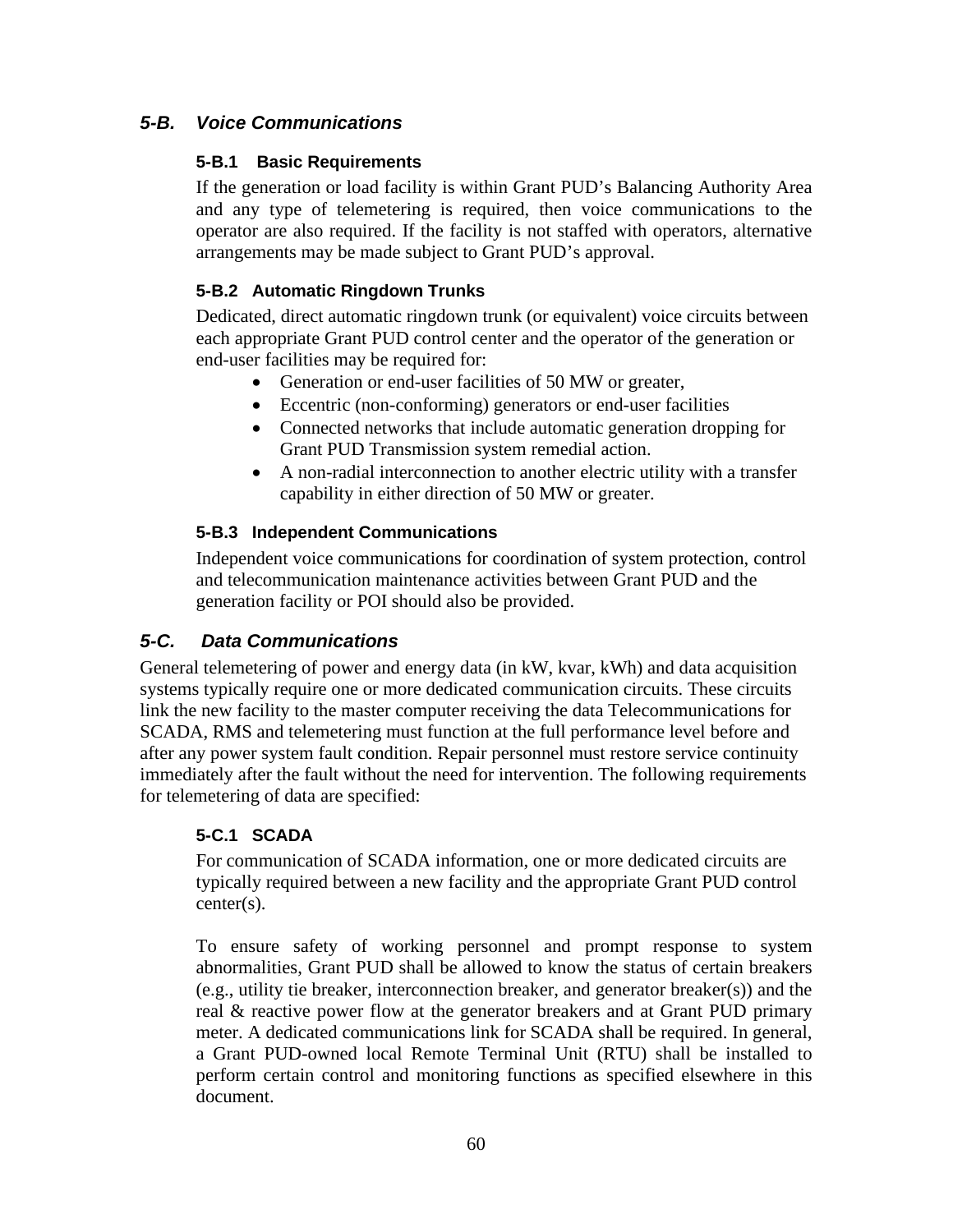## *5-B. Voice Communications*

### 5-B.1 Basic Requirements

If the generation or load facility is within Grant PUD's Balancing Authority Area and any type of telemetering is required, then voice communications to the operator are also required. If the facility is not staffed with operators, alternative arrangements may be made subject to Grant PUD's approval.

### 5-B.2 Automatic Ringdown Trunks

Dedicated, direct automatic ringdown trunk (or equivalent) voice circuits between each appropriate Grant PUD control center and the operator of the generation or end-user facilities may be required for:

- Generation or end-user facilities of 50 MW or greater,
- Eccentric (non-conforming) generators or end-user facilities
- Connected networks that include automatic generation dropping for Grant PUD Transmission system remedial action.
- A non-radial interconnection to another electric utility with a transfer capability in either direction of 50 MW or greater.

### 5-B.3 Independent Communications

Independent voice communications for coordination of system protection, control and telecommunication maintenance activities between Grant PUD and the generation facility or POI should also be provided.

## *5-C. Data Communications*

General telemetering of power and energy data (in kW, kvar, kWh) and data acquisition systems typically require one or more dedicated communication circuits. These circuits link the new facility to the master computer receiving the data Telecommunications for SCADA, RMS and telemetering must function at the full performance level before and after any power system fault condition. Repair personnel must restore service continuity immediately after the fault without the need for intervention. The following requirements for telemetering of data are specified:

### 5-C.1 SCADA

For communication of SCADA information, one or more dedicated circuits are typically required between a new facility and the appropriate Grant PUD control center(s).

To ensure safety of working personnel and prompt response to system abnormalities, Grant PUD shall be allowed to know the status of certain breakers (e.g., utility tie breaker, interconnection breaker, and generator breaker(s)) and the real & reactive power flow at the generator breakers and at Grant PUD primary meter. A dedicated communications link for SCADA shall be required. In general, a Grant PUD-owned local Remote Terminal Unit (RTU) shall be installed to perform certain control and monitoring functions as specified elsewhere in this document.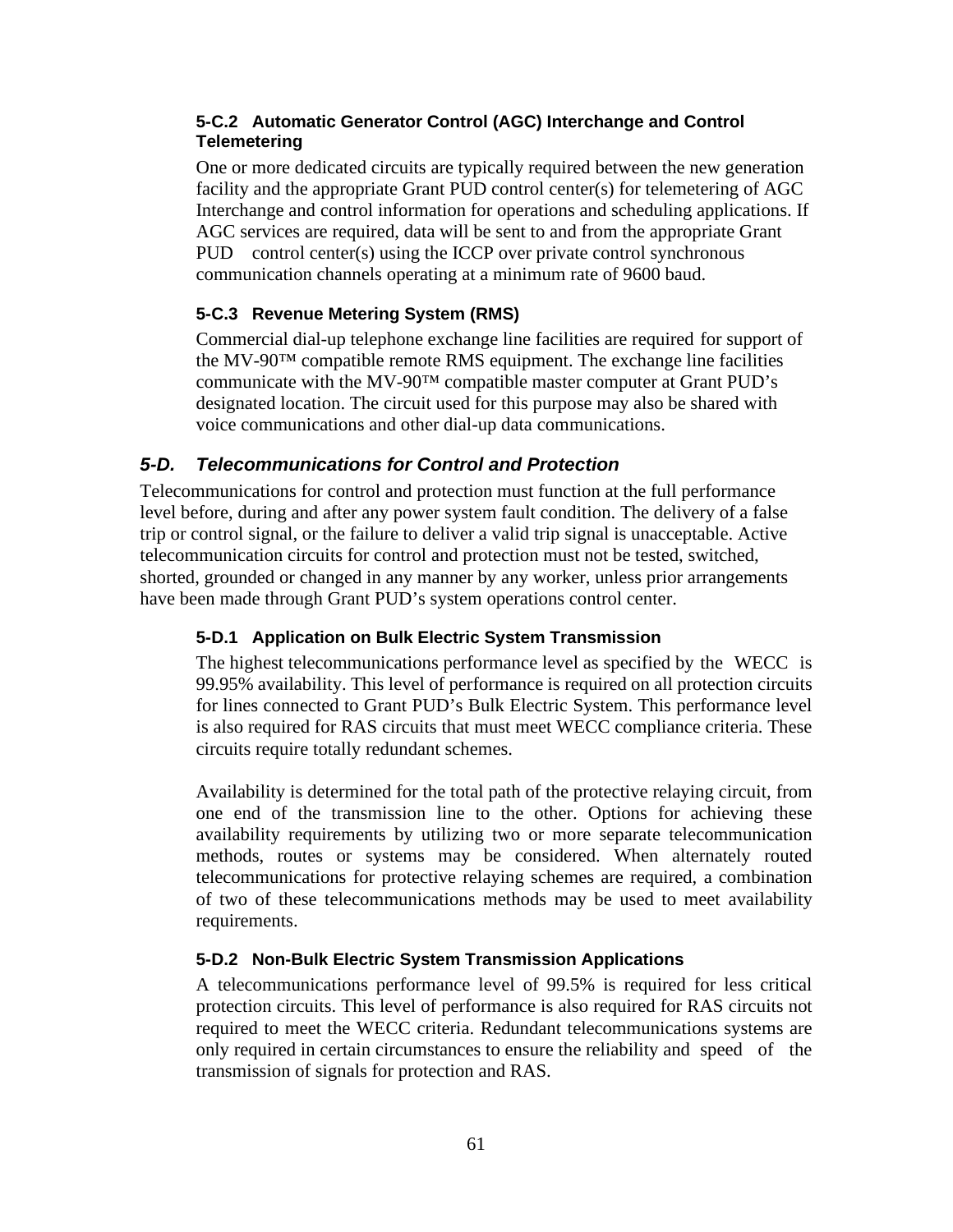#### 5-C.2 Automatic Generator Control (AGC) Interchange and Control Telemetering

One or more dedicated circuits are typically required between the new generation facility and the appropriate Grant PUD control center(s) for telemetering of AGC Interchange and control information for operations and scheduling applications. If AGC services are required, data will be sent to and from the appropriate Grant PUD control center(s) using the ICCP over private control synchronous communication channels operating at a minimum rate of 9600 baud.

#### 5-C.3 Revenue Metering System (RMS)

Commercial dial-up telephone exchange line facilities are required for support of the MV-90™ compatible remote RMS equipment. The exchange line facilities communicate with the MV-90™ compatible master computer at Grant PUD's designated location. The circuit used for this purpose may also be shared with voice communications and other dial-up data communications.

### *5-D. Telecommunications for Control and Protection*

Telecommunications for control and protection must function at the full performance level before, during and after any power system fault condition. The delivery of a false trip or control signal, or the failure to deliver a valid trip signal is unacceptable. Active telecommunication circuits for control and protection must not be tested, switched, shorted, grounded or changed in any manner by any worker, unless prior arrangements have been made through Grant PUD's system operations control center.

#### 5-D.1 Application on Bulk Electric System Transmission

The highest telecommunications performance level as specified by the WECC is 99.95% availability. This level of performance is required on all protection circuits for lines connected to Grant PUD's Bulk Electric System. This performance level is also required for RAS circuits that must meet WECC compliance criteria. These circuits require totally redundant schemes.

Availability is determined for the total path of the protective relaying circuit, from one end of the transmission line to the other. Options for achieving these availability requirements by utilizing two or more separate telecommunication methods, routes or systems may be considered. When alternately routed telecommunications for protective relaying schemes are required, a combination of two of these telecommunications methods may be used to meet availability requirements.

#### 5-D.2 Non-Bulk Electric System Transmission Applications

A telecommunications performance level of 99.5% is required for less critical protection circuits. This level of performance is also required for RAS circuits not required to meet the WECC criteria. Redundant telecommunications systems are only required in certain circumstances to ensure the reliability and speed of the transmission of signals for protection and RAS.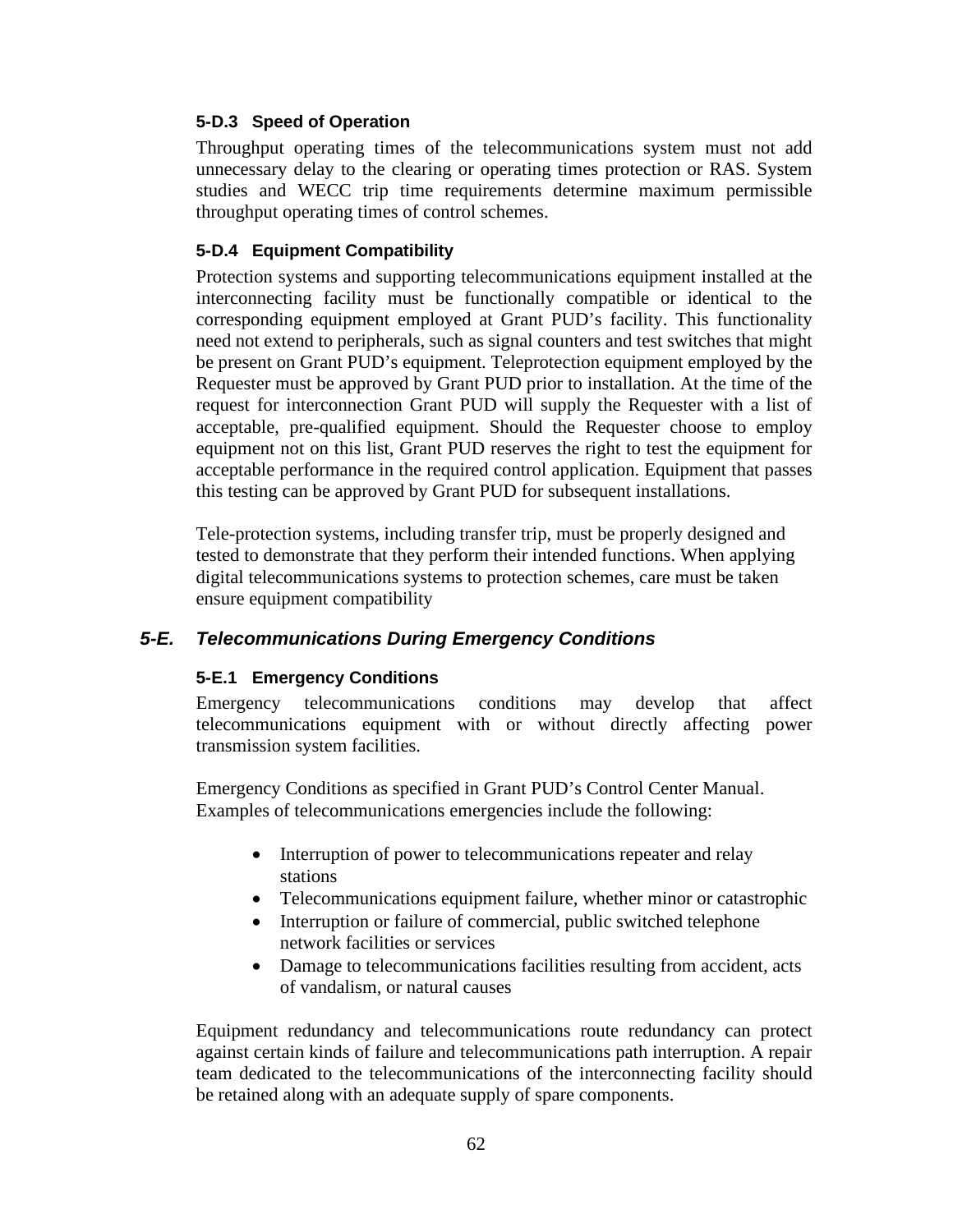#### 5-D.3 Speed of Operation

Throughput operating times of the telecommunications system must not add unnecessary delay to the clearing or operating times protection or RAS. System studies and WECC trip time requirements determine maximum permissible throughput operating times of control schemes.

#### 5-D.4 Equipment Compatibility

Protection systems and supporting telecommunications equipment installed at the interconnecting facility must be functionally compatible or identical to the corresponding equipment employed at Grant PUD's facility. This functionality need not extend to peripherals, such as signal counters and test switches that might be present on Grant PUD's equipment. Teleprotection equipment employed by the Requester must be approved by Grant PUD prior to installation. At the time of the request for interconnection Grant PUD will supply the Requester with a list of acceptable, pre-qualified equipment. Should the Requester choose to employ equipment not on this list, Grant PUD reserves the right to test the equipment for acceptable performance in the required control application. Equipment that passes this testing can be approved by Grant PUD for subsequent installations.

Tele-protection systems, including transfer trip, must be properly designed and tested to demonstrate that they perform their intended functions. When applying digital telecommunications systems to protection schemes, care must be taken ensure equipment compatibility

### *5-E. Telecommunications During Emergency Conditions*

#### 5-E.1 Emergency Conditions

Emergency telecommunications conditions may develop that affect telecommunications equipment with or without directly affecting power transmission system facilities.

Emergency Conditions as specified in Grant PUD's Control Center Manual. Examples of telecommunications emergencies include the following:

- Interruption of power to telecommunications repeater and relay stations
- Telecommunications equipment failure, whether minor or catastrophic
- Interruption or failure of commercial, public switched telephone network facilities or services
- Damage to telecommunications facilities resulting from accident, acts of vandalism, or natural causes

Equipment redundancy and telecommunications route redundancy can protect against certain kinds of failure and telecommunications path interruption. A repair team dedicated to the telecommunications of the interconnecting facility should be retained along with an adequate supply of spare components.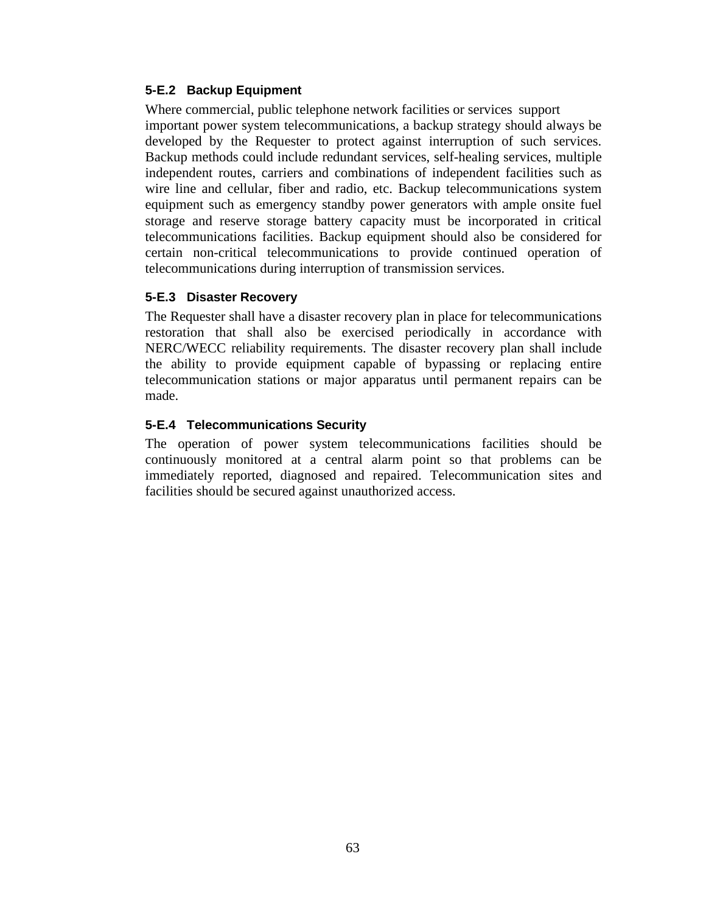### 5-E.2 Backup Equipment

Where commercial, public telephone network facilities or services support important power system telecommunications, a backup strategy should always be developed by the Requester to protect against interruption of such services. Backup methods could include redundant services, self-healing services, multiple independent routes, carriers and combinations of independent facilities such as wire line and cellular, fiber and radio, etc. Backup telecommunications system equipment such as emergency standby power generators with ample onsite fuel storage and reserve storage battery capacity must be incorporated in critical telecommunications facilities. Backup equipment should also be considered for certain non-critical telecommunications to provide continued operation of telecommunications during interruption of transmission services.

### 5-E.3 Disaster Recovery

The Requester shall have a disaster recovery plan in place for telecommunications restoration that shall also be exercised periodically in accordance with NERC/WECC reliability requirements. The disaster recovery plan shall include the ability to provide equipment capable of bypassing or replacing entire telecommunication stations or major apparatus until permanent repairs can be made.

### 5-E.4 Telecommunications Security

The operation of power system telecommunications facilities should be continuously monitored at a central alarm point so that problems can be immediately reported, diagnosed and repaired. Telecommunication sites and facilities should be secured against unauthorized access.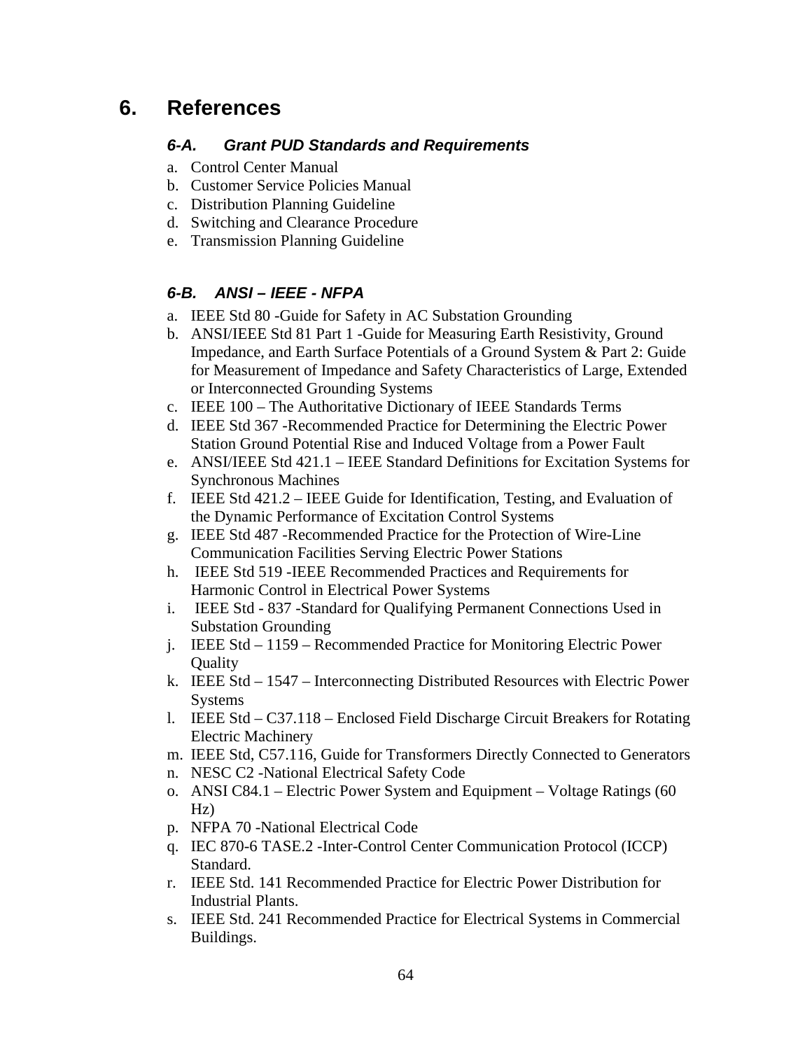# 6. References

### *6-A. Grant PUD Standards and Requirements*

a. Control Center Manual
b. Customer Service Policies Manual
c. Distribution Planning Guideline
d. Switching and Clearance Procedure
e. Transmission Planning Guideline

### *6-B. ANSI – IEEE - NFPA*

a. IEEE Std 80 -Guide for Safety in AC Substation Grounding
b. ANSI/IEEE Std 81 Part 1 -Guide for Measuring Earth Resistivity, Ground Impedance, and Earth Surface Potentials of a Ground System & Part 2: Guide for Measurement of Impedance and Safety Characteristics of Large, Extended or Interconnected Grounding Systems
c. IEEE 100 – The Authoritative Dictionary of IEEE Standards Terms
d. IEEE Std 367 -Recommended Practice for Determining the Electric Power Station Ground Potential Rise and Induced Voltage from a Power Fault
e. ANSI/IEEE Std 421.1 – IEEE Standard Definitions for Excitation Systems for Synchronous Machines
f. IEEE Std 421.2 – IEEE Guide for Identification, Testing, and Evaluation of the Dynamic Performance of Excitation Control Systems
g. IEEE Std 487 -Recommended Practice for the Protection of Wire-Line Communication Facilities Serving Electric Power Stations
h. IEEE Std 519 -IEEE Recommended Practices and Requirements for Harmonic Control in Electrical Power Systems
i. IEEE Std - 837 -Standard for Qualifying Permanent Connections Used in Substation Grounding
j. IEEE Std – 1159 – Recommended Practice for Monitoring Electric Power Quality
k. IEEE Std – 1547 – Interconnecting Distributed Resources with Electric Power Systems
l. IEEE Std – C37.118 – Enclosed Field Discharge Circuit Breakers for Rotating Electric Machinery
m. IEEE Std, C57.116, Guide for Transformers Directly Connected to Generators
n. NESC C2 -National Electrical Safety Code
o. ANSI C84.1 – Electric Power System and Equipment – Voltage Ratings (60 Hz)
p. NFPA 70 -National Electrical Code
q. IEC 870-6 TASE.2 -Inter-Control Center Communication Protocol (ICCP) Standard.
r. IEEE Std. 141 Recommended Practice for Electric Power Distribution for Industrial Plants.
s. IEEE Std. 241 Recommended Practice for Electrical Systems in Commercial Buildings.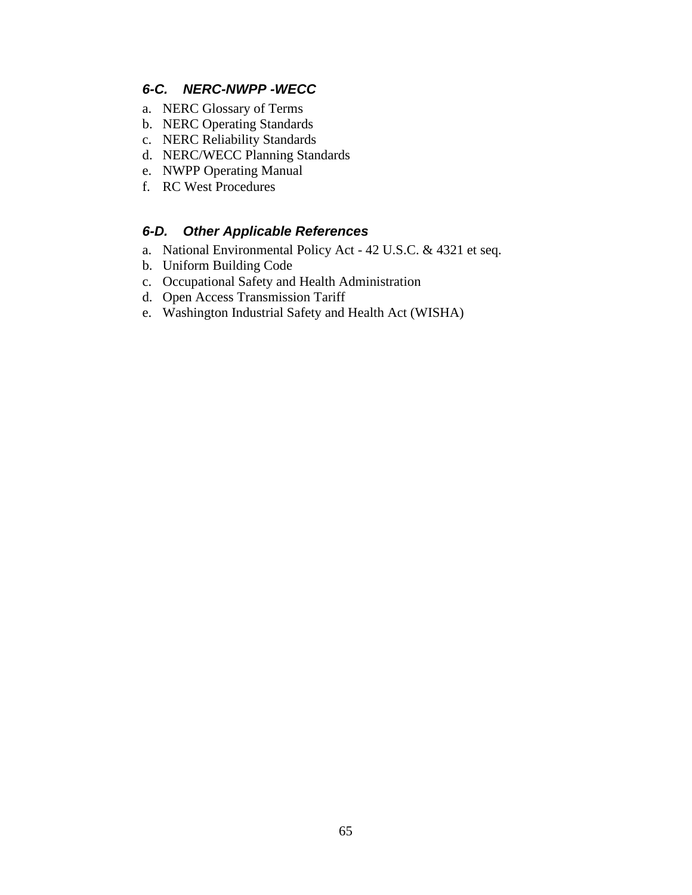### *6-C. NERC-NWPP -WECC*

a. NERC Glossary of Terms
b. NERC Operating Standards
c. NERC Reliability Standards
d. NERC/WECC Planning Standards
e. NWPP Operating Manual
f. RC West Procedures

### *6-D. Other Applicable References*

a. National Environmental Policy Act - 42 U.S.C. & 4321 et seq.
b. Uniform Building Code
c. Occupational Safety and Health Administration
d. Open Access Transmission Tariff
e. Washington Industrial Safety and Health Act (WISHA)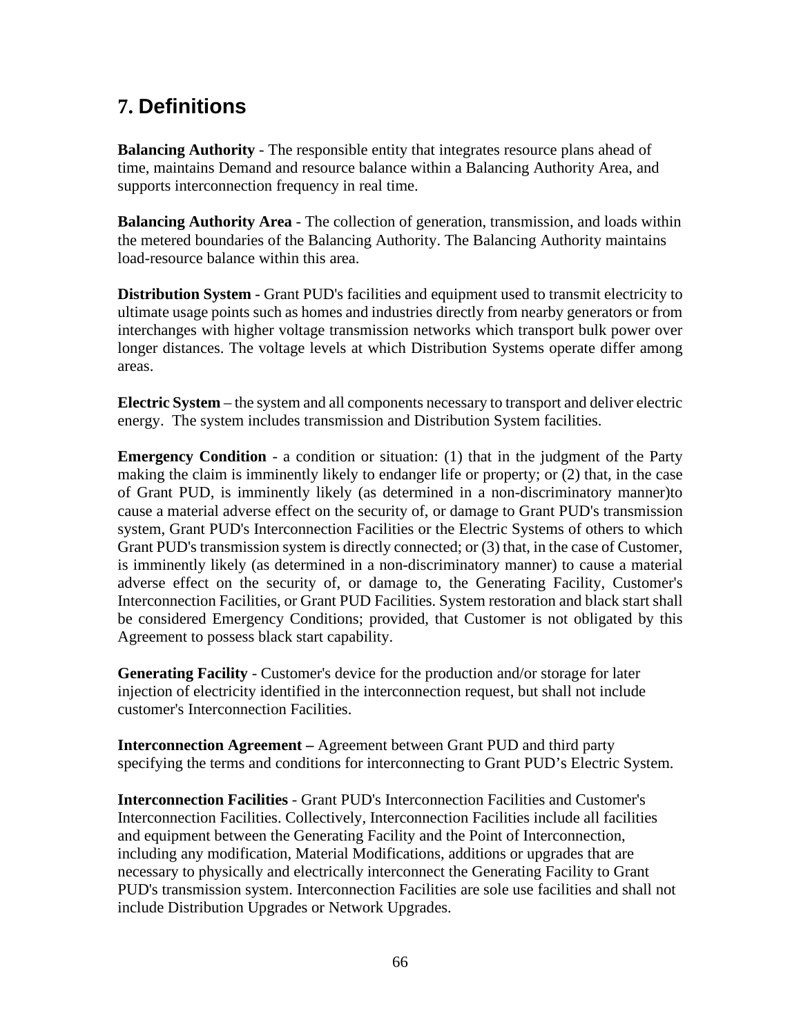## 7. Definitions

**Balancing Authority** - The responsible entity that integrates resource plans ahead of time, maintains Demand and resource balance within a Balancing Authority Area, and supports interconnection frequency in real time.

**Balancing Authority Area** - The collection of generation, transmission, and loads within the metered boundaries of the Balancing Authority. The Balancing Authority maintains load-resource balance within this area.

**Distribution System** - Grant PUD's facilities and equipment used to transmit electricity to ultimate usage points such as homes and industries directly from nearby generators or from interchanges with higher voltage transmission networks which transport bulk power over longer distances. The voltage levels at which Distribution Systems operate differ among areas.

**Electric System** – the system and all components necessary to transport and deliver electric energy. The system includes transmission and Distribution System facilities.

**Emergency Condition** - a condition or situation: (1) that in the judgment of the Party making the claim is imminently likely to endanger life or property; or (2) that, in the case of Grant PUD, is imminently likely (as determined in a non-discriminatory manner)to cause a material adverse effect on the security of, or damage to Grant PUD's transmission system, Grant PUD's Interconnection Facilities or the Electric Systems of others to which Grant PUD's transmission system is directly connected; or (3) that, in the case of Customer, is imminently likely (as determined in a non-discriminatory manner) to cause a material adverse effect on the security of, or damage to, the Generating Facility, Customer's Interconnection Facilities, or Grant PUD Facilities. System restoration and black start shall be considered Emergency Conditions; provided, that Customer is not obligated by this Agreement to possess black start capability.

**Generating Facility** - Customer's device for the production and/or storage for later injection of electricity identified in the interconnection request, but shall not include customer's Interconnection Facilities.

**Interconnection Agreement –** Agreement between Grant PUD and third party specifying the terms and conditions for interconnecting to Grant PUD's Electric System.

**Interconnection Facilities** - Grant PUD's Interconnection Facilities and Customer's Interconnection Facilities. Collectively, Interconnection Facilities include all facilities and equipment between the Generating Facility and the Point of Interconnection, including any modification, Material Modifications, additions or upgrades that are necessary to physically and electrically interconnect the Generating Facility to Grant PUD's transmission system. Interconnection Facilities are sole use facilities and shall not include Distribution Upgrades or Network Upgrades.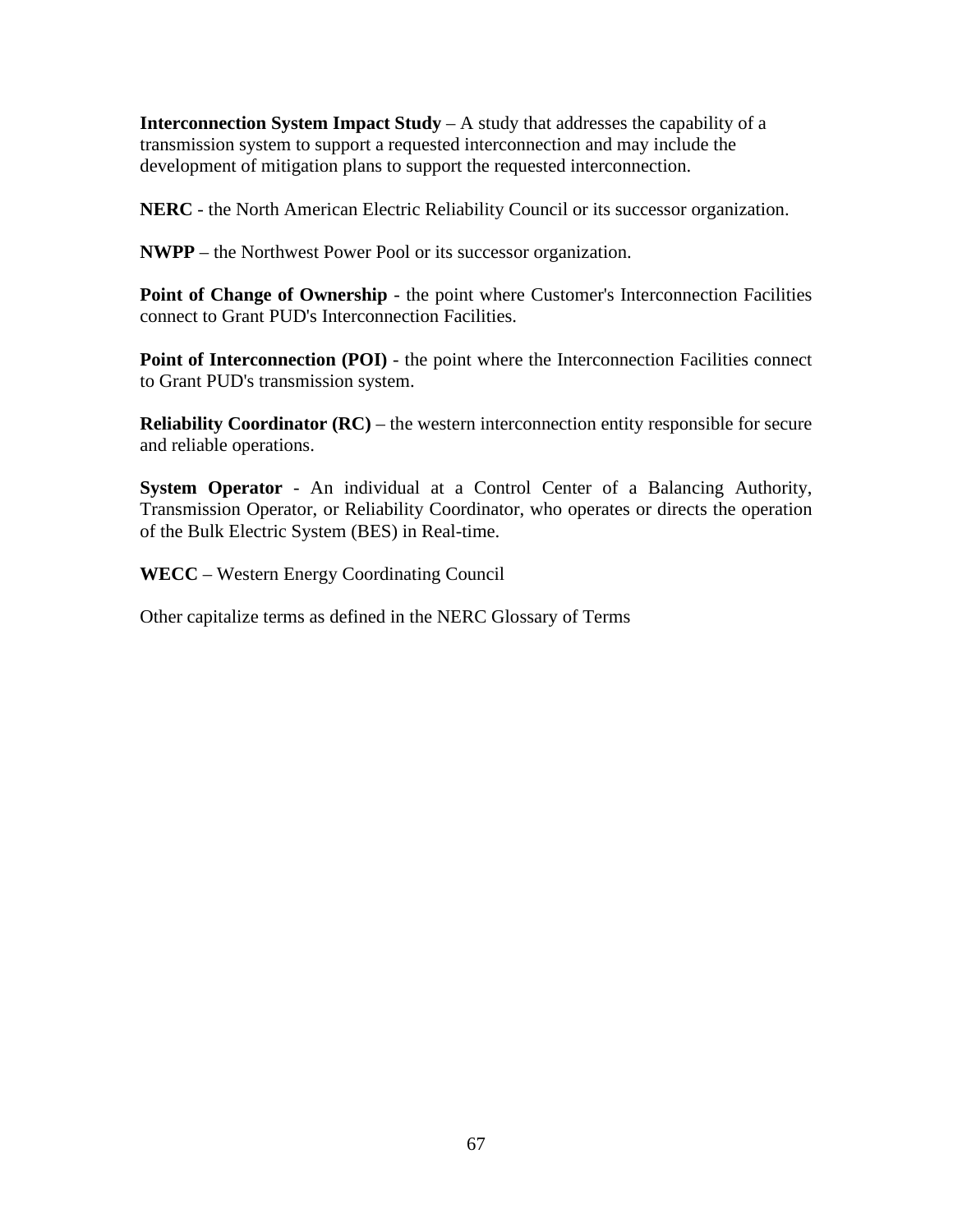**Interconnection System Impact Study** – A study that addresses the capability of a transmission system to support a requested interconnection and may include the development of mitigation plans to support the requested interconnection.

**NERC** - the North American Electric Reliability Council or its successor organization.

**NWPP** – the Northwest Power Pool or its successor organization.

**Point of Change of Ownership** - the point where Customer's Interconnection Facilities connect to Grant PUD's Interconnection Facilities.

**Point of Interconnection (POI)** - the point where the Interconnection Facilities connect to Grant PUD's transmission system.

**Reliability Coordinator (RC)** – the western interconnection entity responsible for secure and reliable operations.

**System Operator** - An individual at a Control Center of a Balancing Authority, Transmission Operator, or Reliability Coordinator, who operates or directs the operation of the Bulk Electric System (BES) in Real-time.

**WECC** – Western Energy Coordinating Council

Other capitalize terms as defined in the NERC Glossary of Terms